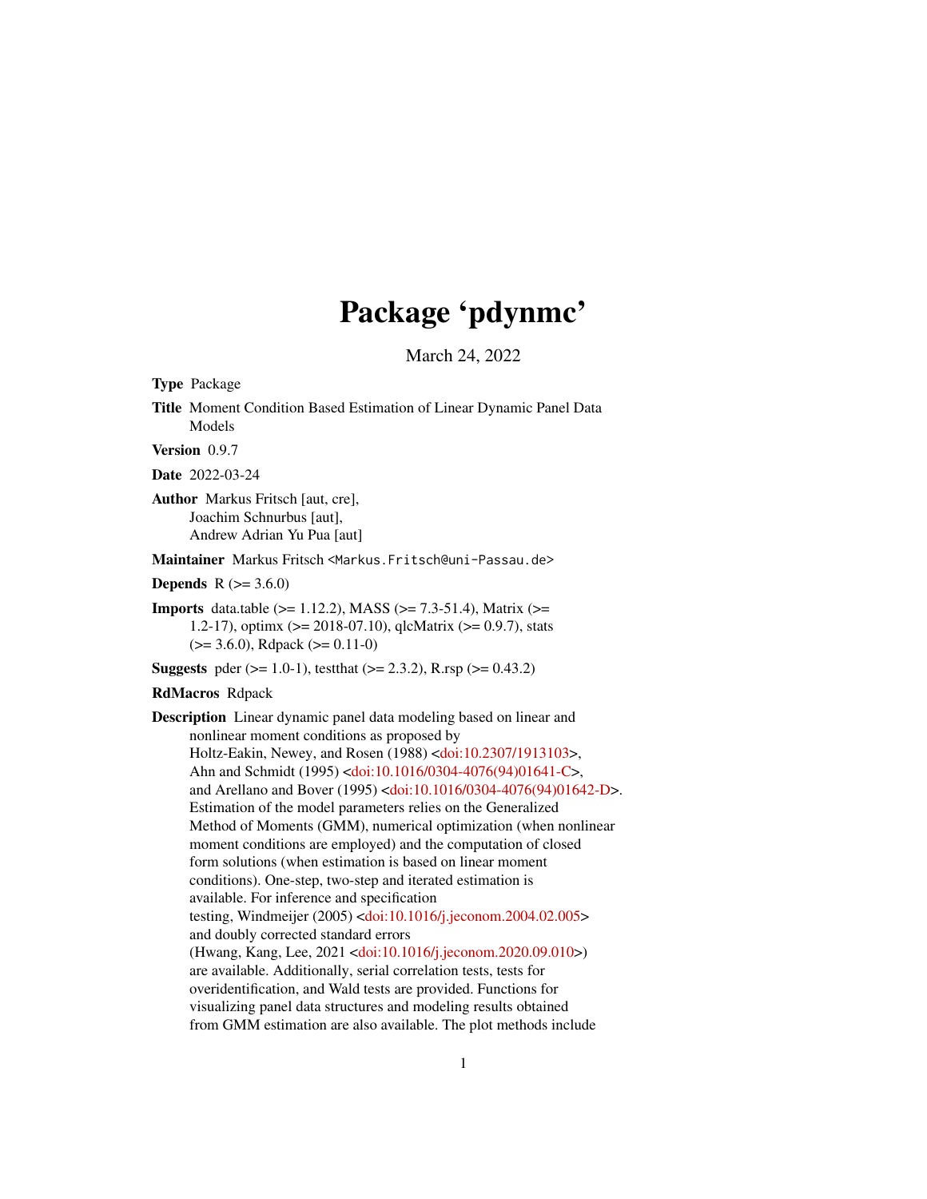# Package 'pdynmc'

March 24, 2022

**Type** Package

**Title** Moment Condition Based Estimation of Linear Dynamic Panel Data Models

**Version** 0.9.7

**Date** 2022-03-24

**Author** Markus Fritsch [aut, cre], Joachim Schnurbus [aut], Andrew Adrian Yu Pua [aut]

**Maintainer** Markus Fritsch <Markus.Fritsch@uni-Passau.de>

**Depends** R (>= 3.6.0)

**Imports** data.table (>= 1.12.2), MASS (>= 7.3-51.4), Matrix (>= 1.2-17), optimx (>= 2018-07.10), qlcMatrix (>= 0.9.7), stats (>= 3.6.0), Rdpack (>= 0.11-0)

**Suggests** pder (>= 1.0-1), testthat (>= 2.3.2), R.rsp (>= 0.43.2)

**RdMacros** Rdpack

**Description** Linear dynamic panel data modeling based on linear and nonlinear moment conditions as proposed by Holtz-Eakin, Newey, and Rosen (1988) <doi:10.2307/1913103>, Ahn and Schmidt (1995) <doi:10.1016/0304-4076(94)01641-C>, and Arellano and Bover (1995) <doi:10.1016/0304-4076(94)01642-D>. Estimation of the model parameters relies on the Generalized Method of Moments (GMM), numerical optimization (when nonlinear moment conditions are employed) and the computation of closed form solutions (when estimation is based on linear moment conditions). One-step, two-step and iterated estimation is available. For inference and specification testing, Windmeijer (2005) <doi:10.1016/j.jeconom.2004.02.005> and doubly corrected standard errors (Hwang, Kang, Lee, 2021 <doi:10.1016/j.jeconom.2020.09.010>) are available. Additionally, serial correlation tests, tests for overidentification, and Wald tests are provided. Functions for visualizing panel data structures and modeling results obtained from GMM estimation are also available. The plot methods include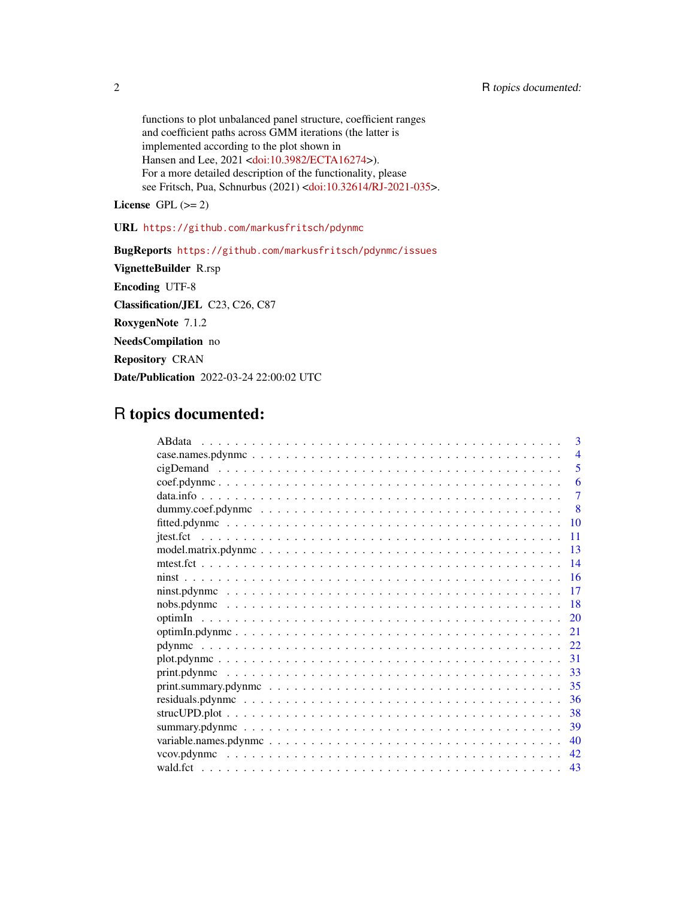functions to plot unbalanced panel structure, coefficient ranges
and coefficient paths across GMM iterations (the latter is
implemented according to the plot shown in
Hansen and Lee, 2021 <doi:10.3982/ECTA16274>).
For a more detailed description of the functionality, please
see Fritsch, Pua, Schnurbus (2021) <doi:10.32614/RJ-2021-035>.

**License** GPL (>= 2)

**URL** https://github.com/markusfritsch/pdynmc

**BugReports** https://github.com/markusfritsch/pdynmc/issues

**VignetteBuilder** R.rsp

**Encoding** UTF-8

**Classification/JEL** C23, C26, C87

**RoxygenNote** 7.1.2

**NeedsCompilation** no

**Repository** CRAN

**Date/Publication** 2022-03-24 22:00:02 UTC

# R topics documented:

- ABdata . . . . . . . . . . . . . . . . . . . . . . . . . . . . . . . . . . . . . . . . . . 3
- case.names.pdynmc . . . . . . . . . . . . . . . . . . . . . . . . . . . . . . . . . . . . 4
- cigDemand . . . . . . . . . . . . . . . . . . . . . . . . . . . . . . . . . . . . . . . . 5
- coef.pdynmc . . . . . . . . . . . . . . . . . . . . . . . . . . . . . . . . . . . . . . . 6
- data.info . . . . . . . . . . . . . . . . . . . . . . . . . . . . . . . . . . . . . . . . . 7
- dummy.coef.pdynmc . . . . . . . . . . . . . . . . . . . . . . . . . . . . . . . . . . . 8
- fitted.pdynmc . . . . . . . . . . . . . . . . . . . . . . . . . . . . . . . . . . . . . . 10
- jtest.fct . . . . . . . . . . . . . . . . . . . . . . . . . . . . . . . . . . . . . . . . . 11
- model.matrix.pdynmc . . . . . . . . . . . . . . . . . . . . . . . . . . . . . . . . . . 13
- mtest.fct . . . . . . . . . . . . . . . . . . . . . . . . . . . . . . . . . . . . . . . . 14
- ninst . . . . . . . . . . . . . . . . . . . . . . . . . . . . . . . . . . . . . . . . . . . 16
- ninst.pdynmc . . . . . . . . . . . . . . . . . . . . . . . . . . . . . . . . . . . . . . 17
- nobs.pdynmc . . . . . . . . . . . . . . . . . . . . . . . . . . . . . . . . . . . . . . 18
- optimIn . . . . . . . . . . . . . . . . . . . . . . . . . . . . . . . . . . . . . . . . . 20
- optimIn.pdynmc . . . . . . . . . . . . . . . . . . . . . . . . . . . . . . . . . . . . . 21
- pdynmc . . . . . . . . . . . . . . . . . . . . . . . . . . . . . . . . . . . . . . . . . 22
- plot.pdynmc . . . . . . . . . . . . . . . . . . . . . . . . . . . . . . . . . . . . . . . 31
- print.pdynmc . . . . . . . . . . . . . . . . . . . . . . . . . . . . . . . . . . . . . . 33
- print.summary.pdynmc . . . . . . . . . . . . . . . . . . . . . . . . . . . . . . . . . 35
- residuals.pdynmc . . . . . . . . . . . . . . . . . . . . . . . . . . . . . . . . . . . . 36
- strucUPD.plot . . . . . . . . . . . . . . . . . . . . . . . . . . . . . . . . . . . . . . 38
- summary.pdynmc . . . . . . . . . . . . . . . . . . . . . . . . . . . . . . . . . . . . 39
- variable.names.pdynmc . . . . . . . . . . . . . . . . . . . . . . . . . . . . . . . . . 40
- vcov.pdynmc . . . . . . . . . . . . . . . . . . . . . . . . . . . . . . . . . . . . . . . 42
- wald.fct . . . . . . . . . . . . . . . . . . . . . . . . . . . . . . . . . . . . . . . . . 43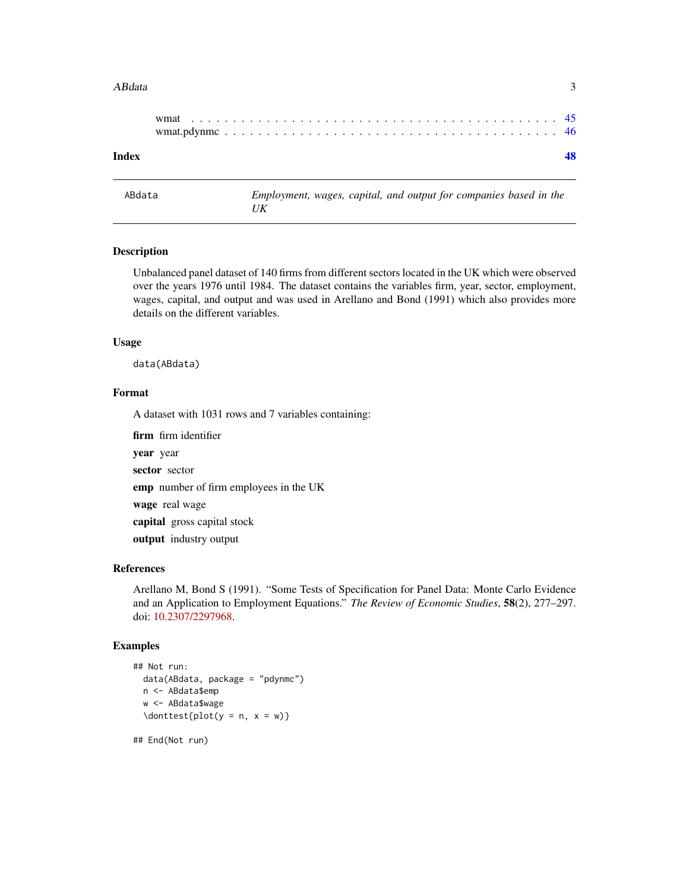wmat . . . . . . . . . . . . . . . . . . . . . . . . . . . . . . . . . . . . . . . 45
wmat.pdynmc . . . . . . . . . . . . . . . . . . . . . . . . . . . . . . . . . . . 46

**Index** **48**

---

ABdata — *Employment, wages, capital, and output for companies based in the UK*

---

## Description

Unbalanced panel dataset of 140 firms from different sectors located in the UK which were observed over the years 1976 until 1984. The dataset contains the variables firm, year, sector, employment, wages, capital, and output and was used in Arellano and Bond (1991) which also provides more details on the different variables.

## Usage

```
data(ABdata)
```

## Format

A dataset with 1031 rows and 7 variables containing:

**firm** firm identifier

**year** year

**sector** sector

**emp** number of firm employees in the UK

**wage** real wage

**capital** gross capital stock

**output** industry output

## References

Arellano M, Bond S (1991). "Some Tests of Specification for Panel Data: Monte Carlo Evidence and an Application to Employment Equations." *The Review of Economic Studies*, **58**(2), 277–297. doi: 10.2307/2297968.

## Examples

```
## Not run:
  data(ABdata, package = "pdynmc")
  n <- ABdata$emp
  w <- ABdata$wage
  \donttest{plot(y = n, x = w)}

## End(Not run)
```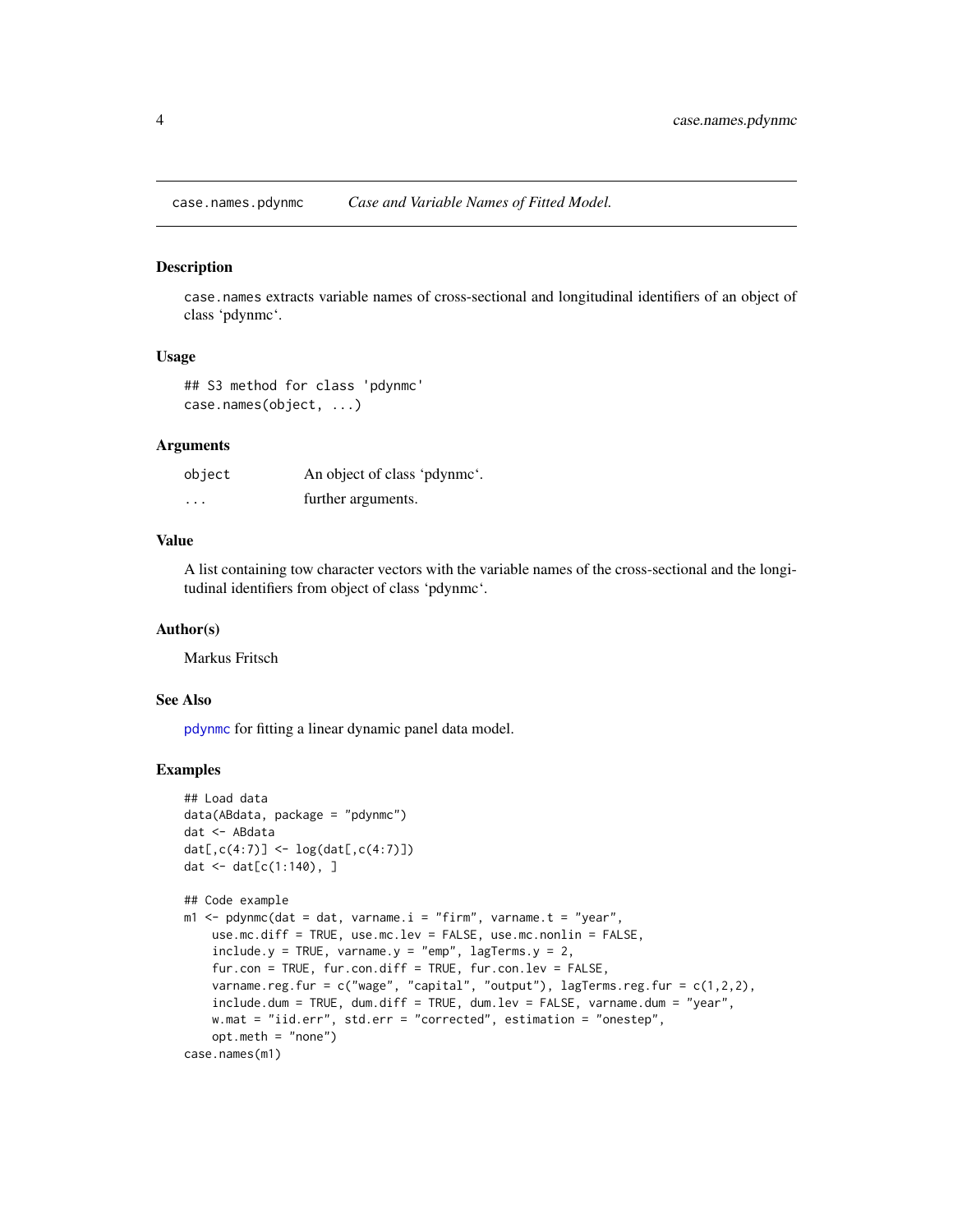## case.names.pdynmc *Case and Variable Names of Fitted Model.*

### Description

case.names extracts variable names of cross-sectional and longitudinal identifiers of an object of class 'pdynmc'.

### Usage

```
## S3 method for class 'pdynmc'
case.names(object, ...)
```

### Arguments

| | |
|---|---|
| object | An object of class 'pdynmc'. |
| ... | further arguments. |

### Value

A list containing tow character vectors with the variable names of the cross-sectional and the longitudinal identifiers from object of class 'pdynmc'.

### Author(s)

Markus Fritsch

### See Also

pdynmc for fitting a linear dynamic panel data model.

### Examples

```
## Load data
data(ABdata, package = "pdynmc")
dat <- ABdata
dat[,c(4:7)] <- log(dat[,c(4:7)])
dat <- dat[c(1:140), ]

## Code example
m1 <- pdynmc(dat = dat, varname.i = "firm", varname.t = "year",
    use.mc.diff = TRUE, use.mc.lev = FALSE, use.mc.nonlin = FALSE,
    include.y = TRUE, varname.y = "emp", lagTerms.y = 2,
    fur.con = TRUE, fur.con.diff = TRUE, fur.con.lev = FALSE,
    varname.reg.fur = c("wage", "capital", "output"), lagTerms.reg.fur = c(1,2,2),
    include.dum = TRUE, dum.diff = TRUE, dum.lev = FALSE, varname.dum = "year",
    w.mat = "iid.err", std.err = "corrected", estimation = "onestep",
    opt.meth = "none")
case.names(m1)
```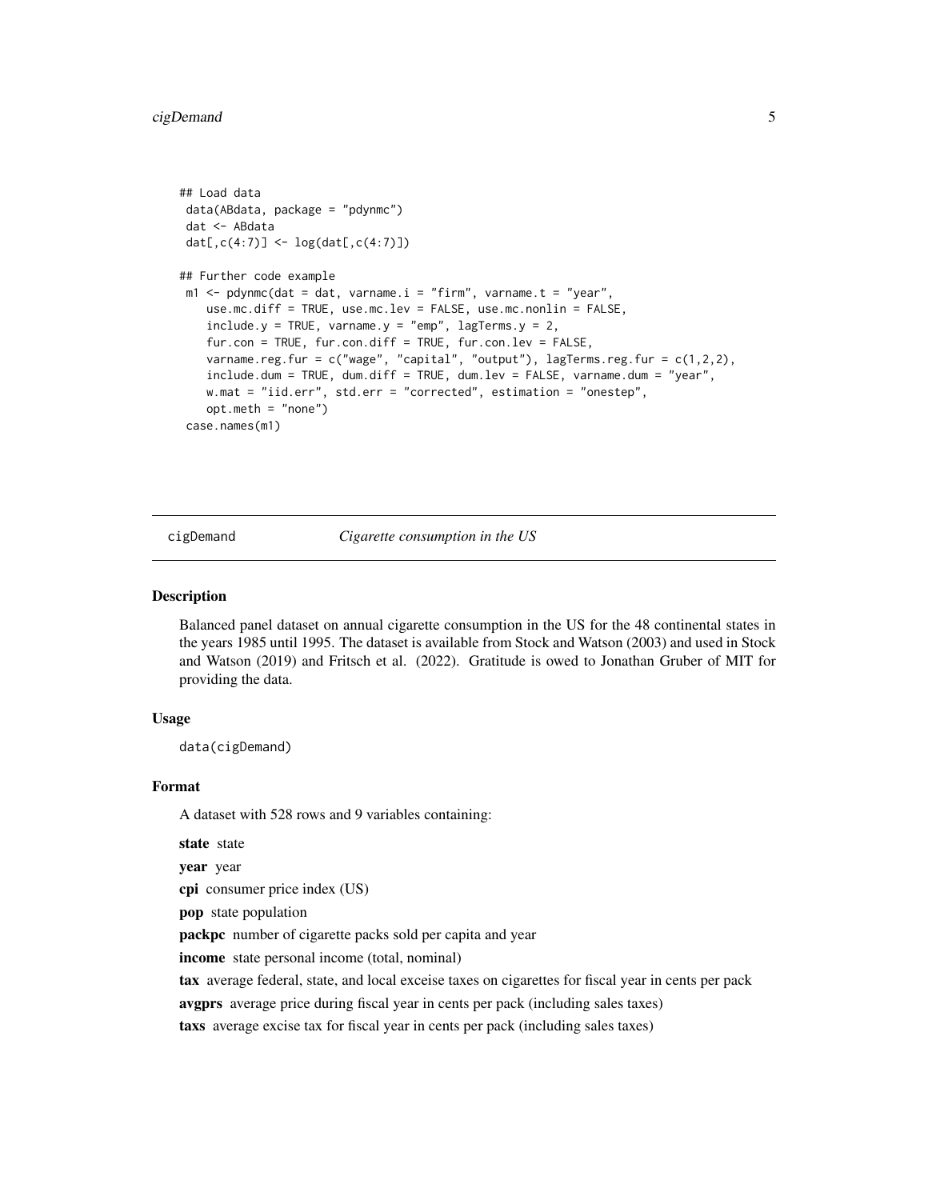```
## Load data
 data(ABdata, package = "pdynmc")
 dat <- ABdata
 dat[,c(4:7)] <- log(dat[,c(4:7)])

## Further code example
 m1 <- pdynmc(dat = dat, varname.i = "firm", varname.t = "year",
    use.mc.diff = TRUE, use.mc.lev = FALSE, use.mc.nonlin = FALSE,
    include.y = TRUE, varname.y = "emp", lagTerms.y = 2,
    fur.con = TRUE, fur.con.diff = TRUE, fur.con.lev = FALSE,
    varname.reg.fur = c("wage", "capital", "output"), lagTerms.reg.fur = c(1,2,2),
    include.dum = TRUE, dum.diff = TRUE, dum.lev = FALSE, varname.dum = "year",
    w.mat = "iid.err", std.err = "corrected", estimation = "onestep",
    opt.meth = "none")
 case.names(m1)
```

## cigDemand — *Cigarette consumption in the US*

### Description

Balanced panel dataset on annual cigarette consumption in the US for the 48 continental states in the years 1985 until 1995. The dataset is available from Stock and Watson (2003) and used in Stock and Watson (2019) and Fritsch et al. (2022). Gratitude is owed to Jonathan Gruber of MIT for providing the data.

### Usage

```
data(cigDemand)
```

### Format

A dataset with 528 rows and 9 variables containing:

**state** state

**year** year

**cpi** consumer price index (US)

**pop** state population

**packpc** number of cigarette packs sold per capita and year

**income** state personal income (total, nominal)

**tax** average federal, state, and local exceise taxes on cigarettes for fiscal year in cents per pack

**avgprs** average price during fiscal year in cents per pack (including sales taxes)

**taxs** average excise tax for fiscal year in cents per pack (including sales taxes)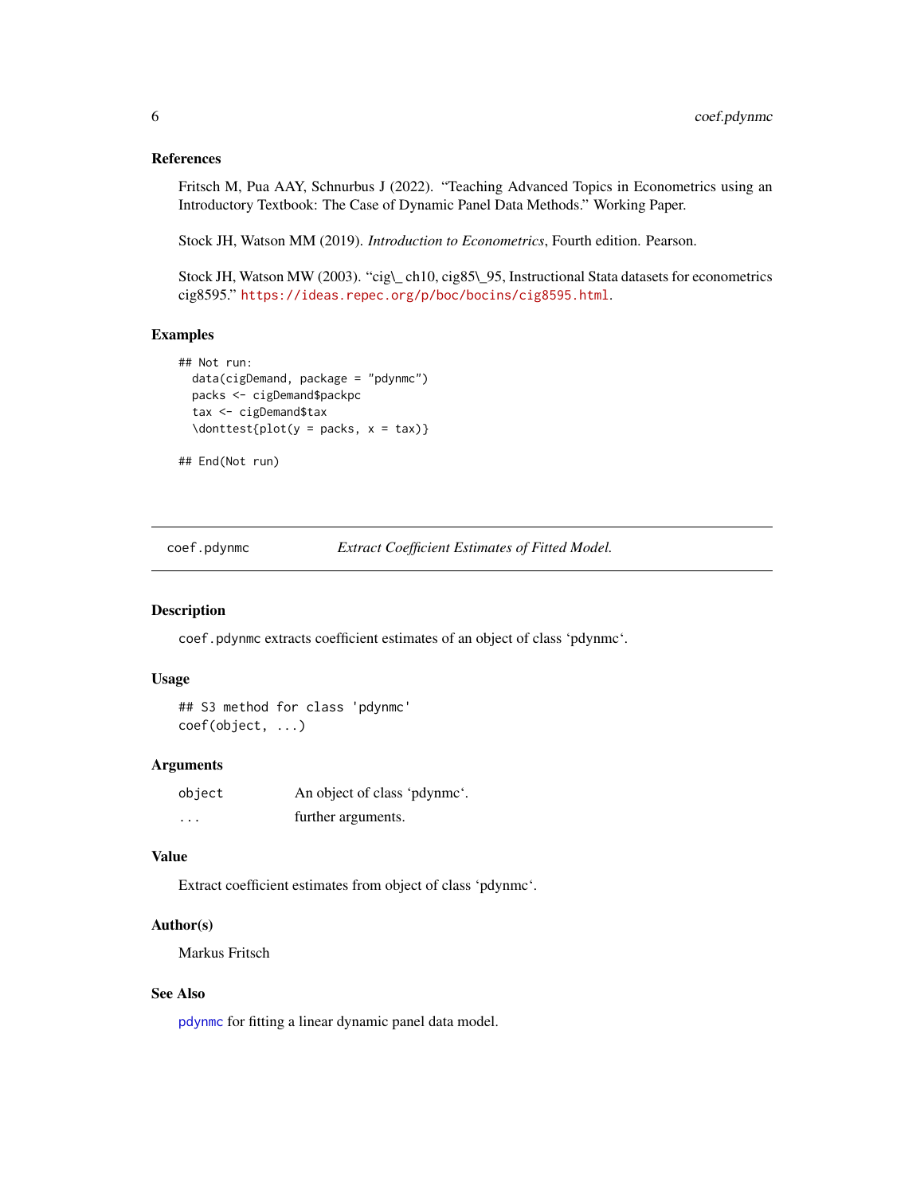### References

Fritsch M, Pua AAY, Schnurbus J (2022). "Teaching Advanced Topics in Econometrics using an Introductory Textbook: The Case of Dynamic Panel Data Methods." Working Paper.

Stock JH, Watson MM (2019). *Introduction to Econometrics*, Fourth edition. Pearson.

Stock JH, Watson MW (2003). "cig\_ ch10, cig85\_95, Instructional Stata datasets for econometrics cig8595." https://ideas.repec.org/p/boc/bocins/cig8595.html.

### Examples

```
## Not run:
  data(cigDemand, package = "pdynmc")
  packs <- cigDemand$packpc
  tax <- cigDemand$tax
  \donttest{plot(y = packs, x = tax)}

## End(Not run)
```

---

## coef.pdynmc — *Extract Coefficient Estimates of Fitted Model.*

### Description

`coef.pdynmc` extracts coefficient estimates of an object of class 'pdynmc'.

### Usage

```
## S3 method for class 'pdynmc'
coef(object, ...)
```

### Arguments

| | |
|---|---|
| `object` | An object of class 'pdynmc'. |
| `...` | further arguments. |

### Value

Extract coefficient estimates from object of class 'pdynmc'.

### Author(s)

Markus Fritsch

### See Also

pdynmc for fitting a linear dynamic panel data model.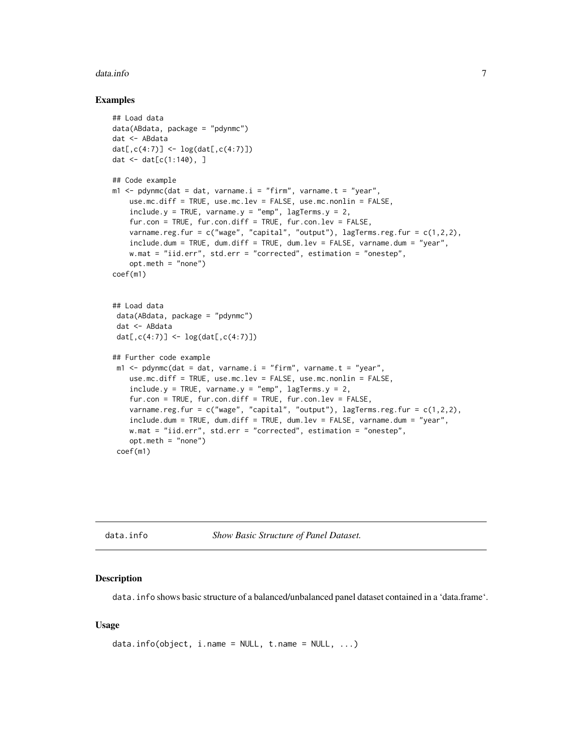### Examples

```
## Load data
data(ABdata, package = "pdynmc")
dat <- ABdata
dat[,c(4:7)] <- log(dat[,c(4:7)])
dat <- dat[c(1:140), ]

## Code example
m1 <- pdynmc(dat = dat, varname.i = "firm", varname.t = "year",
    use.mc.diff = TRUE, use.mc.lev = FALSE, use.mc.nonlin = FALSE,
    include.y = TRUE, varname.y = "emp", lagTerms.y = 2,
    fur.con = TRUE, fur.con.diff = TRUE, fur.con.lev = FALSE,
    varname.reg.fur = c("wage", "capital", "output"), lagTerms.reg.fur = c(1,2,2),
    include.dum = TRUE, dum.diff = TRUE, dum.lev = FALSE, varname.dum = "year",
    w.mat = "iid.err", std.err = "corrected", estimation = "onestep",
    opt.meth = "none")
coef(m1)


## Load data
 data(ABdata, package = "pdynmc")
 dat <- ABdata
 dat[,c(4:7)] <- log(dat[,c(4:7)])

## Further code example
 m1 <- pdynmc(dat = dat, varname.i = "firm", varname.t = "year",
    use.mc.diff = TRUE, use.mc.lev = FALSE, use.mc.nonlin = FALSE,
    include.y = TRUE, varname.y = "emp", lagTerms.y = 2,
    fur.con = TRUE, fur.con.diff = TRUE, fur.con.lev = FALSE,
    varname.reg.fur = c("wage", "capital", "output"), lagTerms.reg.fur = c(1,2,2),
    include.dum = TRUE, dum.diff = TRUE, dum.lev = FALSE, varname.dum = "year",
    w.mat = "iid.err", std.err = "corrected", estimation = "onestep",
    opt.meth = "none")
 coef(m1)
```

---

## data.info — *Show Basic Structure of Panel Dataset.*

---

### Description

data.info shows basic structure of a balanced/unbalanced panel dataset contained in a 'data.frame'.

### Usage

```
data.info(object, i.name = NULL, t.name = NULL, ...)
```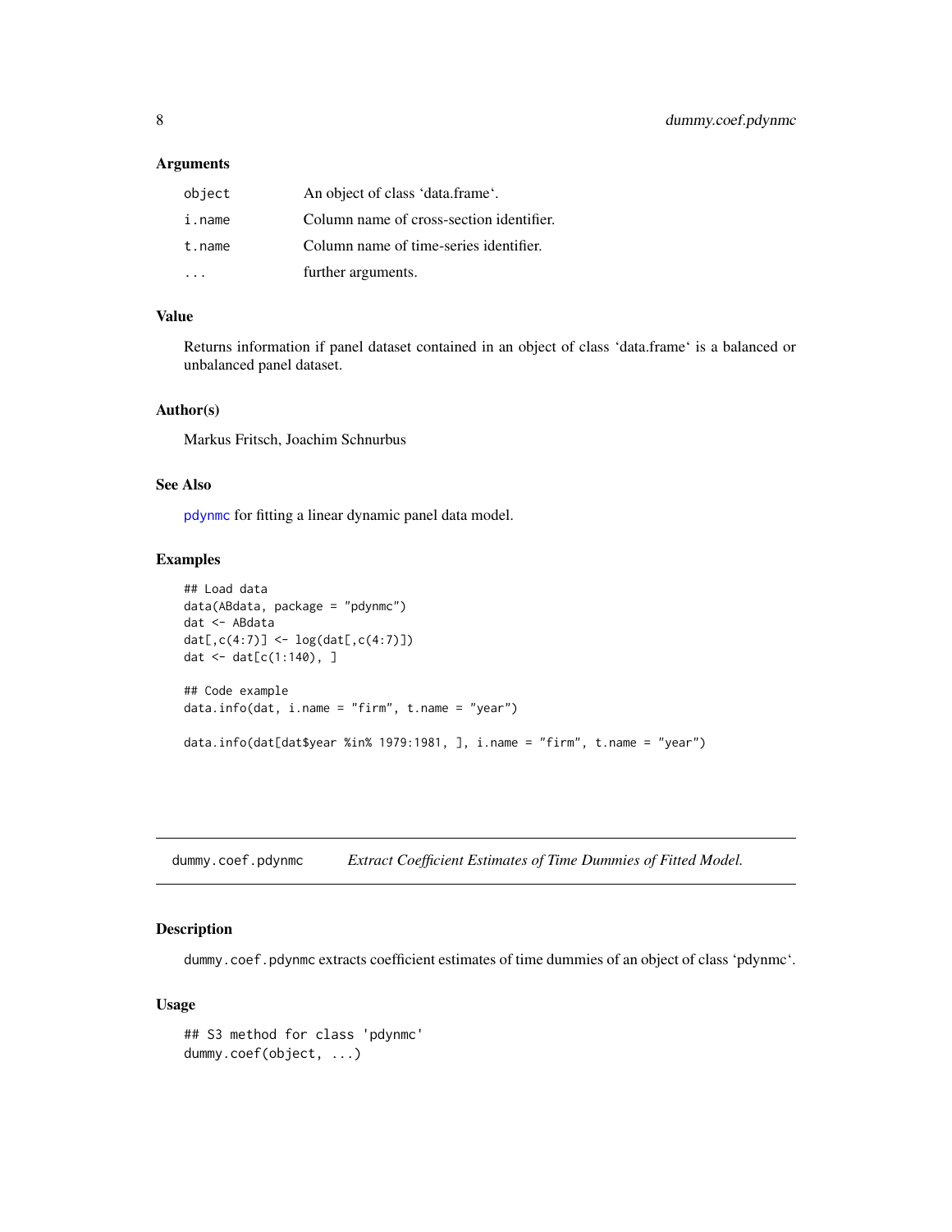### Arguments

| | |
|---|---|
| object | An object of class ‘data.frame‘. |
| i.name | Column name of cross-section identifier. |
| t.name | Column name of time-series identifier. |
| ... | further arguments. |

### Value

Returns information if panel dataset contained in an object of class ‘data.frame‘ is a balanced or unbalanced panel dataset.

### Author(s)

Markus Fritsch, Joachim Schnurbus

### See Also

pdynmc for fitting a linear dynamic panel data model.

### Examples

```
## Load data
data(ABdata, package = "pdynmc")
dat <- ABdata
dat[,c(4:7)] <- log(dat[,c(4:7)])
dat <- dat[c(1:140), ]

## Code example
data.info(dat, i.name = "firm", t.name = "year")

data.info(dat[dat$year %in% 1979:1981, ], i.name = "firm", t.name = "year")
```

---

## dummy.coef.pdynmc *Extract Coefficient Estimates of Time Dummies of Fitted Model.*

### Description

dummy.coef.pdynmc extracts coefficient estimates of time dummies of an object of class ‘pdynmc‘.

### Usage

```
## S3 method for class 'pdynmc'
dummy.coef(object, ...)
```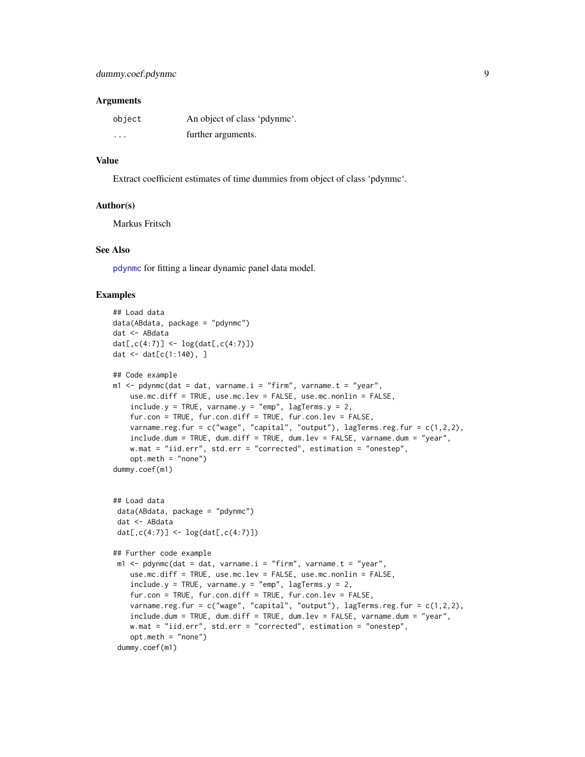### Arguments

| | |
|---|---|
| `object` | An object of class 'pdynmc'. |
| `...` | further arguments. |

### Value

Extract coefficient estimates of time dummies from object of class 'pdynmc'.

### Author(s)

Markus Fritsch

### See Also

`pdynmc` for fitting a linear dynamic panel data model.

### Examples

```
## Load data
data(ABdata, package = "pdynmc")
dat <- ABdata
dat[,c(4:7)] <- log(dat[,c(4:7)])
dat <- dat[c(1:140), ]

## Code example
m1 <- pdynmc(dat = dat, varname.i = "firm", varname.t = "year",
    use.mc.diff = TRUE, use.mc.lev = FALSE, use.mc.nonlin = FALSE,
    include.y = TRUE, varname.y = "emp", lagTerms.y = 2,
    fur.con = TRUE, fur.con.diff = TRUE, fur.con.lev = FALSE,
    varname.reg.fur = c("wage", "capital", "output"), lagTerms.reg.fur = c(1,2,2),
    include.dum = TRUE, dum.diff = TRUE, dum.lev = FALSE, varname.dum = "year",
    w.mat = "iid.err", std.err = "corrected", estimation = "onestep",
    opt.meth = "none")
dummy.coef(m1)


## Load data
 data(ABdata, package = "pdynmc")
 dat <- ABdata
 dat[,c(4:7)] <- log(dat[,c(4:7)])

## Further code example
 m1 <- pdynmc(dat = dat, varname.i = "firm", varname.t = "year",
    use.mc.diff = TRUE, use.mc.lev = FALSE, use.mc.nonlin = FALSE,
    include.y = TRUE, varname.y = "emp", lagTerms.y = 2,
    fur.con = TRUE, fur.con.diff = TRUE, fur.con.lev = FALSE,
    varname.reg.fur = c("wage", "capital", "output"), lagTerms.reg.fur = c(1,2,2),
    include.dum = TRUE, dum.diff = TRUE, dum.lev = FALSE, varname.dum = "year",
    w.mat = "iid.err", std.err = "corrected", estimation = "onestep",
    opt.meth = "none")
 dummy.coef(m1)
```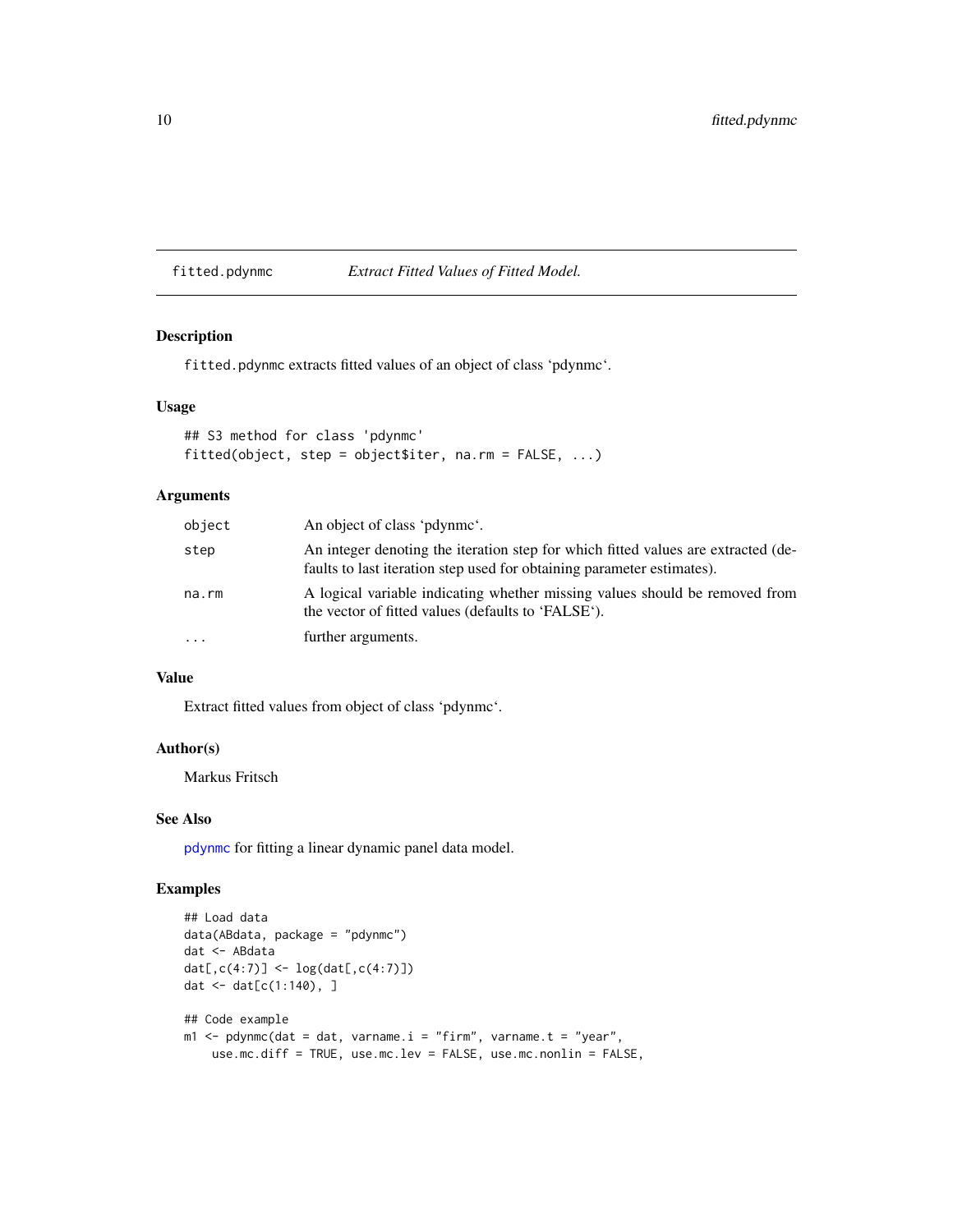fitted.pdynmc *Extract Fitted Values of Fitted Model.*

## Description

fitted.pdynmc extracts fitted values of an object of class 'pdynmc'.

## Usage

```
## S3 method for class 'pdynmc'
fitted(object, step = object$iter, na.rm = FALSE, ...)
```

## Arguments

| | |
|---|---|
| object | An object of class 'pdynmc'. |
| step | An integer denoting the iteration step for which fitted values are extracted (defaults to last iteration step used for obtaining parameter estimates). |
| na.rm | A logical variable indicating whether missing values should be removed from the vector of fitted values (defaults to 'FALSE'). |
| ... | further arguments. |

## Value

Extract fitted values from object of class 'pdynmc'.

## Author(s)

Markus Fritsch

## See Also

pdynmc for fitting a linear dynamic panel data model.

## Examples

```
## Load data
data(ABdata, package = "pdynmc")
dat <- ABdata
dat[,c(4:7)] <- log(dat[,c(4:7)])
dat <- dat[c(1:140), ]

## Code example
m1 <- pdynmc(dat = dat, varname.i = "firm", varname.t = "year",
    use.mc.diff = TRUE, use.mc.lev = FALSE, use.mc.nonlin = FALSE,
```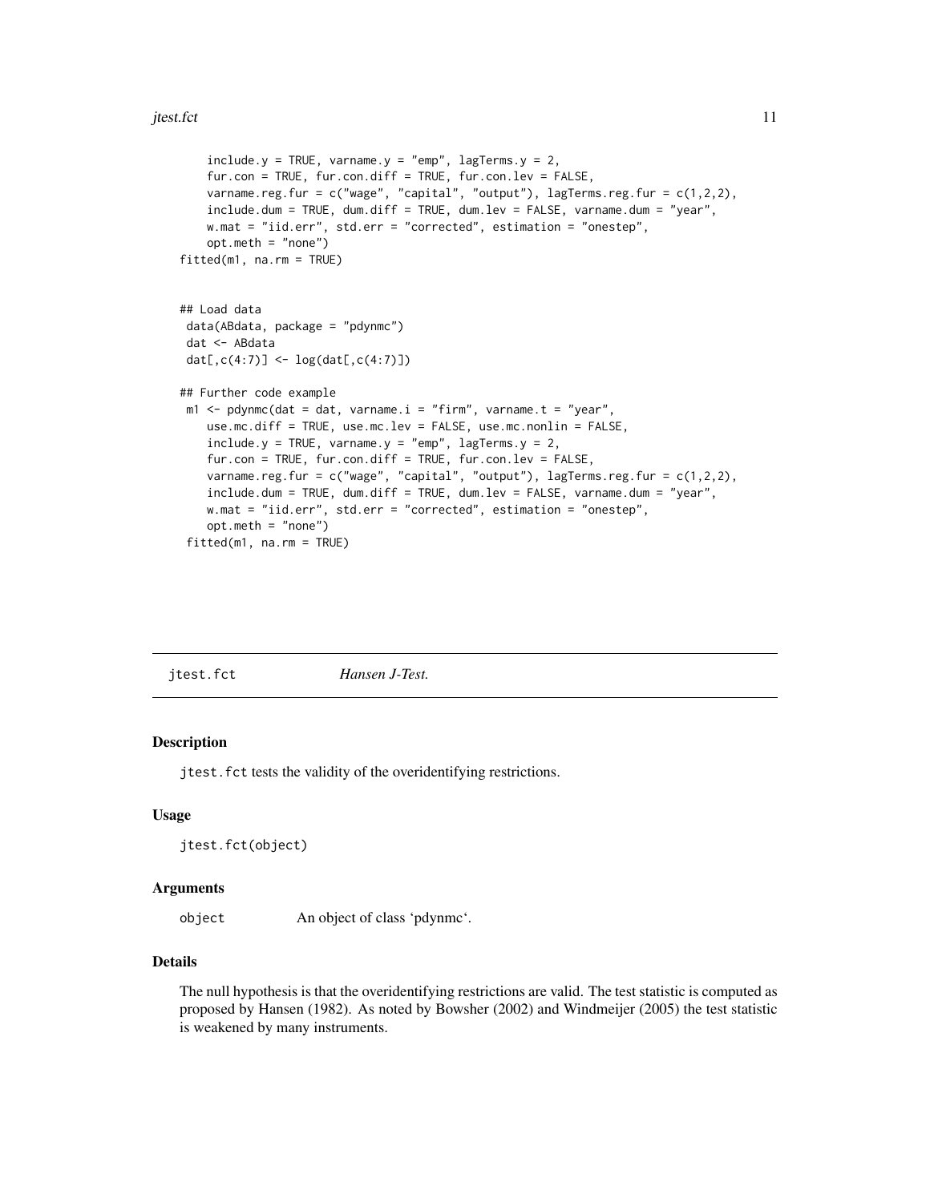```
    include.y = TRUE, varname.y = "emp", lagTerms.y = 2,
    fur.con = TRUE, fur.con.diff = TRUE, fur.con.lev = FALSE,
    varname.reg.fur = c("wage", "capital", "output"), lagTerms.reg.fur = c(1,2,2),
    include.dum = TRUE, dum.diff = TRUE, dum.lev = FALSE, varname.dum = "year",
    w.mat = "iid.err", std.err = "corrected", estimation = "onestep",
    opt.meth = "none")
fitted(m1, na.rm = TRUE)


## Load data
 data(ABdata, package = "pdynmc")
 dat <- ABdata
 dat[,c(4:7)] <- log(dat[,c(4:7)])

## Further code example
 m1 <- pdynmc(dat = dat, varname.i = "firm", varname.t = "year",
    use.mc.diff = TRUE, use.mc.lev = FALSE, use.mc.nonlin = FALSE,
    include.y = TRUE, varname.y = "emp", lagTerms.y = 2,
    fur.con = TRUE, fur.con.diff = TRUE, fur.con.lev = FALSE,
    varname.reg.fur = c("wage", "capital", "output"), lagTerms.reg.fur = c(1,2,2),
    include.dum = TRUE, dum.diff = TRUE, dum.lev = FALSE, varname.dum = "year",
    w.mat = "iid.err", std.err = "corrected", estimation = "onestep",
    opt.meth = "none")
 fitted(m1, na.rm = TRUE)
```

## jtest.fct — *Hansen J-Test.*

### Description

jtest.fct tests the validity of the overidentifying restrictions.

### Usage

```
jtest.fct(object)
```

### Arguments

| | |
|---|---|
| object | An object of class 'pdynmc'. |

### Details

The null hypothesis is that the overidentifying restrictions are valid. The test statistic is computed as proposed by Hansen (1982). As noted by Bowsher (2002) and Windmeijer (2005) the test statistic is weakened by many instruments.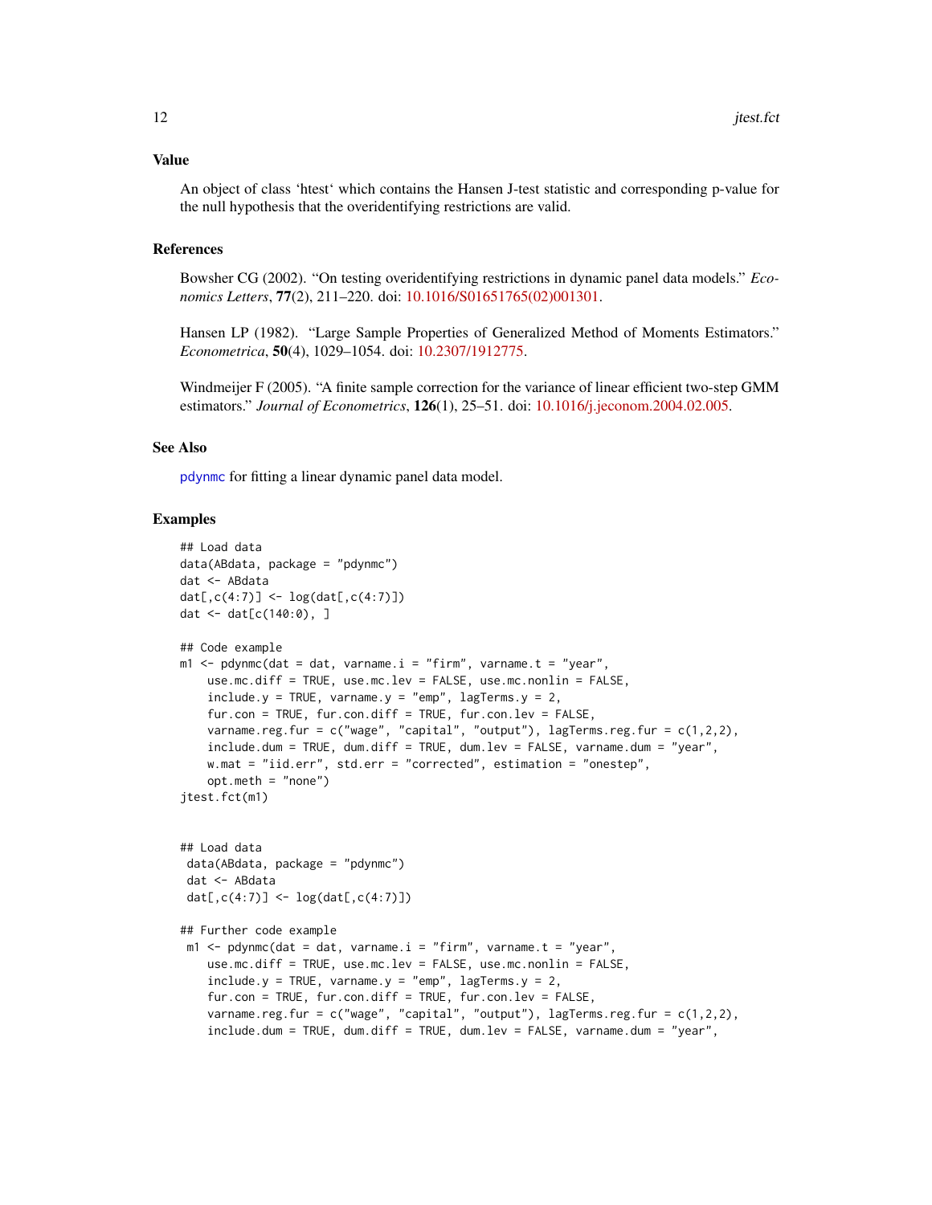### Value

An object of class 'htest' which contains the Hansen J-test statistic and corresponding p-value for the null hypothesis that the overidentifying restrictions are valid.

### References

Bowsher CG (2002). "On testing overidentifying restrictions in dynamic panel data models." *Economics Letters*, **77**(2), 211–220. doi: 10.1016/S01651765(02)001301.

Hansen LP (1982). "Large Sample Properties of Generalized Method of Moments Estimators." *Econometrica*, **50**(4), 1029–1054. doi: 10.2307/1912775.

Windmeijer F (2005). "A finite sample correction for the variance of linear efficient two-step GMM estimators." *Journal of Econometrics*, **126**(1), 25–51. doi: 10.1016/j.jeconom.2004.02.005.

### See Also

pdynmc for fitting a linear dynamic panel data model.

### Examples

```
## Load data
data(ABdata, package = "pdynmc")
dat <- ABdata
dat[,c(4:7)] <- log(dat[,c(4:7)])
dat <- dat[c(140:0), ]

## Code example
m1 <- pdynmc(dat = dat, varname.i = "firm", varname.t = "year",
    use.mc.diff = TRUE, use.mc.lev = FALSE, use.mc.nonlin = FALSE,
    include.y = TRUE, varname.y = "emp", lagTerms.y = 2,
    fur.con = TRUE, fur.con.diff = TRUE, fur.con.lev = FALSE,
    varname.reg.fur = c("wage", "capital", "output"), lagTerms.reg.fur = c(1,2,2),
    include.dum = TRUE, dum.diff = TRUE, dum.lev = FALSE, varname.dum = "year",
    w.mat = "iid.err", std.err = "corrected", estimation = "onestep",
    opt.meth = "none")
jtest.fct(m1)


## Load data
 data(ABdata, package = "pdynmc")
 dat <- ABdata
 dat[,c(4:7)] <- log(dat[,c(4:7)])

## Further code example
 m1 <- pdynmc(dat = dat, varname.i = "firm", varname.t = "year",
    use.mc.diff = TRUE, use.mc.lev = FALSE, use.mc.nonlin = FALSE,
    include.y = TRUE, varname.y = "emp", lagTerms.y = 2,
    fur.con = TRUE, fur.con.diff = TRUE, fur.con.lev = FALSE,
    varname.reg.fur = c("wage", "capital", "output"), lagTerms.reg.fur = c(1,2,2),
    include.dum = TRUE, dum.diff = TRUE, dum.lev = FALSE, varname.dum = "year",
```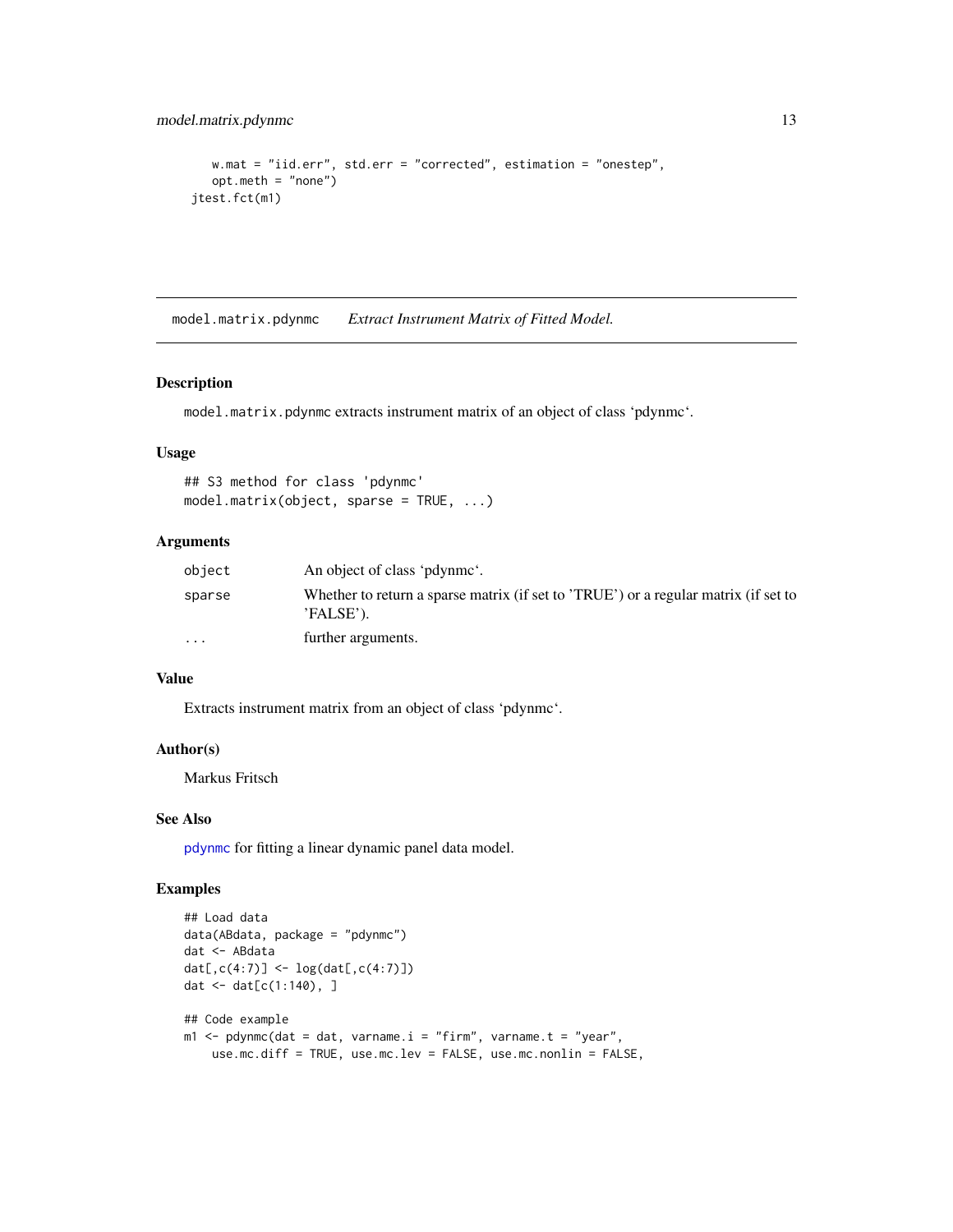```
    w.mat = "iid.err", std.err = "corrected", estimation = "onestep",
    opt.meth = "none")
jtest.fct(m1)
```

## model.matrix.pdynmc    *Extract Instrument Matrix of Fitted Model.*

### Description

model.matrix.pdynmc extracts instrument matrix of an object of class 'pdynmc'.

### Usage

```
## S3 method for class 'pdynmc'
model.matrix(object, sparse = TRUE, ...)
```

### Arguments

| | |
|---|---|
| object | An object of class 'pdynmc'. |
| sparse | Whether to return a sparse matrix (if set to 'TRUE') or a regular matrix (if set to 'FALSE'). |
| ... | further arguments. |

### Value

Extracts instrument matrix from an object of class 'pdynmc'.

### Author(s)

Markus Fritsch

### See Also

pdynmc for fitting a linear dynamic panel data model.

### Examples

```
## Load data
data(ABdata, package = "pdynmc")
dat <- ABdata
dat[,c(4:7)] <- log(dat[,c(4:7)])
dat <- dat[c(1:140), ]

## Code example
m1 <- pdynmc(dat = dat, varname.i = "firm", varname.t = "year",
    use.mc.diff = TRUE, use.mc.lev = FALSE, use.mc.nonlin = FALSE,
```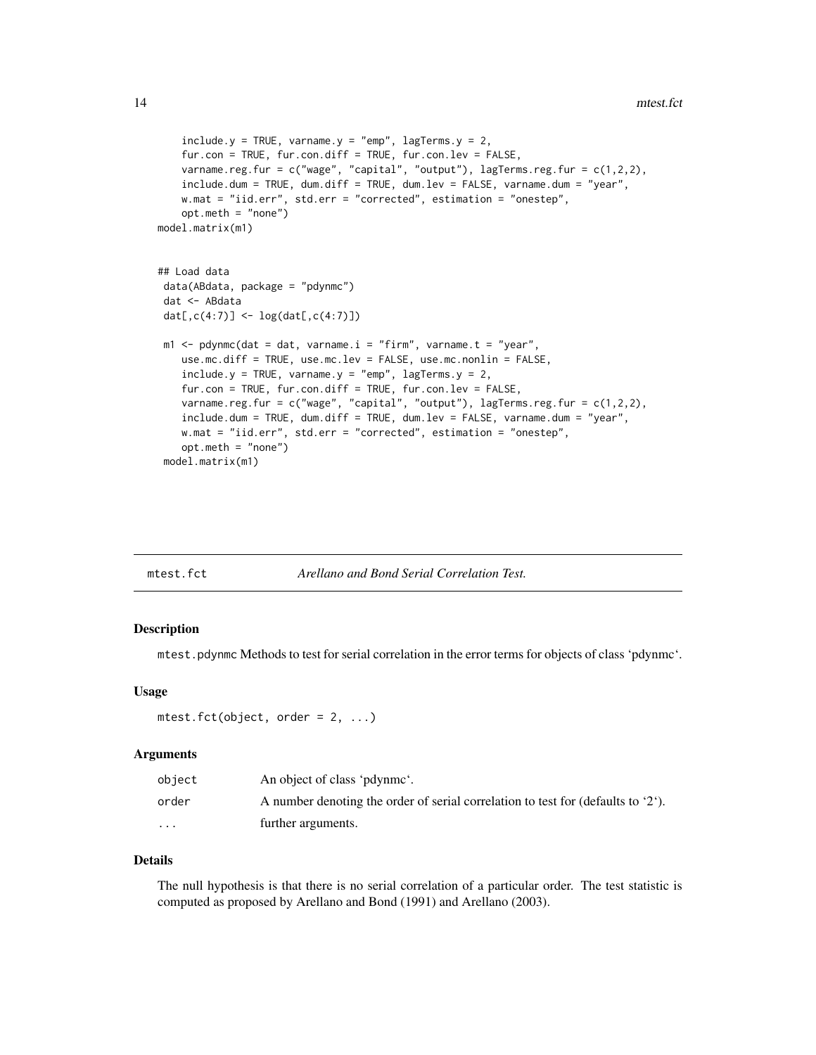```
    include.y = TRUE, varname.y = "emp", lagTerms.y = 2,
    fur.con = TRUE, fur.con.diff = TRUE, fur.con.lev = FALSE,
    varname.reg.fur = c("wage", "capital", "output"), lagTerms.reg.fur = c(1,2,2),
    include.dum = TRUE, dum.diff = TRUE, dum.lev = FALSE, varname.dum = "year",
    w.mat = "iid.err", std.err = "corrected", estimation = "onestep",
    opt.meth = "none")
model.matrix(m1)


## Load data
 data(ABdata, package = "pdynmc")
 dat <- ABdata
 dat[,c(4:7)] <- log(dat[,c(4:7)])

 m1 <- pdynmc(dat = dat, varname.i = "firm", varname.t = "year",
    use.mc.diff = TRUE, use.mc.lev = FALSE, use.mc.nonlin = FALSE,
    include.y = TRUE, varname.y = "emp", lagTerms.y = 2,
    fur.con = TRUE, fur.con.diff = TRUE, fur.con.lev = FALSE,
    varname.reg.fur = c("wage", "capital", "output"), lagTerms.reg.fur = c(1,2,2),
    include.dum = TRUE, dum.diff = TRUE, dum.lev = FALSE, varname.dum = "year",
    w.mat = "iid.err", std.err = "corrected", estimation = "onestep",
    opt.meth = "none")
 model.matrix(m1)
```

## mtest.fct — *Arellano and Bond Serial Correlation Test.*

### Description

mtest.pdynmc Methods to test for serial correlation in the error terms for objects of class 'pdynmc'.

### Usage

```
mtest.fct(object, order = 2, ...)
```

### Arguments

| | |
|---|---|
| object | An object of class 'pdynmc'. |
| order | A number denoting the order of serial correlation to test for (defaults to '2'). |
| ... | further arguments. |

### Details

The null hypothesis is that there is no serial correlation of a particular order. The test statistic is computed as proposed by Arellano and Bond (1991) and Arellano (2003).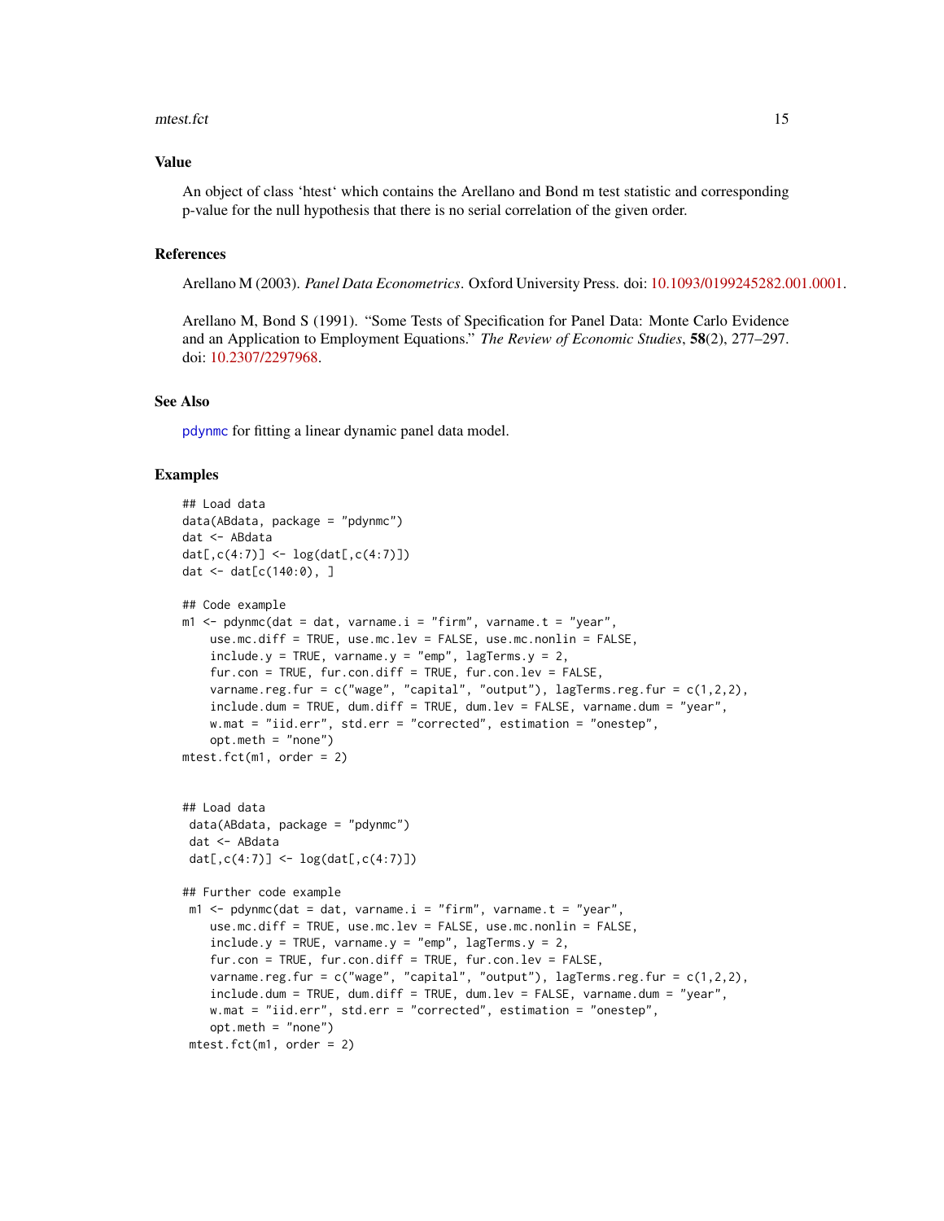### Value

An object of class 'htest' which contains the Arellano and Bond m test statistic and corresponding p-value for the null hypothesis that there is no serial correlation of the given order.

### References

Arellano M (2003). *Panel Data Econometrics*. Oxford University Press. doi: 10.1093/0199245282.001.0001.

Arellano M, Bond S (1991). "Some Tests of Specification for Panel Data: Monte Carlo Evidence and an Application to Employment Equations." *The Review of Economic Studies*, **58**(2), 277–297. doi: 10.2307/2297968.

### See Also

pdynmc for fitting a linear dynamic panel data model.

### Examples

```
## Load data
data(ABdata, package = "pdynmc")
dat <- ABdata
dat[,c(4:7)] <- log(dat[,c(4:7)])
dat <- dat[c(140:0), ]

## Code example
m1 <- pdynmc(dat = dat, varname.i = "firm", varname.t = "year",
    use.mc.diff = TRUE, use.mc.lev = FALSE, use.mc.nonlin = FALSE,
    include.y = TRUE, varname.y = "emp", lagTerms.y = 2,
    fur.con = TRUE, fur.con.diff = TRUE, fur.con.lev = FALSE,
    varname.reg.fur = c("wage", "capital", "output"), lagTerms.reg.fur = c(1,2,2),
    include.dum = TRUE, dum.diff = TRUE, dum.lev = FALSE, varname.dum = "year",
    w.mat = "iid.err", std.err = "corrected", estimation = "onestep",
    opt.meth = "none")
mtest.fct(m1, order = 2)


## Load data
 data(ABdata, package = "pdynmc")
 dat <- ABdata
 dat[,c(4:7)] <- log(dat[,c(4:7)])

## Further code example
 m1 <- pdynmc(dat = dat, varname.i = "firm", varname.t = "year",
    use.mc.diff = TRUE, use.mc.lev = FALSE, use.mc.nonlin = FALSE,
    include.y = TRUE, varname.y = "emp", lagTerms.y = 2,
    fur.con = TRUE, fur.con.diff = TRUE, fur.con.lev = FALSE,
    varname.reg.fur = c("wage", "capital", "output"), lagTerms.reg.fur = c(1,2,2),
    include.dum = TRUE, dum.diff = TRUE, dum.lev = FALSE, varname.dum = "year",
    w.mat = "iid.err", std.err = "corrected", estimation = "onestep",
    opt.meth = "none")
 mtest.fct(m1, order = 2)
```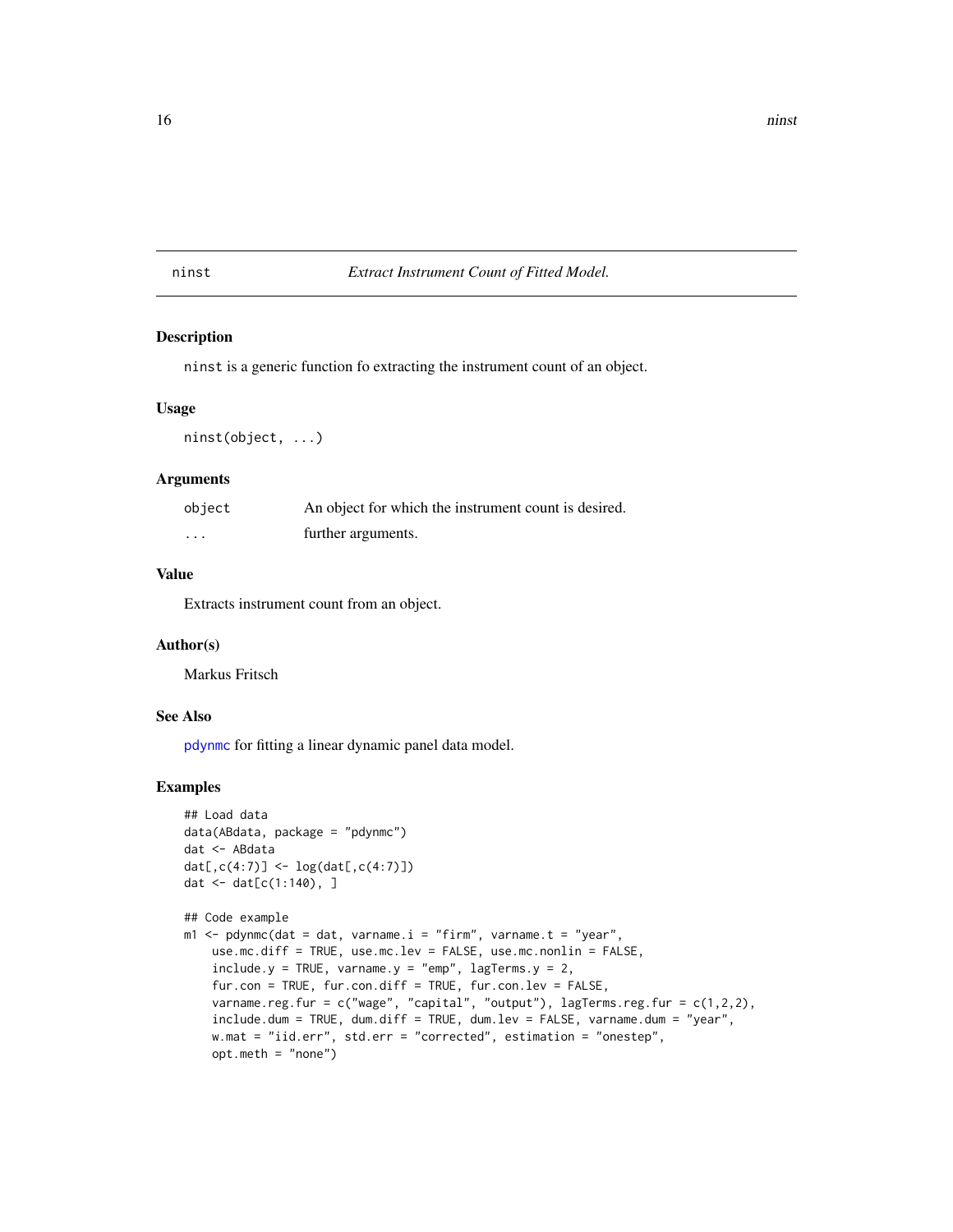# ninst — *Extract Instrument Count of Fitted Model.*

## Description

`ninst` is a generic function fo extracting the instrument count of an object.

## Usage

```
ninst(object, ...)
```

## Arguments

| | |
|---|---|
| `object` | An object for which the instrument count is desired. |
| `...` | further arguments. |

## Value

Extracts instrument count from an object.

## Author(s)

Markus Fritsch

## See Also

`pdynmc` for fitting a linear dynamic panel data model.

## Examples

```
## Load data
data(ABdata, package = "pdynmc")
dat <- ABdata
dat[,c(4:7)] <- log(dat[,c(4:7)])
dat <- dat[c(1:140), ]

## Code example
m1 <- pdynmc(dat = dat, varname.i = "firm", varname.t = "year",
    use.mc.diff = TRUE, use.mc.lev = FALSE, use.mc.nonlin = FALSE,
    include.y = TRUE, varname.y = "emp", lagTerms.y = 2,
    fur.con = TRUE, fur.con.diff = TRUE, fur.con.lev = FALSE,
    varname.reg.fur = c("wage", "capital", "output"), lagTerms.reg.fur = c(1,2,2),
    include.dum = TRUE, dum.diff = TRUE, dum.lev = FALSE, varname.dum = "year",
    w.mat = "iid.err", std.err = "corrected", estimation = "onestep",
    opt.meth = "none")
```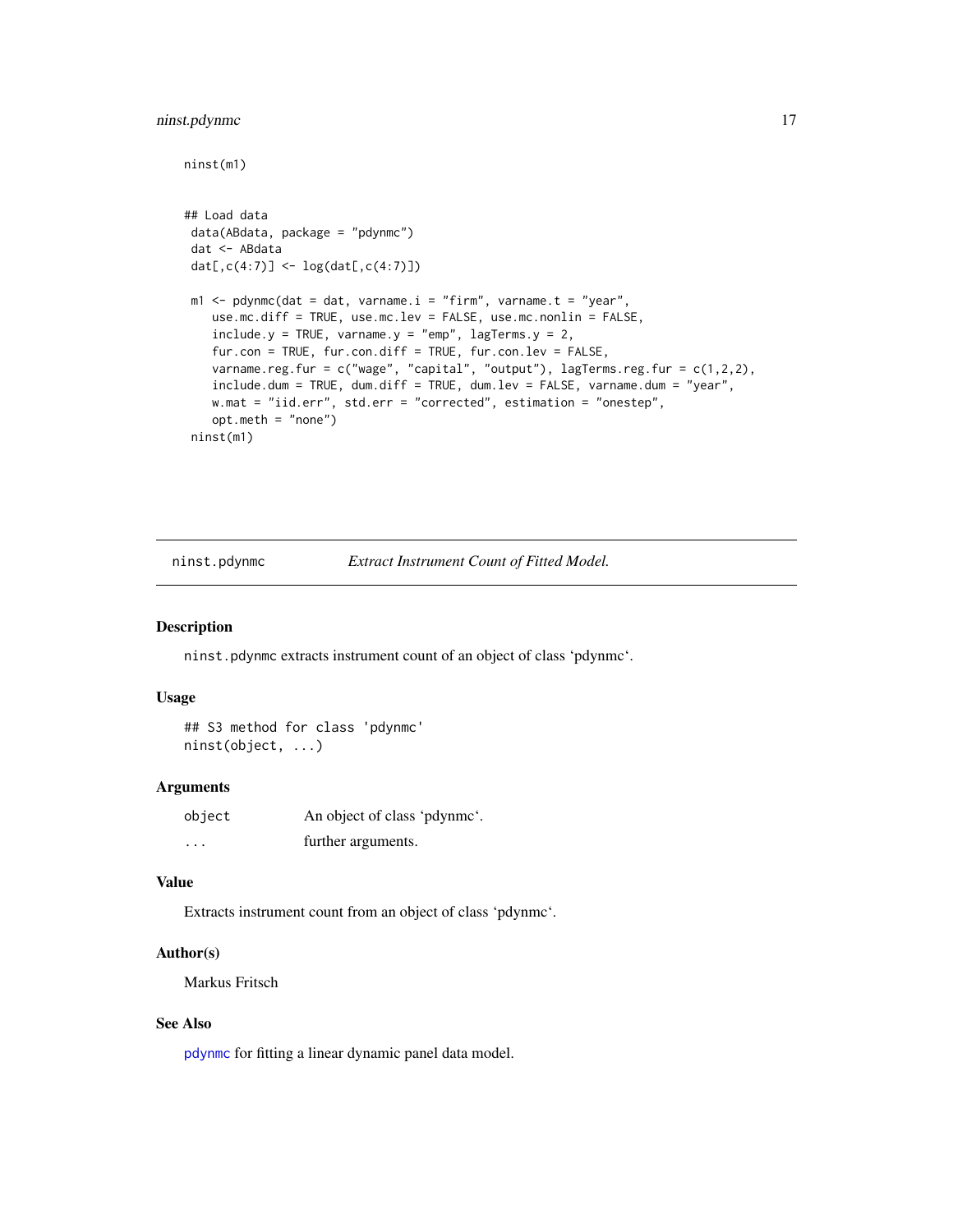```
ninst(m1)


## Load data
 data(ABdata, package = "pdynmc")
 dat <- ABdata
 dat[,c(4:7)] <- log(dat[,c(4:7)])

 m1 <- pdynmc(dat = dat, varname.i = "firm", varname.t = "year",
    use.mc.diff = TRUE, use.mc.lev = FALSE, use.mc.nonlin = FALSE,
    include.y = TRUE, varname.y = "emp", lagTerms.y = 2,
    fur.con = TRUE, fur.con.diff = TRUE, fur.con.lev = FALSE,
    varname.reg.fur = c("wage", "capital", "output"), lagTerms.reg.fur = c(1,2,2),
    include.dum = TRUE, dum.diff = TRUE, dum.lev = FALSE, varname.dum = "year",
    w.mat = "iid.err", std.err = "corrected", estimation = "onestep",
    opt.meth = "none")
 ninst(m1)
```

---

## ninst.pdynmc — *Extract Instrument Count of Fitted Model.*

### Description

`ninst.pdynmc` extracts instrument count of an object of class 'pdynmc'.

### Usage

```
## S3 method for class 'pdynmc'
ninst(object, ...)
```

### Arguments

| | |
|---|---|
| `object` | An object of class 'pdynmc'. |
| `...` | further arguments. |

### Value

Extracts instrument count from an object of class 'pdynmc'.

### Author(s)

Markus Fritsch

### See Also

`pdynmc` for fitting a linear dynamic panel data model.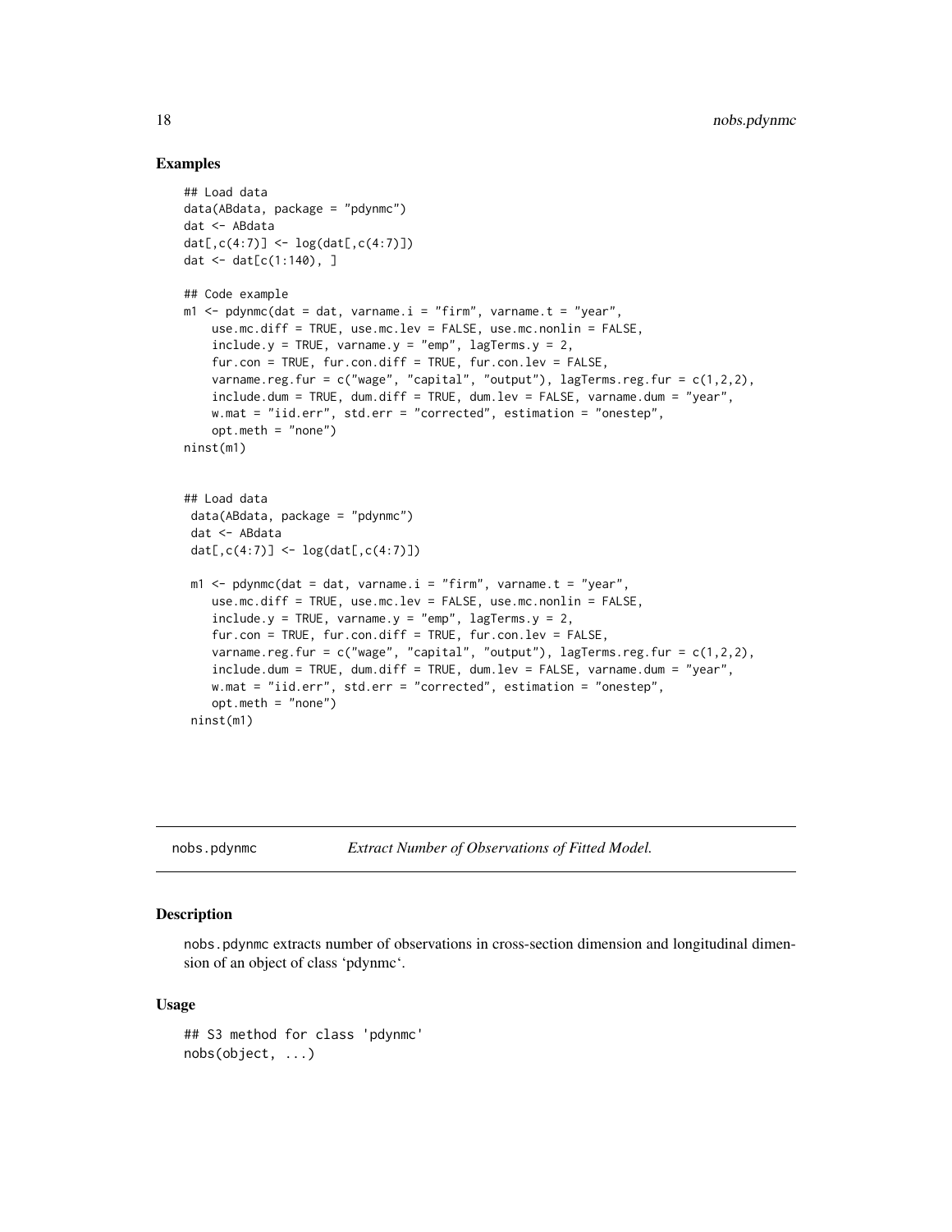## Examples

```
## Load data
data(ABdata, package = "pdynmc")
dat <- ABdata
dat[,c(4:7)] <- log(dat[,c(4:7)])
dat <- dat[c(1:140), ]

## Code example
m1 <- pdynmc(dat = dat, varname.i = "firm", varname.t = "year",
    use.mc.diff = TRUE, use.mc.lev = FALSE, use.mc.nonlin = FALSE,
    include.y = TRUE, varname.y = "emp", lagTerms.y = 2,
    fur.con = TRUE, fur.con.diff = TRUE, fur.con.lev = FALSE,
    varname.reg.fur = c("wage", "capital", "output"), lagTerms.reg.fur = c(1,2,2),
    include.dum = TRUE, dum.diff = TRUE, dum.lev = FALSE, varname.dum = "year",
    w.mat = "iid.err", std.err = "corrected", estimation = "onestep",
    opt.meth = "none")
ninst(m1)


## Load data
 data(ABdata, package = "pdynmc")
 dat <- ABdata
 dat[,c(4:7)] <- log(dat[,c(4:7)])

 m1 <- pdynmc(dat = dat, varname.i = "firm", varname.t = "year",
    use.mc.diff = TRUE, use.mc.lev = FALSE, use.mc.nonlin = FALSE,
    include.y = TRUE, varname.y = "emp", lagTerms.y = 2,
    fur.con = TRUE, fur.con.diff = TRUE, fur.con.lev = FALSE,
    varname.reg.fur = c("wage", "capital", "output"), lagTerms.reg.fur = c(1,2,2),
    include.dum = TRUE, dum.diff = TRUE, dum.lev = FALSE, varname.dum = "year",
    w.mat = "iid.err", std.err = "corrected", estimation = "onestep",
    opt.meth = "none")
 ninst(m1)
```

---

# nobs.pdynmc — *Extract Number of Observations of Fitted Model.*

## Description

nobs.pdynmc extracts number of observations in cross-section dimension and longitudinal dimension of an object of class 'pdynmc'.

## Usage

```
## S3 method for class 'pdynmc'
nobs(object, ...)
```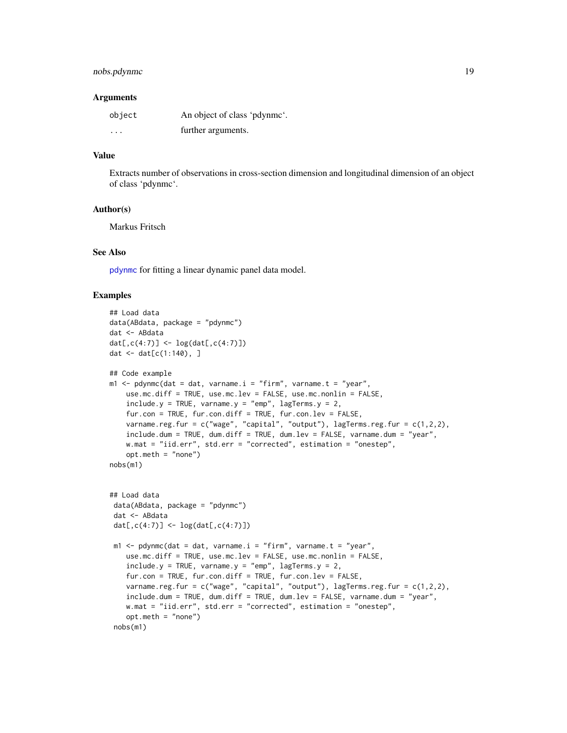### Arguments

| | |
|---|---|
| `object` | An object of class 'pdynmc'. |
| `...` | further arguments. |

### Value

Extracts number of observations in cross-section dimension and longitudinal dimension of an object of class 'pdynmc'.

### Author(s)

Markus Fritsch

### See Also

`pdynmc` for fitting a linear dynamic panel data model.

### Examples

```
## Load data
data(ABdata, package = "pdynmc")
dat <- ABdata
dat[,c(4:7)] <- log(dat[,c(4:7)])
dat <- dat[c(1:140), ]

## Code example
m1 <- pdynmc(dat = dat, varname.i = "firm", varname.t = "year",
    use.mc.diff = TRUE, use.mc.lev = FALSE, use.mc.nonlin = FALSE,
    include.y = TRUE, varname.y = "emp", lagTerms.y = 2,
    fur.con = TRUE, fur.con.diff = TRUE, fur.con.lev = FALSE,
    varname.reg.fur = c("wage", "capital", "output"), lagTerms.reg.fur = c(1,2,2),
    include.dum = TRUE, dum.diff = TRUE, dum.lev = FALSE, varname.dum = "year",
    w.mat = "iid.err", std.err = "corrected", estimation = "onestep",
    opt.meth = "none")
nobs(m1)


## Load data
 data(ABdata, package = "pdynmc")
 dat <- ABdata
 dat[,c(4:7)] <- log(dat[,c(4:7)])

 m1 <- pdynmc(dat = dat, varname.i = "firm", varname.t = "year",
    use.mc.diff = TRUE, use.mc.lev = FALSE, use.mc.nonlin = FALSE,
    include.y = TRUE, varname.y = "emp", lagTerms.y = 2,
    fur.con = TRUE, fur.con.diff = TRUE, fur.con.lev = FALSE,
    varname.reg.fur = c("wage", "capital", "output"), lagTerms.reg.fur = c(1,2,2),
    include.dum = TRUE, dum.diff = TRUE, dum.lev = FALSE, varname.dum = "year",
    w.mat = "iid.err", std.err = "corrected", estimation = "onestep",
    opt.meth = "none")
 nobs(m1)
```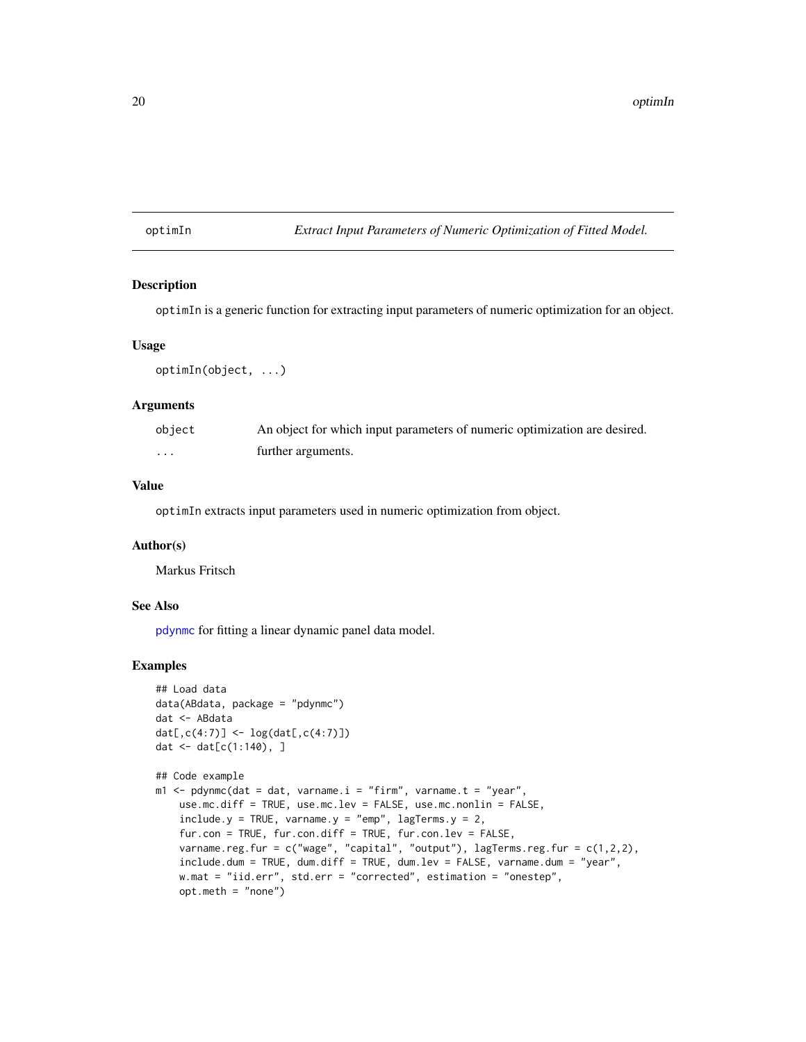optimIn *Extract Input Parameters of Numeric Optimization of Fitted Model.*

## Description

optimIn is a generic function for extracting input parameters of numeric optimization for an object.

## Usage

```
optimIn(object, ...)
```

## Arguments

| | |
|---|---|
| object | An object for which input parameters of numeric optimization are desired. |
| ... | further arguments. |

## Value

optimIn extracts input parameters used in numeric optimization from object.

## Author(s)

Markus Fritsch

## See Also

pdynmc for fitting a linear dynamic panel data model.

## Examples

```
## Load data
data(ABdata, package = "pdynmc")
dat <- ABdata
dat[,c(4:7)] <- log(dat[,c(4:7)])
dat <- dat[c(1:140), ]

## Code example
m1 <- pdynmc(dat = dat, varname.i = "firm", varname.t = "year",
    use.mc.diff = TRUE, use.mc.lev = FALSE, use.mc.nonlin = FALSE,
    include.y = TRUE, varname.y = "emp", lagTerms.y = 2,
    fur.con = TRUE, fur.con.diff = TRUE, fur.con.lev = FALSE,
    varname.reg.fur = c("wage", "capital", "output"), lagTerms.reg.fur = c(1,2,2),
    include.dum = TRUE, dum.diff = TRUE, dum.lev = FALSE, varname.dum = "year",
    w.mat = "iid.err", std.err = "corrected", estimation = "onestep",
    opt.meth = "none")
```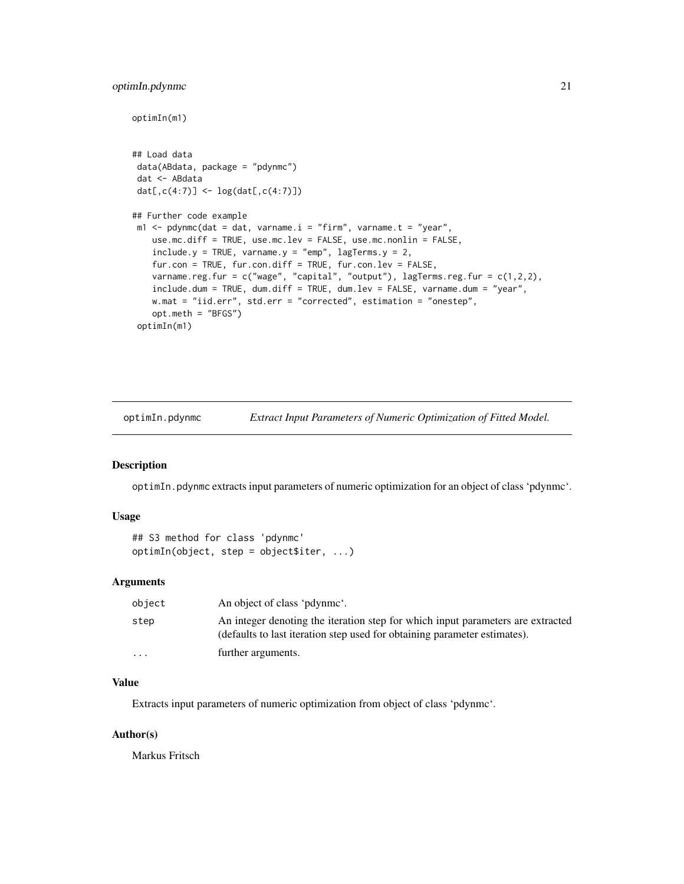```
optimIn(m1)


## Load data
 data(ABdata, package = "pdynmc")
 dat <- ABdata
 dat[,c(4:7)] <- log(dat[,c(4:7)])

## Further code example
 m1 <- pdynmc(dat = dat, varname.i = "firm", varname.t = "year",
    use.mc.diff = TRUE, use.mc.lev = FALSE, use.mc.nonlin = FALSE,
    include.y = TRUE, varname.y = "emp", lagTerms.y = 2,
    fur.con = TRUE, fur.con.diff = TRUE, fur.con.lev = FALSE,
    varname.reg.fur = c("wage", "capital", "output"), lagTerms.reg.fur = c(1,2,2),
    include.dum = TRUE, dum.diff = TRUE, dum.lev = FALSE, varname.dum = "year",
    w.mat = "iid.err", std.err = "corrected", estimation = "onestep",
    opt.meth = "BFGS")
 optimIn(m1)
```

## optimIn.pdynmc — *Extract Input Parameters of Numeric Optimization of Fitted Model.*

### Description

`optimIn.pdynmc` extracts input parameters of numeric optimization for an object of class 'pdynmc'.

### Usage

```
## S3 method for class 'pdynmc'
optimIn(object, step = object$iter, ...)
```

### Arguments

| | |
|---|---|
| `object` | An object of class 'pdynmc'. |
| `step` | An integer denoting the iteration step for which input parameters are extracted (defaults to last iteration step used for obtaining parameter estimates). |
| `...` | further arguments. |

### Value

Extracts input parameters of numeric optimization from object of class 'pdynmc'.

### Author(s)

Markus Fritsch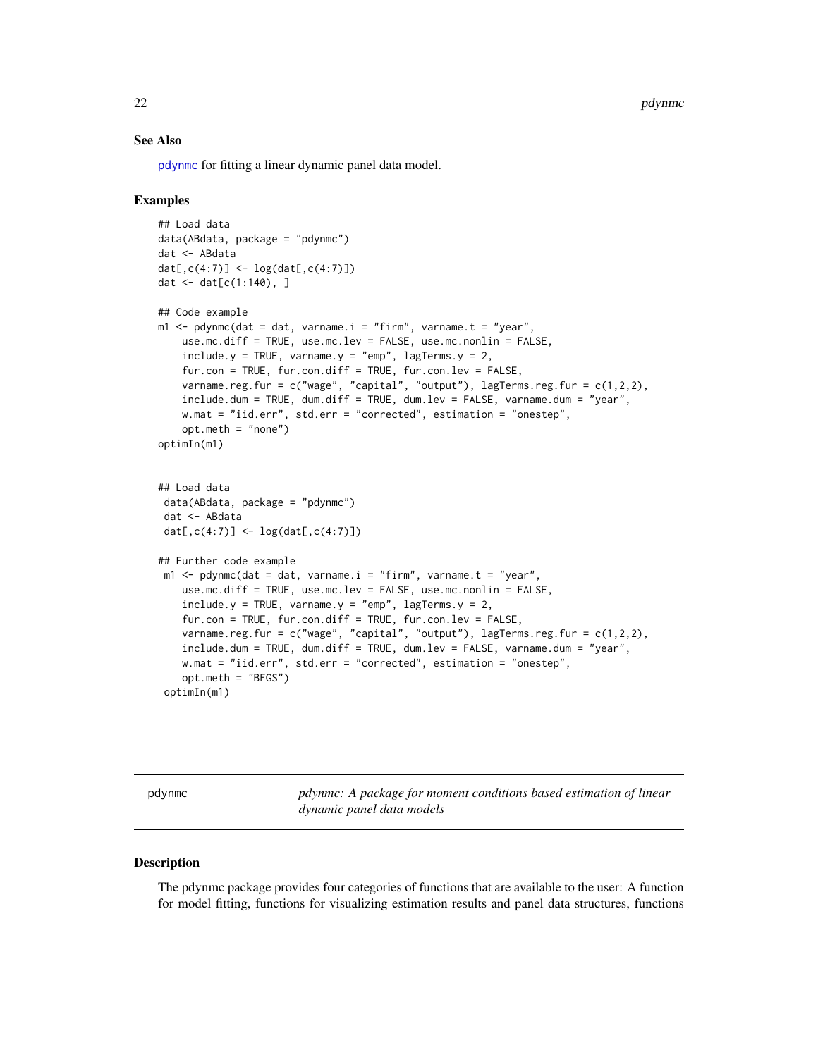## See Also

pdynmc for fitting a linear dynamic panel data model.

## Examples

```
## Load data
data(ABdata, package = "pdynmc")
dat <- ABdata
dat[,c(4:7)] <- log(dat[,c(4:7)])
dat <- dat[c(1:140), ]

## Code example
m1 <- pdynmc(dat = dat, varname.i = "firm", varname.t = "year",
    use.mc.diff = TRUE, use.mc.lev = FALSE, use.mc.nonlin = FALSE,
    include.y = TRUE, varname.y = "emp", lagTerms.y = 2,
    fur.con = TRUE, fur.con.diff = TRUE, fur.con.lev = FALSE,
    varname.reg.fur = c("wage", "capital", "output"), lagTerms.reg.fur = c(1,2,2),
    include.dum = TRUE, dum.diff = TRUE, dum.lev = FALSE, varname.dum = "year",
    w.mat = "iid.err", std.err = "corrected", estimation = "onestep",
    opt.meth = "none")
optimIn(m1)


## Load data
 data(ABdata, package = "pdynmc")
 dat <- ABdata
 dat[,c(4:7)] <- log(dat[,c(4:7)])

## Further code example
 m1 <- pdynmc(dat = dat, varname.i = "firm", varname.t = "year",
    use.mc.diff = TRUE, use.mc.lev = FALSE, use.mc.nonlin = FALSE,
    include.y = TRUE, varname.y = "emp", lagTerms.y = 2,
    fur.con = TRUE, fur.con.diff = TRUE, fur.con.lev = FALSE,
    varname.reg.fur = c("wage", "capital", "output"), lagTerms.reg.fur = c(1,2,2),
    include.dum = TRUE, dum.diff = TRUE, dum.lev = FALSE, varname.dum = "year",
    w.mat = "iid.err", std.err = "corrected", estimation = "onestep",
    opt.meth = "BFGS")
 optimIn(m1)
```

---

# pdynmc — *pdynmc: A package for moment conditions based estimation of linear dynamic panel data models*

---

## Description

The pdynmc package provides four categories of functions that are available to the user: A function for model fitting, functions for visualizing estimation results and panel data structures, functions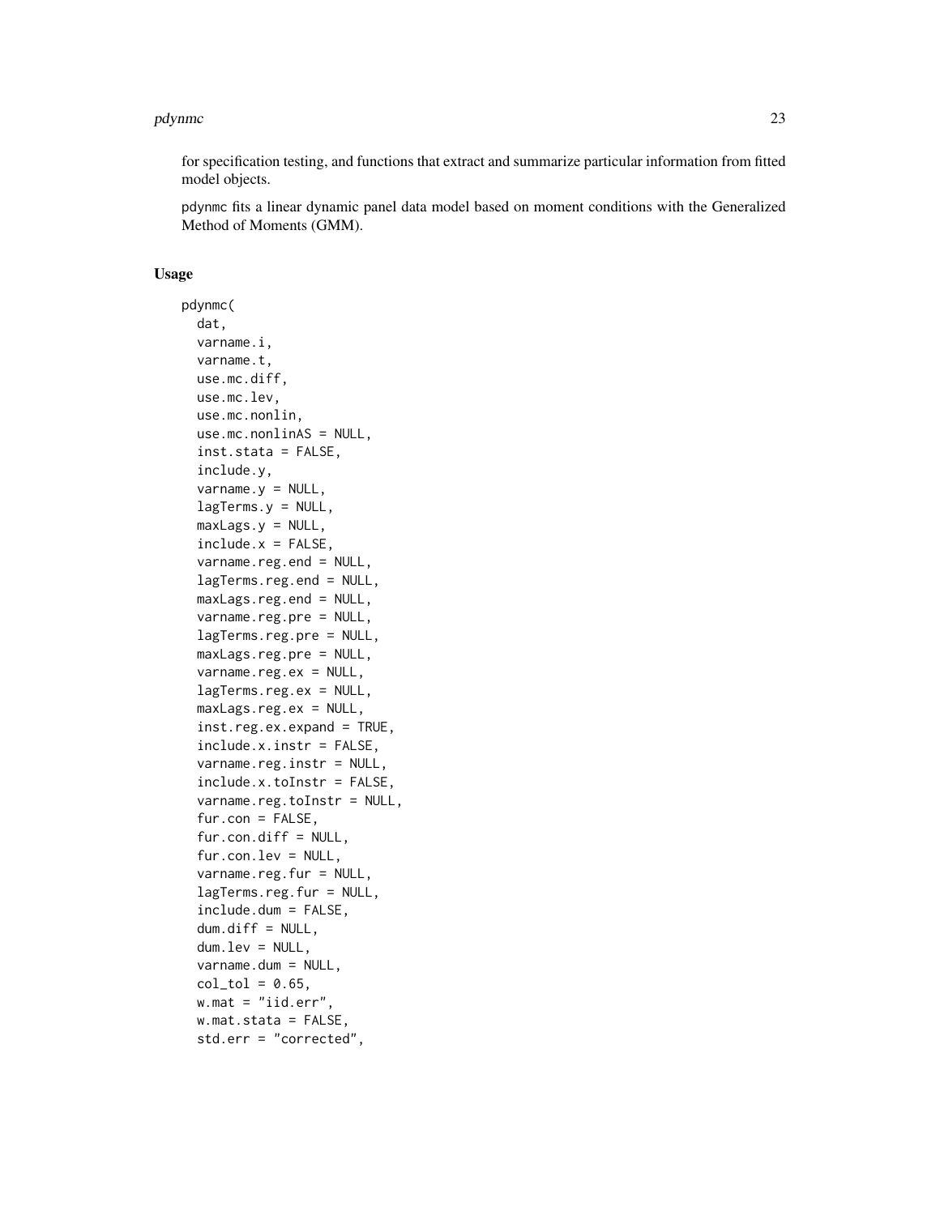for specification testing, and functions that extract and summarize particular information from fitted model objects.

pdynmc fits a linear dynamic panel data model based on moment conditions with the Generalized Method of Moments (GMM).

## Usage

```
pdynmc(
  dat,
  varname.i,
  varname.t,
  use.mc.diff,
  use.mc.lev,
  use.mc.nonlin,
  use.mc.nonlinAS = NULL,
  inst.stata = FALSE,
  include.y,
  varname.y = NULL,
  lagTerms.y = NULL,
  maxLags.y = NULL,
  include.x = FALSE,
  varname.reg.end = NULL,
  lagTerms.reg.end = NULL,
  maxLags.reg.end = NULL,
  varname.reg.pre = NULL,
  lagTerms.reg.pre = NULL,
  maxLags.reg.pre = NULL,
  varname.reg.ex = NULL,
  lagTerms.reg.ex = NULL,
  maxLags.reg.ex = NULL,
  inst.reg.ex.expand = TRUE,
  include.x.instr = FALSE,
  varname.reg.instr = NULL,
  include.x.toInstr = FALSE,
  varname.reg.toInstr = NULL,
  fur.con = FALSE,
  fur.con.diff = NULL,
  fur.con.lev = NULL,
  varname.reg.fur = NULL,
  lagTerms.reg.fur = NULL,
  include.dum = FALSE,
  dum.diff = NULL,
  dum.lev = NULL,
  varname.dum = NULL,
  col_tol = 0.65,
  w.mat = "iid.err",
  w.mat.stata = FALSE,
  std.err = "corrected",
```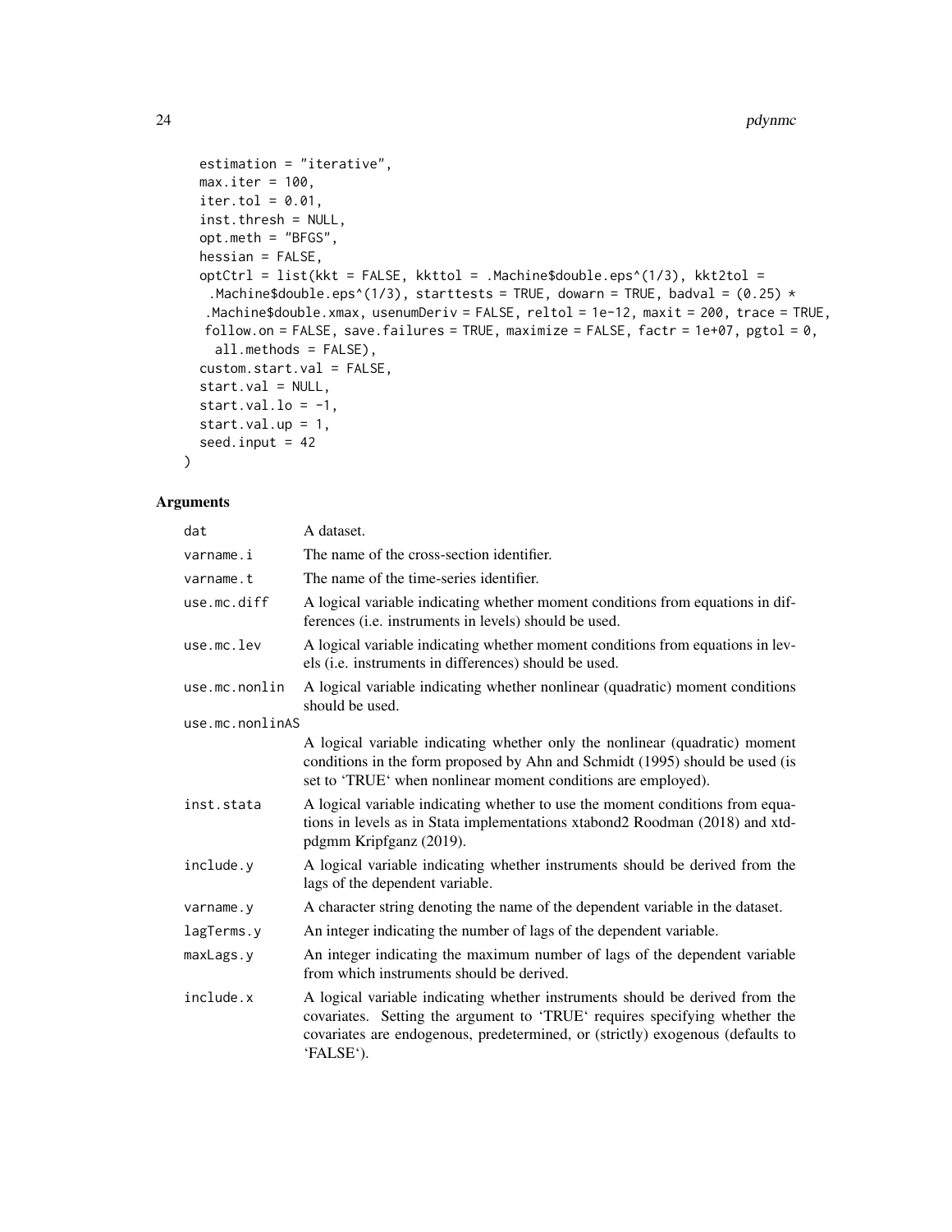```
  estimation = "iterative",
  max.iter = 100,
  iter.tol = 0.01,
  inst.thresh = NULL,
  opt.meth = "BFGS",
  hessian = FALSE,
  optCtrl = list(kkt = FALSE, kkttol = .Machine$double.eps^(1/3), kkt2tol =
    .Machine$double.eps^(1/3), starttests = TRUE, dowarn = TRUE, badval = (0.25) *
   .Machine$double.xmax, usenumDeriv = FALSE, reltol = 1e-12, maxit = 200, trace = TRUE,
   follow.on = FALSE, save.failures = TRUE, maximize = FALSE, factr = 1e+07, pgtol = 0,
    all.methods = FALSE),
  custom.start.val = FALSE,
  start.val = NULL,
  start.val.lo = -1,
  start.val.up = 1,
  seed.input = 42
)
```

## Arguments

| | |
|---|---|
| `dat` | A dataset. |
| `varname.i` | The name of the cross-section identifier. |
| `varname.t` | The name of the time-series identifier. |
| `use.mc.diff` | A logical variable indicating whether moment conditions from equations in differences (i.e. instruments in levels) should be used. |
| `use.mc.lev` | A logical variable indicating whether moment conditions from equations in levels (i.e. instruments in differences) should be used. |
| `use.mc.nonlin` | A logical variable indicating whether nonlinear (quadratic) moment conditions should be used. |
| `use.mc.nonlinAS` | A logical variable indicating whether only the nonlinear (quadratic) moment conditions in the form proposed by Ahn and Schmidt (1995) should be used (is set to 'TRUE' when nonlinear moment conditions are employed). |
| `inst.stata` | A logical variable indicating whether to use the moment conditions from equations in levels as in Stata implementations xtabond2 Roodman (2018) and xtdpdgmm Kripfganz (2019). |
| `include.y` | A logical variable indicating whether instruments should be derived from the lags of the dependent variable. |
| `varname.y` | A character string denoting the name of the dependent variable in the dataset. |
| `lagTerms.y` | An integer indicating the number of lags of the dependent variable. |
| `maxLags.y` | An integer indicating the maximum number of lags of the dependent variable from which instruments should be derived. |
| `include.x` | A logical variable indicating whether instruments should be derived from the covariates. Setting the argument to 'TRUE' requires specifying whether the covariates are endogenous, predetermined, or (strictly) exogenous (defaults to 'FALSE'). |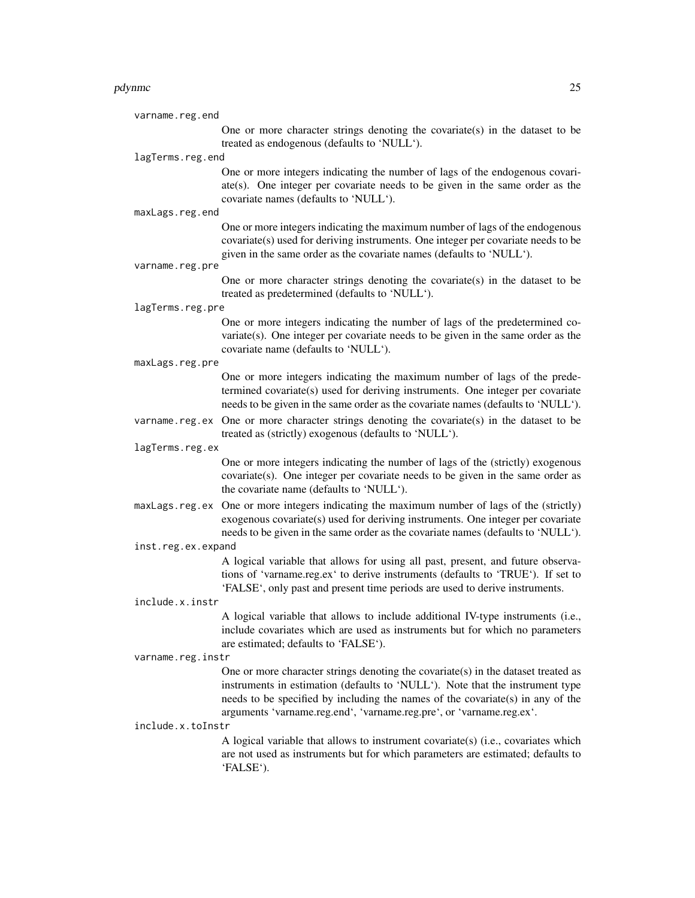`varname.reg.end`
: One or more character strings denoting the covariate(s) in the dataset to be treated as endogenous (defaults to 'NULL').

`lagTerms.reg.end`
: One or more integers indicating the number of lags of the endogenous covariate(s). One integer per covariate needs to be given in the same order as the covariate names (defaults to 'NULL').

`maxLags.reg.end`
: One or more integers indicating the maximum number of lags of the endogenous covariate(s) used for deriving instruments. One integer per covariate needs to be given in the same order as the covariate names (defaults to 'NULL').

`varname.reg.pre`
: One or more character strings denoting the covariate(s) in the dataset to be treated as predetermined (defaults to 'NULL').

`lagTerms.reg.pre`
: One or more integers indicating the number of lags of the predetermined covariate(s). One integer per covariate needs to be given in the same order as the covariate name (defaults to 'NULL').

`maxLags.reg.pre`
: One or more integers indicating the maximum number of lags of the predetermined covariate(s) used for deriving instruments. One integer per covariate needs to be given in the same order as the covariate names (defaults to 'NULL').

`varname.reg.ex`
: One or more character strings denoting the covariate(s) in the dataset to be treated as (strictly) exogenous (defaults to 'NULL').

`lagTerms.reg.ex`
: One or more integers indicating the number of lags of the (strictly) exogenous covariate(s). One integer per covariate needs to be given in the same order as the covariate name (defaults to 'NULL').

`maxLags.reg.ex`
: One or more integers indicating the maximum number of lags of the (strictly) exogenous covariate(s) used for deriving instruments. One integer per covariate needs to be given in the same order as the covariate names (defaults to 'NULL').

`inst.reg.ex.expand`
: A logical variable that allows for using all past, present, and future observations of 'varname.reg.ex' to derive instruments (defaults to 'TRUE'). If set to 'FALSE', only past and present time periods are used to derive instruments.

`include.x.instr`
: A logical variable that allows to include additional IV-type instruments (i.e., include covariates which are used as instruments but for which no parameters are estimated; defaults to 'FALSE').

`varname.reg.instr`
: One or more character strings denoting the covariate(s) in the dataset treated as instruments in estimation (defaults to 'NULL'). Note that the instrument type needs to be specified by including the names of the covariate(s) in any of the arguments 'varname.reg.end', 'varname.reg.pre', or 'varname.reg.ex'.

`include.x.toInstr`
: A logical variable that allows to instrument covariate(s) (i.e., covariates which are not used as instruments but for which parameters are estimated; defaults to 'FALSE').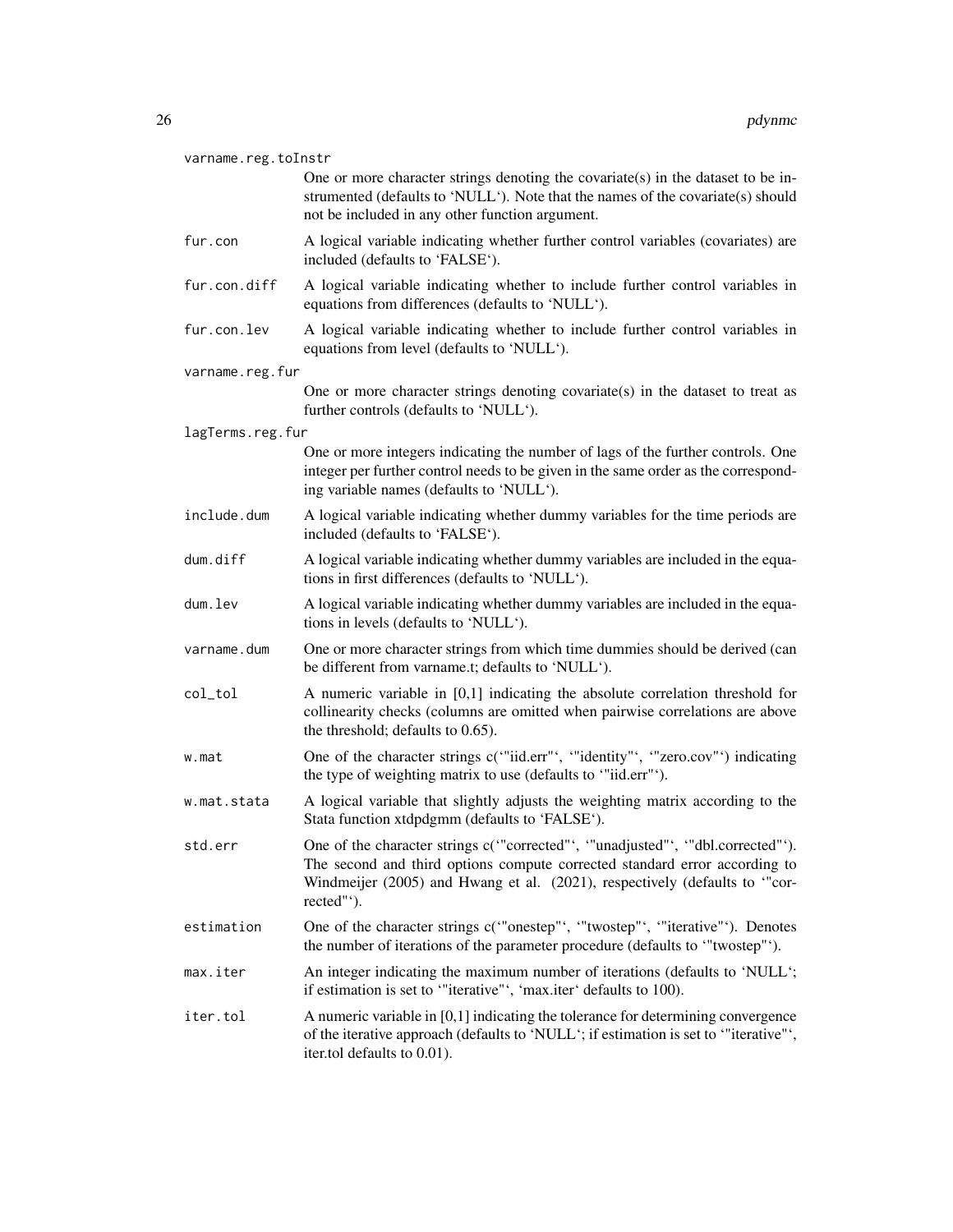`varname.reg.toInstr`
: One or more character strings denoting the covariate(s) in the dataset to be instrumented (defaults to 'NULL'). Note that the names of the covariate(s) should not be included in any other function argument.

`fur.con`
: A logical variable indicating whether further control variables (covariates) are included (defaults to 'FALSE').

`fur.con.diff`
: A logical variable indicating whether to include further control variables in equations from differences (defaults to 'NULL').

`fur.con.lev`
: A logical variable indicating whether to include further control variables in equations from level (defaults to 'NULL').

`varname.reg.fur`
: One or more character strings denoting covariate(s) in the dataset to treat as further controls (defaults to 'NULL').

`lagTerms.reg.fur`
: One or more integers indicating the number of lags of the further controls. One integer per further control needs to be given in the same order as the corresponding variable names (defaults to 'NULL').

`include.dum`
: A logical variable indicating whether dummy variables for the time periods are included (defaults to 'FALSE').

`dum.diff`
: A logical variable indicating whether dummy variables are included in the equations in first differences (defaults to 'NULL').

`dum.lev`
: A logical variable indicating whether dummy variables are included in the equations in levels (defaults to 'NULL').

`varname.dum`
: One or more character strings from which time dummies should be derived (can be different from varname.t; defaults to 'NULL').

`col_tol`
: A numeric variable in [0,1] indicating the absolute correlation threshold for collinearity checks (columns are omitted when pairwise correlations are above the threshold; defaults to 0.65).

`w.mat`
: One of the character strings c('"iid.err"', '"identity"', '"zero.cov"') indicating the type of weighting matrix to use (defaults to '"iid.err"').

`w.mat.stata`
: A logical variable that slightly adjusts the weighting matrix according to the Stata function xtdpdgmm (defaults to 'FALSE').

`std.err`
: One of the character strings c('"corrected"', '"unadjusted"', '"dbl.corrected"'). The second and third options compute corrected standard error according to Windmeijer (2005) and Hwang et al. (2021), respectively (defaults to '"corrected"').

`estimation`
: One of the character strings c('"onestep"', '"twostep"', '"iterative"'). Denotes the number of iterations of the parameter procedure (defaults to '"twostep"').

`max.iter`
: An integer indicating the maximum number of iterations (defaults to 'NULL'; if estimation is set to '"iterative"', 'max.iter' defaults to 100).

`iter.tol`
: A numeric variable in [0,1] indicating the tolerance for determining convergence of the iterative approach (defaults to 'NULL'; if estimation is set to '"iterative"', iter.tol defaults to 0.01).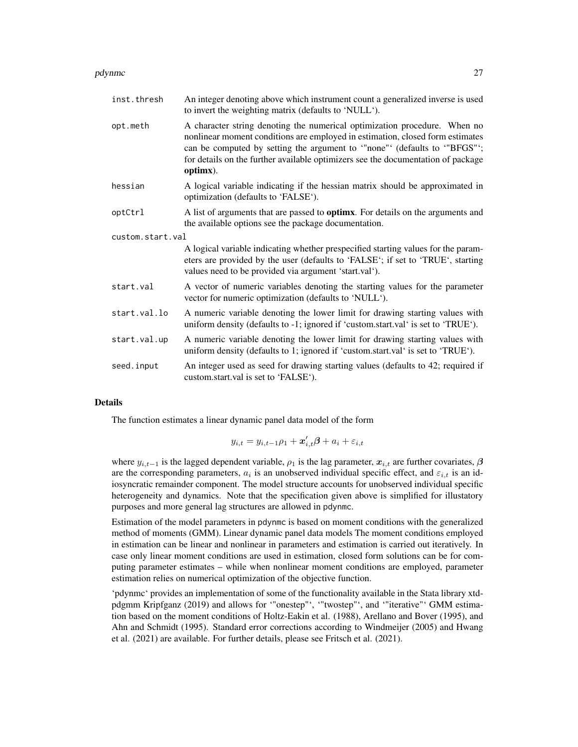| | |
|---|---|
| `inst.thresh` | An integer denoting above which instrument count a generalized inverse is used to invert the weighting matrix (defaults to 'NULL'). |
| `opt.meth` | A character string denoting the numerical optimization procedure. When no nonlinear moment conditions are employed in estimation, closed form estimates can be computed by setting the argument to '"none"' (defaults to '"BFGS"'; for details on the further available optimizers see the documentation of package **optimx**). |
| `hessian` | A logical variable indicating if the hessian matrix should be approximated in optimization (defaults to 'FALSE'). |
| `optCtrl` | A list of arguments that are passed to **optimx**. For details on the arguments and the available options see the package documentation. |
| `custom.start.val` | A logical variable indicating whether prespecified starting values for the parameters are provided by the user (defaults to 'FALSE'; if set to 'TRUE', starting values need to be provided via argument 'start.val'). |
| `start.val` | A vector of numeric variables denoting the starting values for the parameter vector for numeric optimization (defaults to 'NULL'). |
| `start.val.lo` | A numeric variable denoting the lower limit for drawing starting values with uniform density (defaults to -1; ignored if 'custom.start.val' is set to 'TRUE'). |
| `start.val.up` | A numeric variable denoting the lower limit for drawing starting values with uniform density (defaults to 1; ignored if 'custom.start.val' is set to 'TRUE'). |
| `seed.input` | An integer used as seed for drawing starting values (defaults to 42; required if custom.start.val is set to 'FALSE'). |

## Details

The function estimates a linear dynamic panel data model of the form

$$y_{i,t} = y_{i,t-1}\rho_1 + \boldsymbol{x}_{i,t}'\boldsymbol{\beta} + a_i + \varepsilon_{i,t}$$

where $y_{i,t-1}$ is the lagged dependent variable, $\rho_1$ is the lag parameter, $\boldsymbol{x}_{i,t}$ are further covariates, $\boldsymbol{\beta}$ are the corresponding parameters, $a_i$ is an unobserved individual specific effect, and $\varepsilon_{i,t}$ is an idiosyncratic remainder component. The model structure accounts for unobserved individual specific heterogeneity and dynamics. Note that the specification given above is simplified for illustatory purposes and more general lag structures are allowed in `pdynmc`.

Estimation of the model parameters in `pdynmc` is based on moment conditions with the generalized method of moments (GMM). Linear dynamic panel data models The moment conditions employed in estimation can be linear and nonlinear in parameters and estimation is carried out iteratively. In case only linear moment conditions are used in estimation, closed form solutions can be for computing parameter estimates – while when nonlinear moment conditions are employed, parameter estimation relies on numerical optimization of the objective function.

'pdynmc' provides an implementation of some of the functionality available in the Stata library xtdpdgmm Kripfganz (2019) and allows for '"onestep"', '"twostep"', and '"iterative"' GMM estimation based on the moment conditions of Holtz-Eakin et al. (1988), Arellano and Bover (1995), and Ahn and Schmidt (1995). Standard error corrections according to Windmeijer (2005) and Hwang et al. (2021) are available. For further details, please see Fritsch et al. (2021).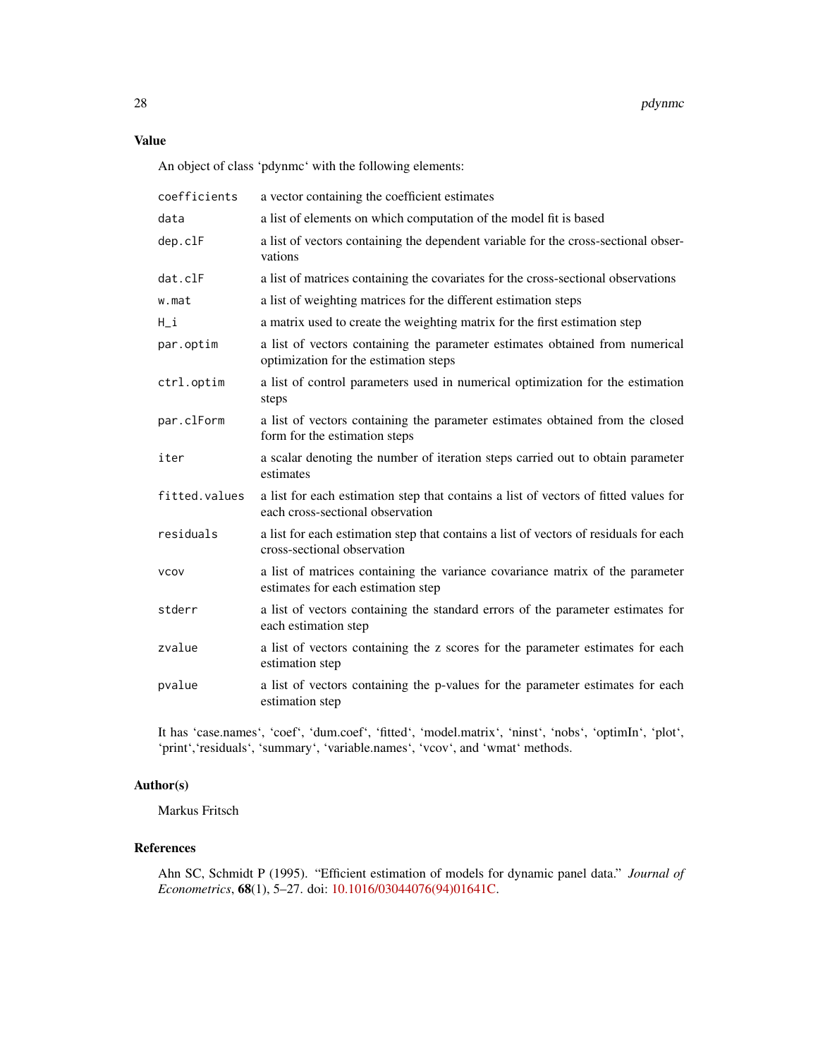## Value

An object of class 'pdynmc' with the following elements:

| | |
|---|---|
| `coefficients` | a vector containing the coefficient estimates |
| `data` | a list of elements on which computation of the model fit is based |
| `dep.clF` | a list of vectors containing the dependent variable for the cross-sectional observations |
| `dat.clF` | a list of matrices containing the covariates for the cross-sectional observations |
| `w.mat` | a list of weighting matrices for the different estimation steps |
| `H_i` | a matrix used to create the weighting matrix for the first estimation step |
| `par.optim` | a list of vectors containing the parameter estimates obtained from numerical optimization for the estimation steps |
| `ctrl.optim` | a list of control parameters used in numerical optimization for the estimation steps |
| `par.clForm` | a list of vectors containing the parameter estimates obtained from the closed form for the estimation steps |
| `iter` | a scalar denoting the number of iteration steps carried out to obtain parameter estimates |
| `fitted.values` | a list for each estimation step that contains a list of vectors of fitted values for each cross-sectional observation |
| `residuals` | a list for each estimation step that contains a list of vectors of residuals for each cross-sectional observation |
| `vcov` | a list of matrices containing the variance covariance matrix of the parameter estimates for each estimation step |
| `stderr` | a list of vectors containing the standard errors of the parameter estimates for each estimation step |
| `zvalue` | a list of vectors containing the z scores for the parameter estimates for each estimation step |
| `pvalue` | a list of vectors containing the p-values for the parameter estimates for each estimation step |

It has 'case.names', 'coef', 'dum.coef', 'fitted', 'model.matrix', 'ninst', 'nobs', 'optimIn', 'plot', 'print','residuals', 'summary', 'variable.names', 'vcov', and 'wmat' methods.

## Author(s)

Markus Fritsch

## References

Ahn SC, Schmidt P (1995). "Efficient estimation of models for dynamic panel data." *Journal of Econometrics*, **68**(1), 5–27. doi: 10.1016/03044076(94)01641C.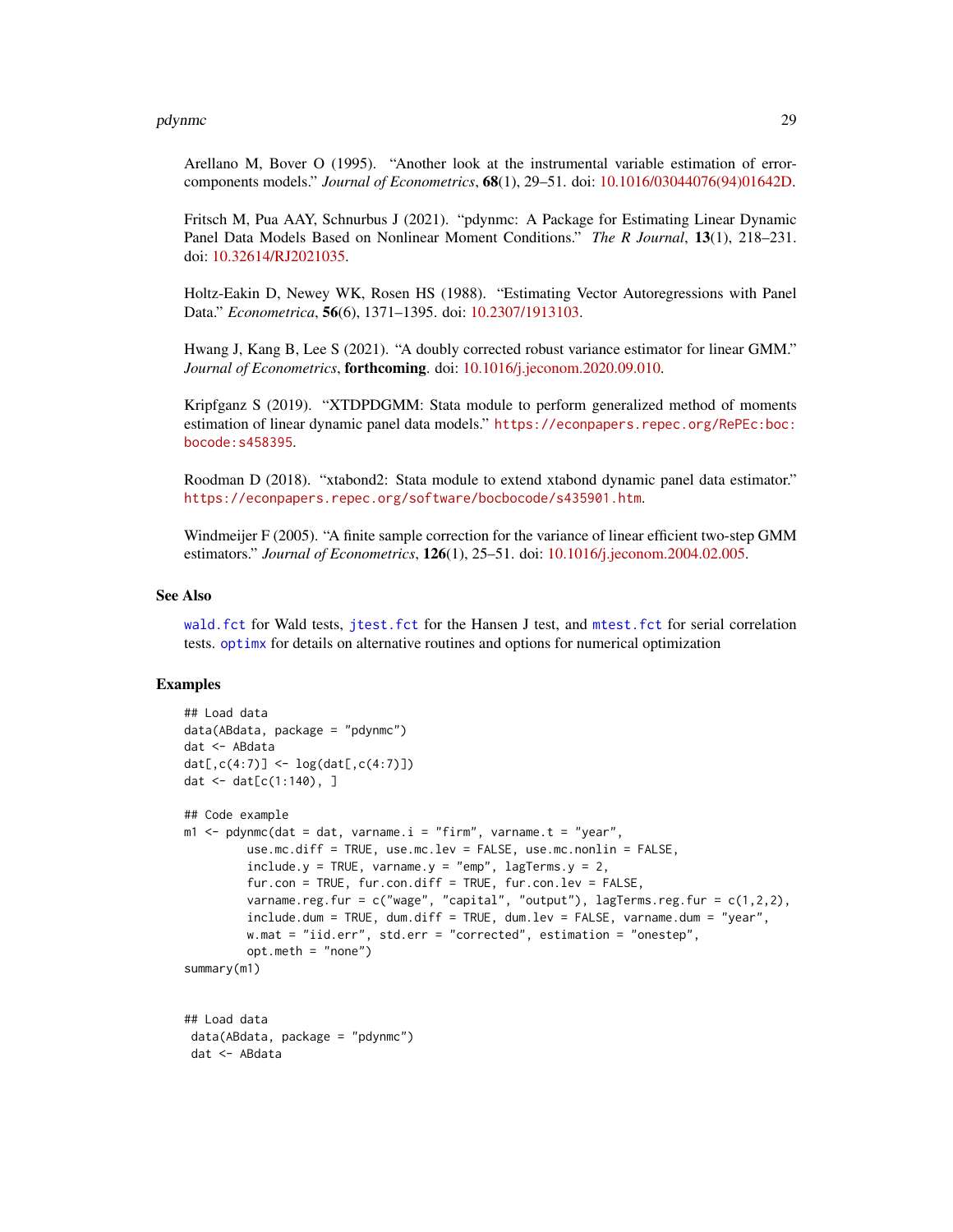Arellano M, Bover O (1995). "Another look at the instrumental variable estimation of error-components models." *Journal of Econometrics*, **68**(1), 29–51. doi: 10.1016/03044076(94)01642D.

Fritsch M, Pua AAY, Schnurbus J (2021). "pdynmc: A Package for Estimating Linear Dynamic Panel Data Models Based on Nonlinear Moment Conditions." *The R Journal*, **13**(1), 218–231. doi: 10.32614/RJ2021035.

Holtz-Eakin D, Newey WK, Rosen HS (1988). "Estimating Vector Autoregressions with Panel Data." *Econometrica*, **56**(6), 1371–1395. doi: 10.2307/1913103.

Hwang J, Kang B, Lee S (2021). "A doubly corrected robust variance estimator for linear GMM." *Journal of Econometrics*, **forthcoming**. doi: 10.1016/j.jeconom.2020.09.010.

Kripfganz S (2019). "XTDPDGMM: Stata module to perform generalized method of moments estimation of linear dynamic panel data models." `https://econpapers.repec.org/RePEc:boc:bocode:s458395`.

Roodman D (2018). "xtabond2: Stata module to extend xtabond dynamic panel data estimator." `https://econpapers.repec.org/software/bocbocode/s435901.htm`.

Windmeijer F (2005). "A finite sample correction for the variance of linear efficient two-step GMM estimators." *Journal of Econometrics*, **126**(1), 25–51. doi: 10.1016/j.jeconom.2004.02.005.

## See Also

`wald.fct` for Wald tests, `jtest.fct` for the Hansen J test, and `mtest.fct` for serial correlation tests. `optimx` for details on alternative routines and options for numerical optimization

## Examples

```
## Load data
data(ABdata, package = "pdynmc")
dat <- ABdata
dat[,c(4:7)] <- log(dat[,c(4:7)])
dat <- dat[c(1:140), ]

## Code example
m1 <- pdynmc(dat = dat, varname.i = "firm", varname.t = "year",
         use.mc.diff = TRUE, use.mc.lev = FALSE, use.mc.nonlin = FALSE,
         include.y = TRUE, varname.y = "emp", lagTerms.y = 2,
         fur.con = TRUE, fur.con.diff = TRUE, fur.con.lev = FALSE,
         varname.reg.fur = c("wage", "capital", "output"), lagTerms.reg.fur = c(1,2,2),
         include.dum = TRUE, dum.diff = TRUE, dum.lev = FALSE, varname.dum = "year",
         w.mat = "iid.err", std.err = "corrected", estimation = "onestep",
         opt.meth = "none")
summary(m1)


## Load data
 data(ABdata, package = "pdynmc")
 dat <- ABdata
```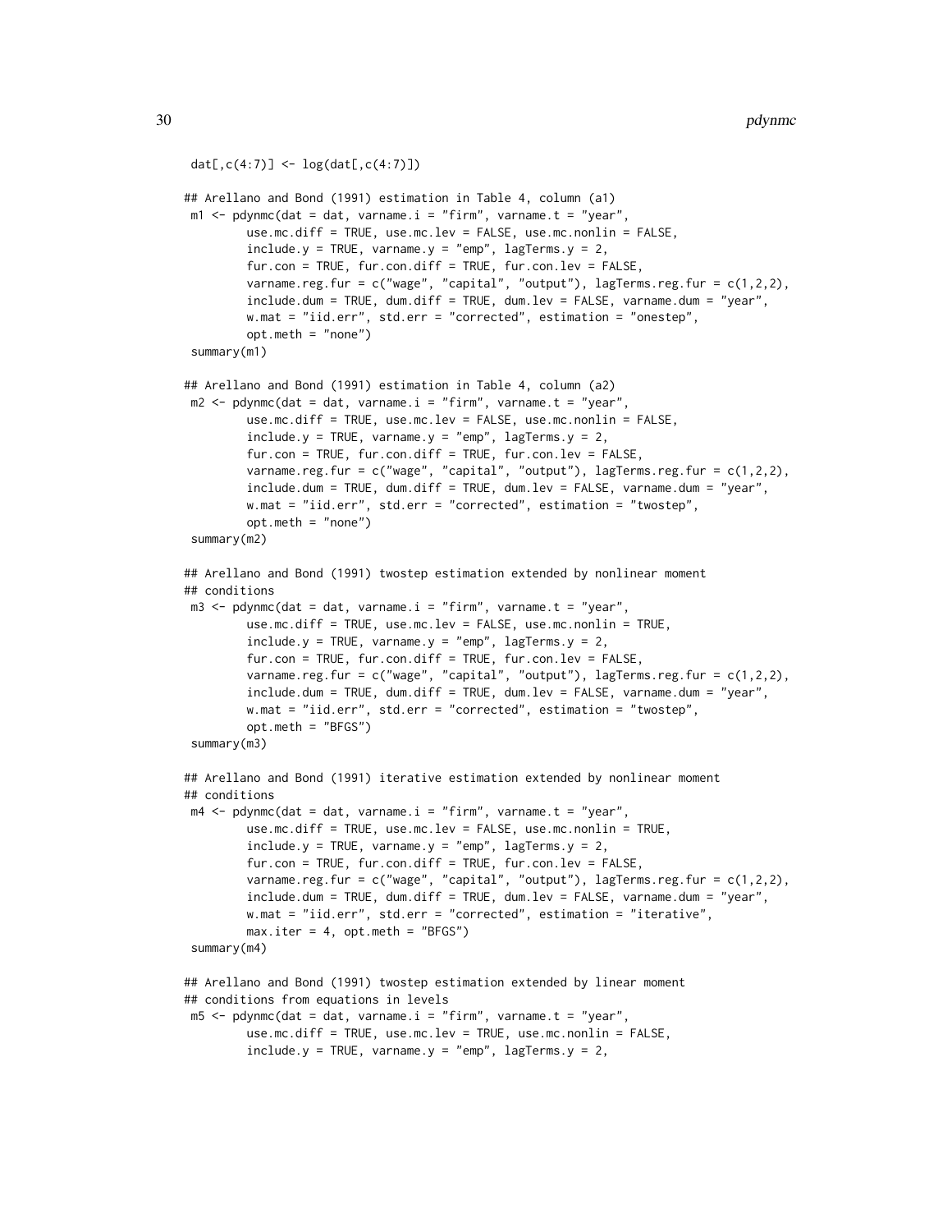```r
 dat[,c(4:7)] <- log(dat[,c(4:7)])

## Arellano and Bond (1991) estimation in Table 4, column (a1)
 m1 <- pdynmc(dat = dat, varname.i = "firm", varname.t = "year",
         use.mc.diff = TRUE, use.mc.lev = FALSE, use.mc.nonlin = FALSE,
         include.y = TRUE, varname.y = "emp", lagTerms.y = 2,
         fur.con = TRUE, fur.con.diff = TRUE, fur.con.lev = FALSE,
         varname.reg.fur = c("wage", "capital", "output"), lagTerms.reg.fur = c(1,2,2),
         include.dum = TRUE, dum.diff = TRUE, dum.lev = FALSE, varname.dum = "year",
         w.mat = "iid.err", std.err = "corrected", estimation = "onestep",
         opt.meth = "none")
 summary(m1)

## Arellano and Bond (1991) estimation in Table 4, column (a2)
 m2 <- pdynmc(dat = dat, varname.i = "firm", varname.t = "year",
         use.mc.diff = TRUE, use.mc.lev = FALSE, use.mc.nonlin = FALSE,
         include.y = TRUE, varname.y = "emp", lagTerms.y = 2,
         fur.con = TRUE, fur.con.diff = TRUE, fur.con.lev = FALSE,
         varname.reg.fur = c("wage", "capital", "output"), lagTerms.reg.fur = c(1,2,2),
         include.dum = TRUE, dum.diff = TRUE, dum.lev = FALSE, varname.dum = "year",
         w.mat = "iid.err", std.err = "corrected", estimation = "twostep",
         opt.meth = "none")
 summary(m2)

## Arellano and Bond (1991) twostep estimation extended by nonlinear moment
## conditions
 m3 <- pdynmc(dat = dat, varname.i = "firm", varname.t = "year",
         use.mc.diff = TRUE, use.mc.lev = FALSE, use.mc.nonlin = TRUE,
         include.y = TRUE, varname.y = "emp", lagTerms.y = 2,
         fur.con = TRUE, fur.con.diff = TRUE, fur.con.lev = FALSE,
         varname.reg.fur = c("wage", "capital", "output"), lagTerms.reg.fur = c(1,2,2),
         include.dum = TRUE, dum.diff = TRUE, dum.lev = FALSE, varname.dum = "year",
         w.mat = "iid.err", std.err = "corrected", estimation = "twostep",
         opt.meth = "BFGS")
 summary(m3)

## Arellano and Bond (1991) iterative estimation extended by nonlinear moment
## conditions
 m4 <- pdynmc(dat = dat, varname.i = "firm", varname.t = "year",
         use.mc.diff = TRUE, use.mc.lev = FALSE, use.mc.nonlin = TRUE,
         include.y = TRUE, varname.y = "emp", lagTerms.y = 2,
         fur.con = TRUE, fur.con.diff = TRUE, fur.con.lev = FALSE,
         varname.reg.fur = c("wage", "capital", "output"), lagTerms.reg.fur = c(1,2,2),
         include.dum = TRUE, dum.diff = TRUE, dum.lev = FALSE, varname.dum = "year",
         w.mat = "iid.err", std.err = "corrected", estimation = "iterative",
         max.iter = 4, opt.meth = "BFGS")
 summary(m4)

## Arellano and Bond (1991) twostep estimation extended by linear moment
## conditions from equations in levels
 m5 <- pdynmc(dat = dat, varname.i = "firm", varname.t = "year",
         use.mc.diff = TRUE, use.mc.lev = TRUE, use.mc.nonlin = FALSE,
         include.y = TRUE, varname.y = "emp", lagTerms.y = 2,
```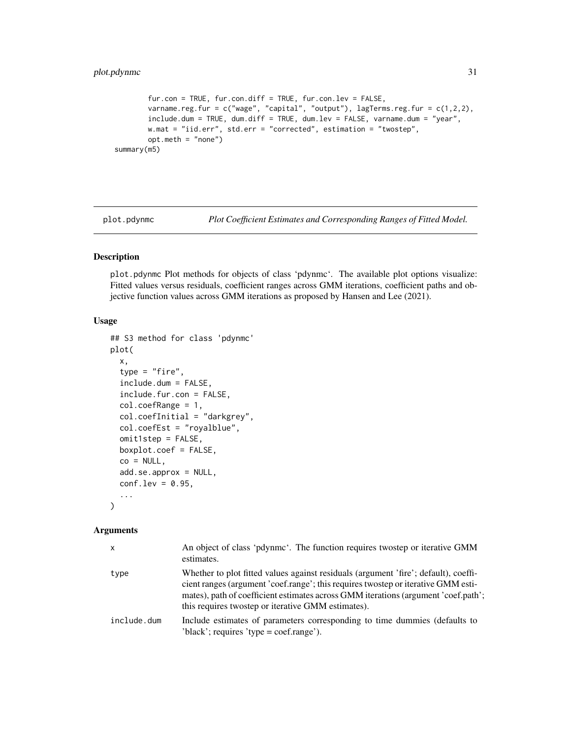```
        fur.con = TRUE, fur.con.diff = TRUE, fur.con.lev = FALSE,
        varname.reg.fur = c("wage", "capital", "output"), lagTerms.reg.fur = c(1,2,2),
        include.dum = TRUE, dum.diff = TRUE, dum.lev = FALSE, varname.dum = "year",
        w.mat = "iid.err", std.err = "corrected", estimation = "twostep",
        opt.meth = "none")
summary(m5)
```

---

## plot.pdynmc — *Plot Coefficient Estimates and Corresponding Ranges of Fitted Model.*

### Description

plot.pdynmc Plot methods for objects of class 'pdynmc'. The available plot options visualize: Fitted values versus residuals, coefficient ranges across GMM iterations, coefficient paths and objective function values across GMM iterations as proposed by Hansen and Lee (2021).

### Usage

```
## S3 method for class 'pdynmc'
plot(
  x,
  type = "fire",
  include.dum = FALSE,
  include.fur.con = FALSE,
  col.coefRange = 1,
  col.coefInitial = "darkgrey",
  col.coefEst = "royalblue",
  omit1step = FALSE,
  boxplot.coef = FALSE,
  co = NULL,
  add.se.approx = NULL,
  conf.lev = 0.95,
  ...
)
```

### Arguments

| | |
|---|---|
| x | An object of class 'pdynmc'. The function requires twostep or iterative GMM estimates. |
| type | Whether to plot fitted values against residuals (argument 'fire'; default), coefficient ranges (argument 'coef.range'; this requires twostep or iterative GMM estimates), path of coefficient estimates across GMM iterations (argument 'coef.path'; this requires twostep or iterative GMM estimates). |
| include.dum | Include estimates of parameters corresponding to time dummies (defaults to 'black'; requires 'type = coef.range'). |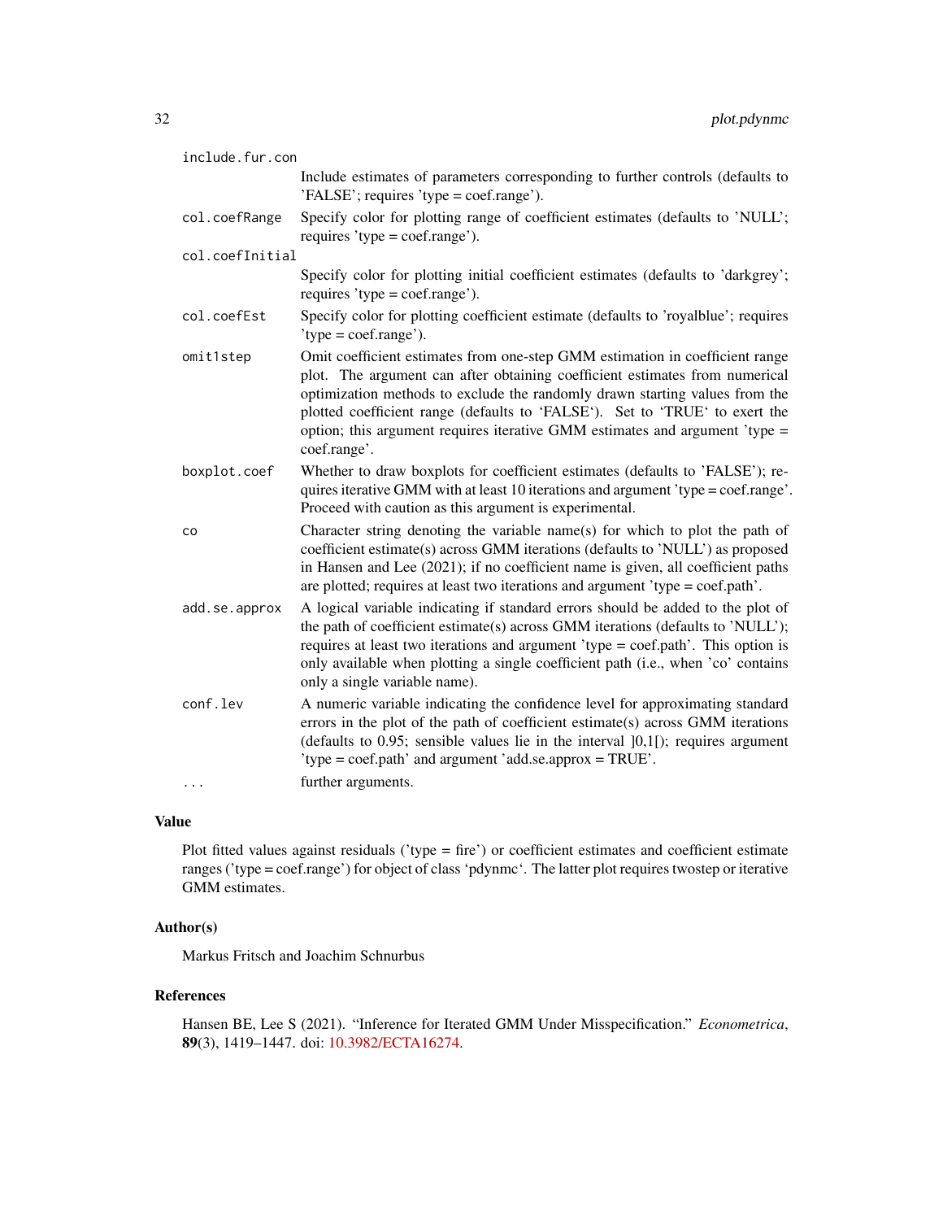`include.fur.con`
: Include estimates of parameters corresponding to further controls (defaults to 'FALSE'; requires 'type = coef.range').

`col.coefRange`
: Specify color for plotting range of coefficient estimates (defaults to 'NULL'; requires 'type = coef.range').

`col.coefInitial`
: Specify color for plotting initial coefficient estimates (defaults to 'darkgrey'; requires 'type = coef.range').

`col.coefEst`
: Specify color for plotting coefficient estimate (defaults to 'royalblue'; requires 'type = coef.range').

`omit1step`
: Omit coefficient estimates from one-step GMM estimation in coefficient range plot. The argument can after obtaining coefficient estimates from numerical optimization methods to exclude the randomly drawn starting values from the plotted coefficient range (defaults to 'FALSE'). Set to 'TRUE' to exert the option; this argument requires iterative GMM estimates and argument 'type = coef.range'.

`boxplot.coef`
: Whether to draw boxplots for coefficient estimates (defaults to 'FALSE'); requires iterative GMM with at least 10 iterations and argument 'type = coef.range'. Proceed with caution as this argument is experimental.

`co`
: Character string denoting the variable name(s) for which to plot the path of coefficient estimate(s) across GMM iterations (defaults to 'NULL') as proposed in Hansen and Lee (2021); if no coefficient name is given, all coefficient paths are plotted; requires at least two iterations and argument 'type = coef.path'.

`add.se.approx`
: A logical variable indicating if standard errors should be added to the plot of the path of coefficient estimate(s) across GMM iterations (defaults to 'NULL'); requires at least two iterations and argument 'type = coef.path'. This option is only available when plotting a single coefficient path (i.e., when 'co' contains only a single variable name).

`conf.lev`
: A numeric variable indicating the confidence level for approximating standard errors in the plot of the path of coefficient estimate(s) across GMM iterations (defaults to 0.95; sensible values lie in the interval ]0,1[); requires argument 'type = coef.path' and argument 'add.se.approx = TRUE'.

`...`
: further arguments.

### Value

Plot fitted values against residuals ('type = fire') or coefficient estimates and coefficient estimate ranges ('type = coef.range') for object of class 'pdynmc'. The latter plot requires twostep or iterative GMM estimates.

### Author(s)

Markus Fritsch and Joachim Schnurbus

### References

Hansen BE, Lee S (2021). "Inference for Iterated GMM Under Misspecification." *Econometrica*, **89**(3), 1419–1447. doi: 10.3982/ECTA16274.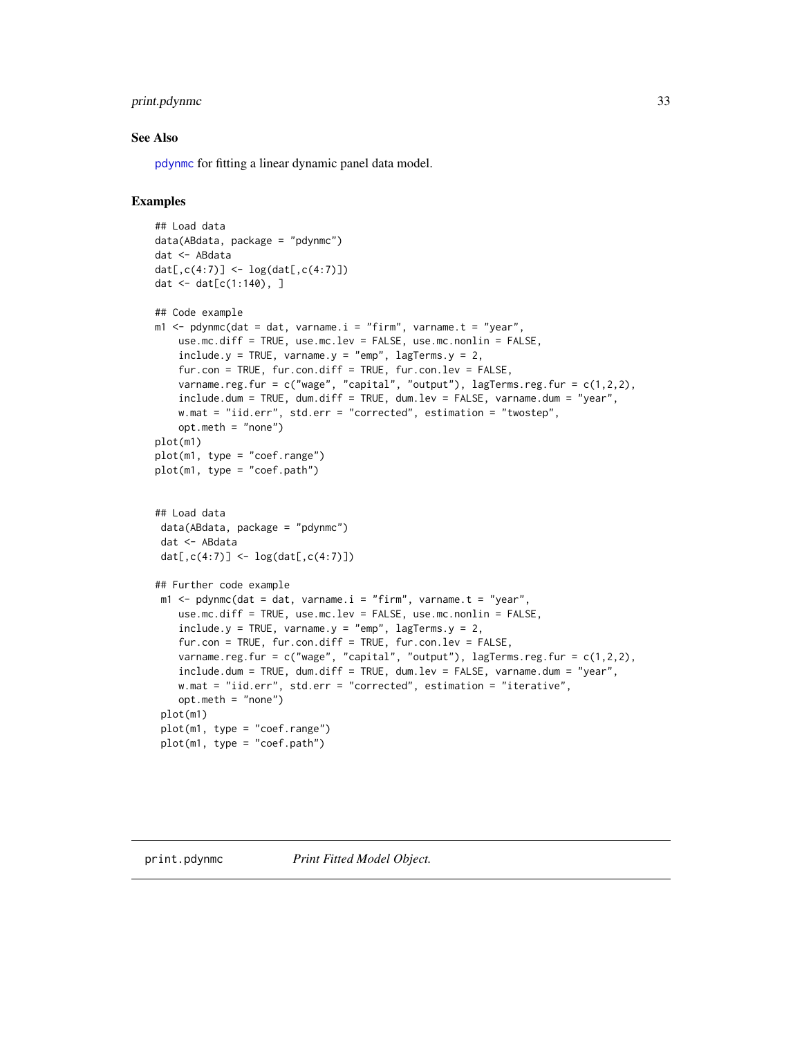## See Also

pdynmc for fitting a linear dynamic panel data model.

## Examples

```
## Load data
data(ABdata, package = "pdynmc")
dat <- ABdata
dat[,c(4:7)] <- log(dat[,c(4:7)])
dat <- dat[c(1:140), ]

## Code example
m1 <- pdynmc(dat = dat, varname.i = "firm", varname.t = "year",
    use.mc.diff = TRUE, use.mc.lev = FALSE, use.mc.nonlin = FALSE,
    include.y = TRUE, varname.y = "emp", lagTerms.y = 2,
    fur.con = TRUE, fur.con.diff = TRUE, fur.con.lev = FALSE,
    varname.reg.fur = c("wage", "capital", "output"), lagTerms.reg.fur = c(1,2,2),
    include.dum = TRUE, dum.diff = TRUE, dum.lev = FALSE, varname.dum = "year",
    w.mat = "iid.err", std.err = "corrected", estimation = "twostep",
    opt.meth = "none")
plot(m1)
plot(m1, type = "coef.range")
plot(m1, type = "coef.path")


## Load data
 data(ABdata, package = "pdynmc")
 dat <- ABdata
 dat[,c(4:7)] <- log(dat[,c(4:7)])

## Further code example
 m1 <- pdynmc(dat = dat, varname.i = "firm", varname.t = "year",
    use.mc.diff = TRUE, use.mc.lev = FALSE, use.mc.nonlin = FALSE,
    include.y = TRUE, varname.y = "emp", lagTerms.y = 2,
    fur.con = TRUE, fur.con.diff = TRUE, fur.con.lev = FALSE,
    varname.reg.fur = c("wage", "capital", "output"), lagTerms.reg.fur = c(1,2,2),
    include.dum = TRUE, dum.diff = TRUE, dum.lev = FALSE, varname.dum = "year",
    w.mat = "iid.err", std.err = "corrected", estimation = "iterative",
    opt.meth = "none")
 plot(m1)
 plot(m1, type = "coef.range")
 plot(m1, type = "coef.path")
```

---

print.pdynmc &nbsp;&nbsp;&nbsp;&nbsp; *Print Fitted Model Object.*

---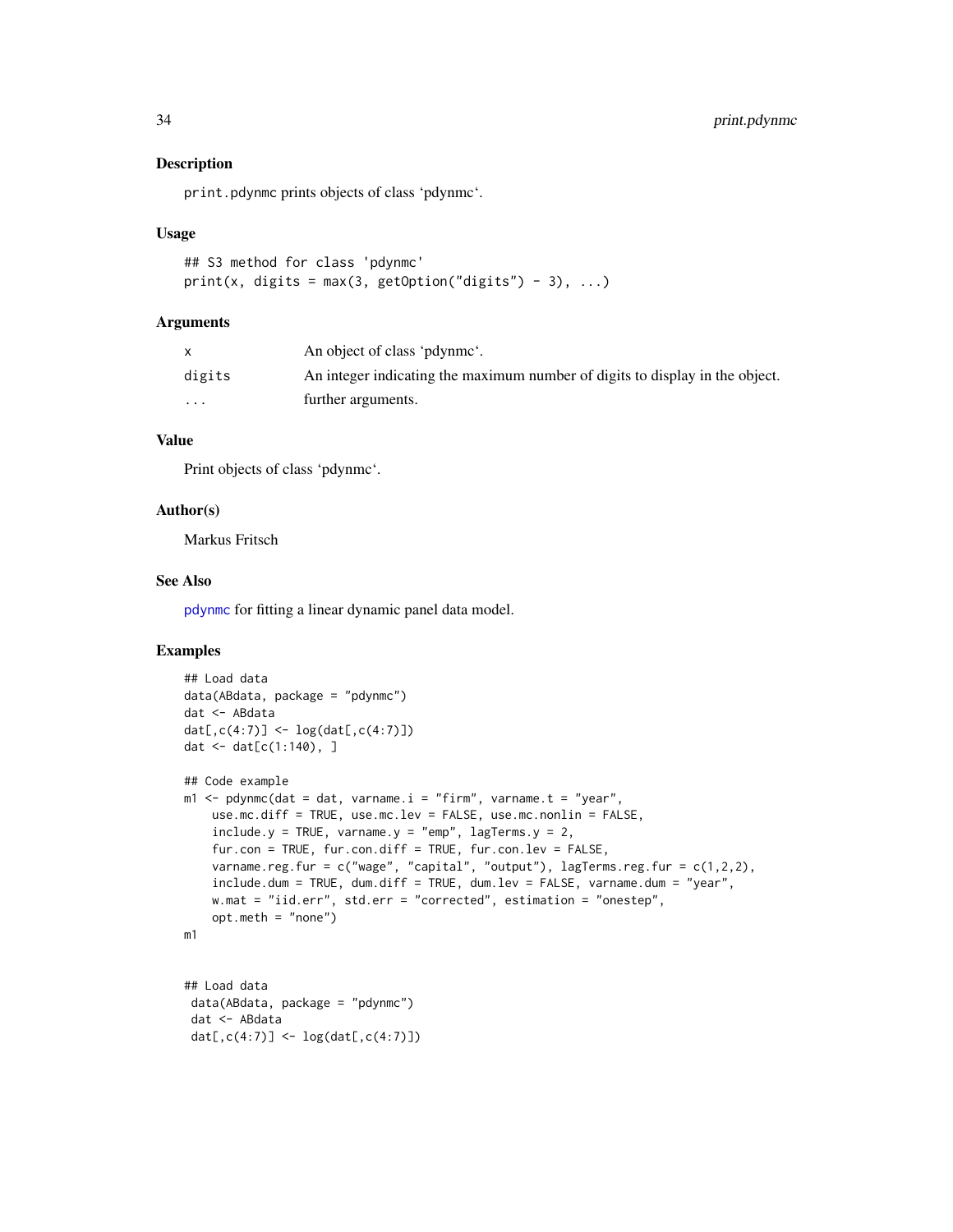## Description

`print.pdynmc` prints objects of class 'pdynmc'.

## Usage

```
## S3 method for class 'pdynmc'
print(x, digits = max(3, getOption("digits") - 3), ...)
```

## Arguments

| | |
|---|---|
| `x` | An object of class 'pdynmc'. |
| `digits` | An integer indicating the maximum number of digits to display in the object. |
| `...` | further arguments. |

## Value

Print objects of class 'pdynmc'.

## Author(s)

Markus Fritsch

## See Also

`pdynmc` for fitting a linear dynamic panel data model.

## Examples

```
## Load data
data(ABdata, package = "pdynmc")
dat <- ABdata
dat[,c(4:7)] <- log(dat[,c(4:7)])
dat <- dat[c(1:140), ]

## Code example
m1 <- pdynmc(dat = dat, varname.i = "firm", varname.t = "year",
    use.mc.diff = TRUE, use.mc.lev = FALSE, use.mc.nonlin = FALSE,
    include.y = TRUE, varname.y = "emp", lagTerms.y = 2,
    fur.con = TRUE, fur.con.diff = TRUE, fur.con.lev = FALSE,
    varname.reg.fur = c("wage", "capital", "output"), lagTerms.reg.fur = c(1,2,2),
    include.dum = TRUE, dum.diff = TRUE, dum.lev = FALSE, varname.dum = "year",
    w.mat = "iid.err", std.err = "corrected", estimation = "onestep",
    opt.meth = "none")
m1


## Load data
 data(ABdata, package = "pdynmc")
 dat <- ABdata
 dat[,c(4:7)] <- log(dat[,c(4:7)])
```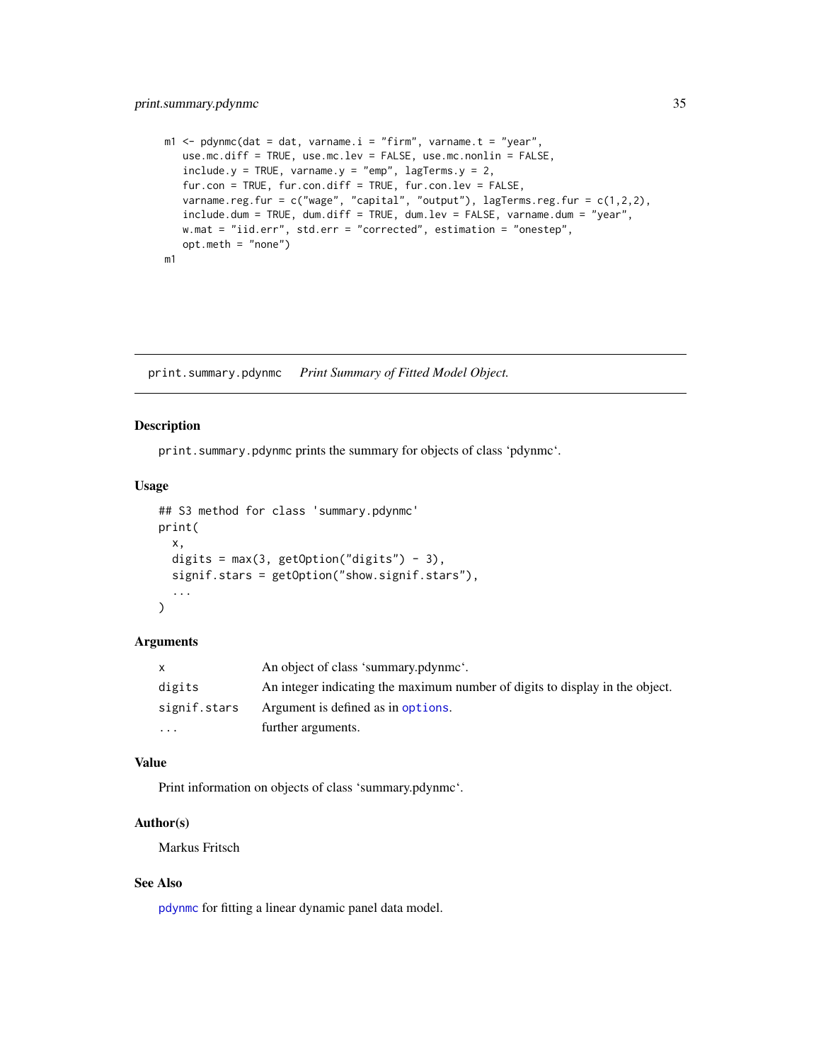```
m1 <- pdynmc(dat = dat, varname.i = "firm", varname.t = "year",
   use.mc.diff = TRUE, use.mc.lev = FALSE, use.mc.nonlin = FALSE,
   include.y = TRUE, varname.y = "emp", lagTerms.y = 2,
   fur.con = TRUE, fur.con.diff = TRUE, fur.con.lev = FALSE,
   varname.reg.fur = c("wage", "capital", "output"), lagTerms.reg.fur = c(1,2,2),
   include.dum = TRUE, dum.diff = TRUE, dum.lev = FALSE, varname.dum = "year",
   w.mat = "iid.err", std.err = "corrected", estimation = "onestep",
   opt.meth = "none")
m1
```

---

## print.summary.pdynmc    *Print Summary of Fitted Model Object.*

---

### Description

`print.summary.pdynmc` prints the summary for objects of class 'pdynmc'.

### Usage

```
## S3 method for class 'summary.pdynmc'
print(
  x,
  digits = max(3, getOption("digits") - 3),
  signif.stars = getOption("show.signif.stars"),
  ...
)
```

### Arguments

| | |
|---|---|
| `x` | An object of class 'summary.pdynmc'. |
| `digits` | An integer indicating the maximum number of digits to display in the object. |
| `signif.stars` | Argument is defined as in `options`. |
| `...` | further arguments. |

### Value

Print information on objects of class 'summary.pdynmc'.

### Author(s)

Markus Fritsch

### See Also

`pdynmc` for fitting a linear dynamic panel data model.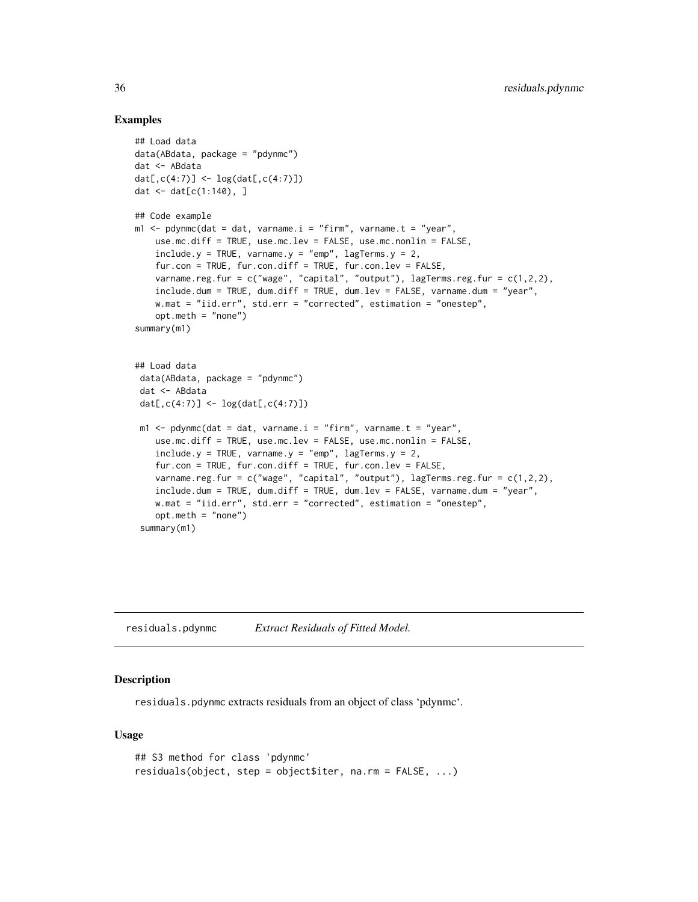### Examples

```
## Load data
data(ABdata, package = "pdynmc")
dat <- ABdata
dat[,c(4:7)] <- log(dat[,c(4:7)])
dat <- dat[c(1:140), ]

## Code example
m1 <- pdynmc(dat = dat, varname.i = "firm", varname.t = "year",
    use.mc.diff = TRUE, use.mc.lev = FALSE, use.mc.nonlin = FALSE,
    include.y = TRUE, varname.y = "emp", lagTerms.y = 2,
    fur.con = TRUE, fur.con.diff = TRUE, fur.con.lev = FALSE,
    varname.reg.fur = c("wage", "capital", "output"), lagTerms.reg.fur = c(1,2,2),
    include.dum = TRUE, dum.diff = TRUE, dum.lev = FALSE, varname.dum = "year",
    w.mat = "iid.err", std.err = "corrected", estimation = "onestep",
    opt.meth = "none")
summary(m1)


## Load data
 data(ABdata, package = "pdynmc")
 dat <- ABdata
 dat[,c(4:7)] <- log(dat[,c(4:7)])

 m1 <- pdynmc(dat = dat, varname.i = "firm", varname.t = "year",
    use.mc.diff = TRUE, use.mc.lev = FALSE, use.mc.nonlin = FALSE,
    include.y = TRUE, varname.y = "emp", lagTerms.y = 2,
    fur.con = TRUE, fur.con.diff = TRUE, fur.con.lev = FALSE,
    varname.reg.fur = c("wage", "capital", "output"), lagTerms.reg.fur = c(1,2,2),
    include.dum = TRUE, dum.diff = TRUE, dum.lev = FALSE, varname.dum = "year",
    w.mat = "iid.err", std.err = "corrected", estimation = "onestep",
    opt.meth = "none")
 summary(m1)
```

---

## residuals.pdynmc — *Extract Residuals of Fitted Model.*

---

### Description

residuals.pdynmc extracts residuals from an object of class 'pdynmc'.

### Usage

```
## S3 method for class 'pdynmc'
residuals(object, step = object$iter, na.rm = FALSE, ...)
```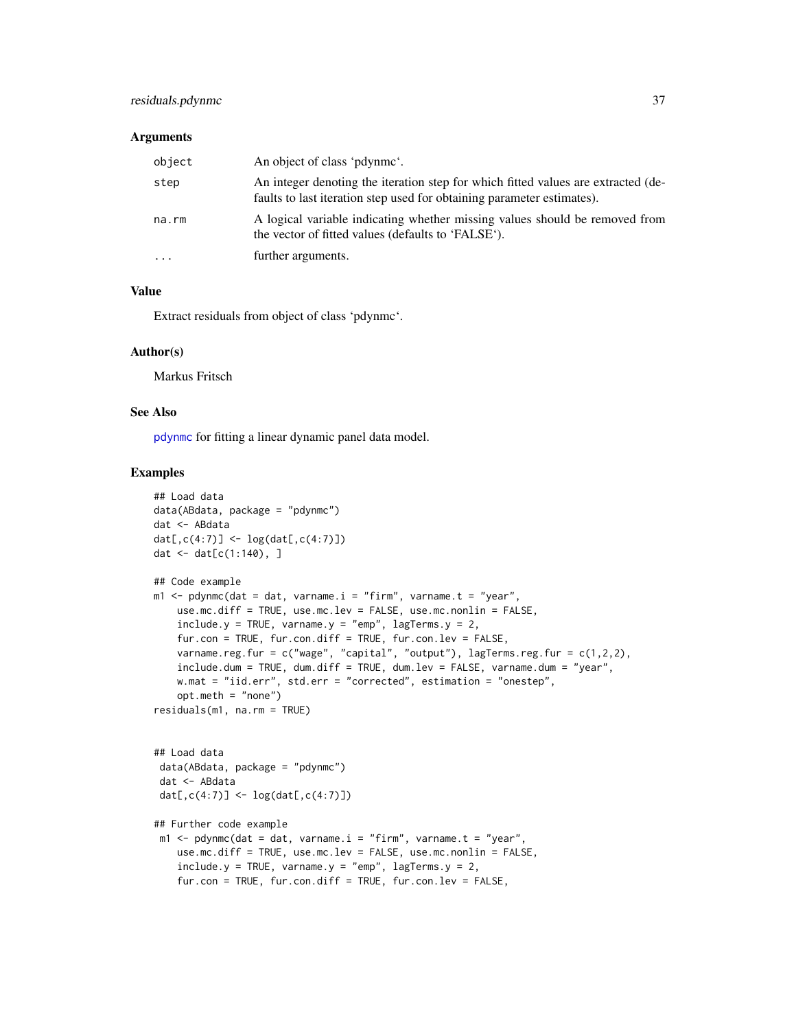### Arguments

| | |
|---|---|
| object | An object of class 'pdynmc'. |
| step | An integer denoting the iteration step for which fitted values are extracted (defaults to last iteration step used for obtaining parameter estimates). |
| na.rm | A logical variable indicating whether missing values should be removed from the vector of fitted values (defaults to 'FALSE'). |
| ... | further arguments. |

### Value

Extract residuals from object of class 'pdynmc'.

### Author(s)

Markus Fritsch

### See Also

pdynmc for fitting a linear dynamic panel data model.

### Examples

```
## Load data
data(ABdata, package = "pdynmc")
dat <- ABdata
dat[,c(4:7)] <- log(dat[,c(4:7)])
dat <- dat[c(1:140), ]

## Code example
m1 <- pdynmc(dat = dat, varname.i = "firm", varname.t = "year",
    use.mc.diff = TRUE, use.mc.lev = FALSE, use.mc.nonlin = FALSE,
    include.y = TRUE, varname.y = "emp", lagTerms.y = 2,
    fur.con = TRUE, fur.con.diff = TRUE, fur.con.lev = FALSE,
    varname.reg.fur = c("wage", "capital", "output"), lagTerms.reg.fur = c(1,2,2),
    include.dum = TRUE, dum.diff = TRUE, dum.lev = FALSE, varname.dum = "year",
    w.mat = "iid.err", std.err = "corrected", estimation = "onestep",
    opt.meth = "none")
residuals(m1, na.rm = TRUE)


## Load data
 data(ABdata, package = "pdynmc")
 dat <- ABdata
 dat[,c(4:7)] <- log(dat[,c(4:7)])

## Further code example
 m1 <- pdynmc(dat = dat, varname.i = "firm", varname.t = "year",
    use.mc.diff = TRUE, use.mc.lev = FALSE, use.mc.nonlin = FALSE,
    include.y = TRUE, varname.y = "emp", lagTerms.y = 2,
    fur.con = TRUE, fur.con.diff = TRUE, fur.con.lev = FALSE,
```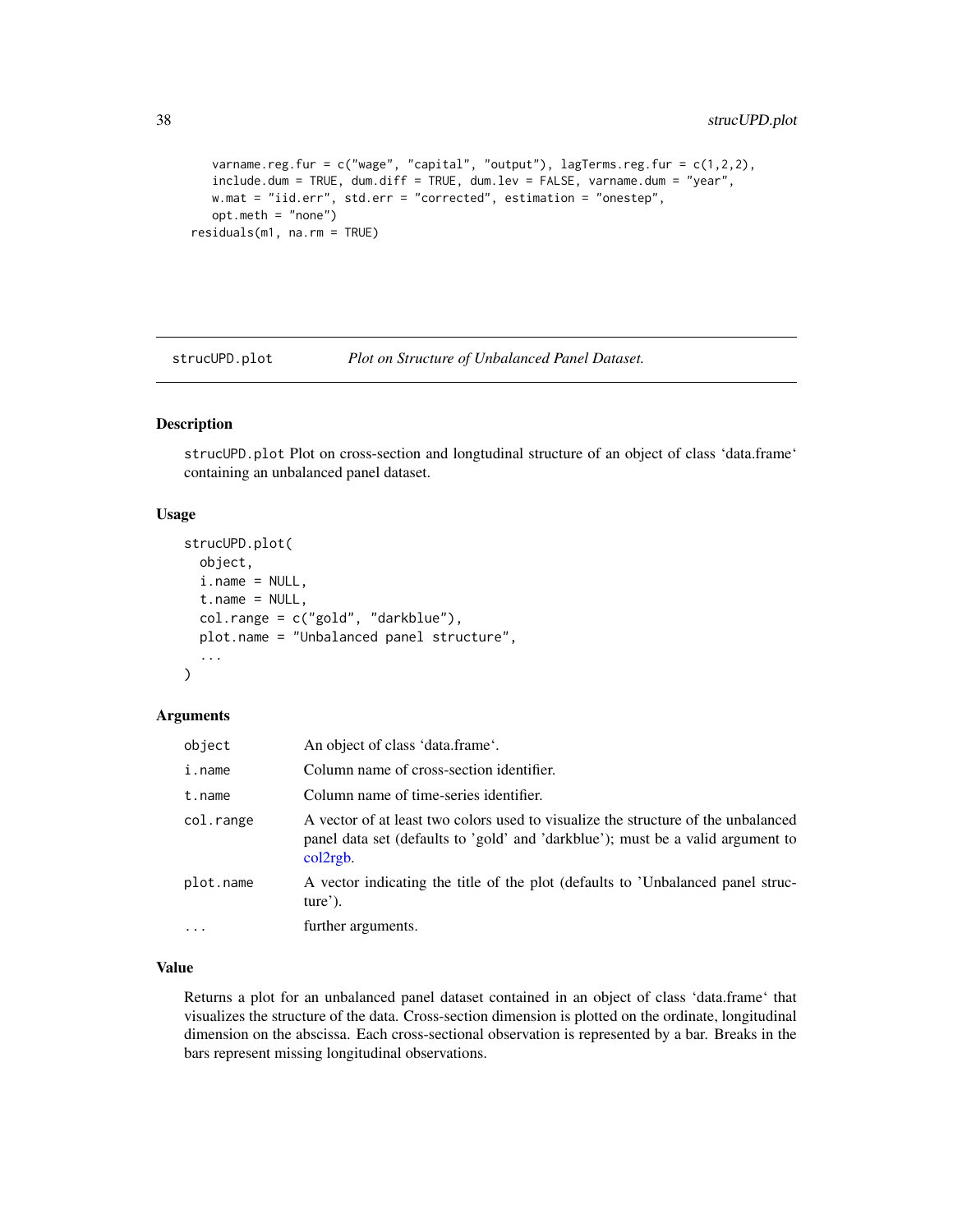```
    varname.reg.fur = c("wage", "capital", "output"), lagTerms.reg.fur = c(1,2,2),
    include.dum = TRUE, dum.diff = TRUE, dum.lev = FALSE, varname.dum = "year",
    w.mat = "iid.err", std.err = "corrected", estimation = "onestep",
    opt.meth = "none")
residuals(m1, na.rm = TRUE)
```

---

## strucUPD.plot — *Plot on Structure of Unbalanced Panel Dataset.*

### Description

strucUPD.plot Plot on cross-section and longtudinal structure of an object of class 'data.frame' containing an unbalanced panel dataset.

### Usage

```
strucUPD.plot(
  object,
  i.name = NULL,
  t.name = NULL,
  col.range = c("gold", "darkblue"),
  plot.name = "Unbalanced panel structure",
  ...
)
```

### Arguments

| | |
|---|---|
| object | An object of class 'data.frame'. |
| i.name | Column name of cross-section identifier. |
| t.name | Column name of time-series identifier. |
| col.range | A vector of at least two colors used to visualize the structure of the unbalanced panel data set (defaults to 'gold' and 'darkblue'); must be a valid argument to col2rgb. |
| plot.name | A vector indicating the title of the plot (defaults to 'Unbalanced panel structure'). |
| ... | further arguments. |

### Value

Returns a plot for an unbalanced panel dataset contained in an object of class 'data.frame' that visualizes the structure of the data. Cross-section dimension is plotted on the ordinate, longitudinal dimension on the abscissa. Each cross-sectional observation is represented by a bar. Breaks in the bars represent missing longitudinal observations.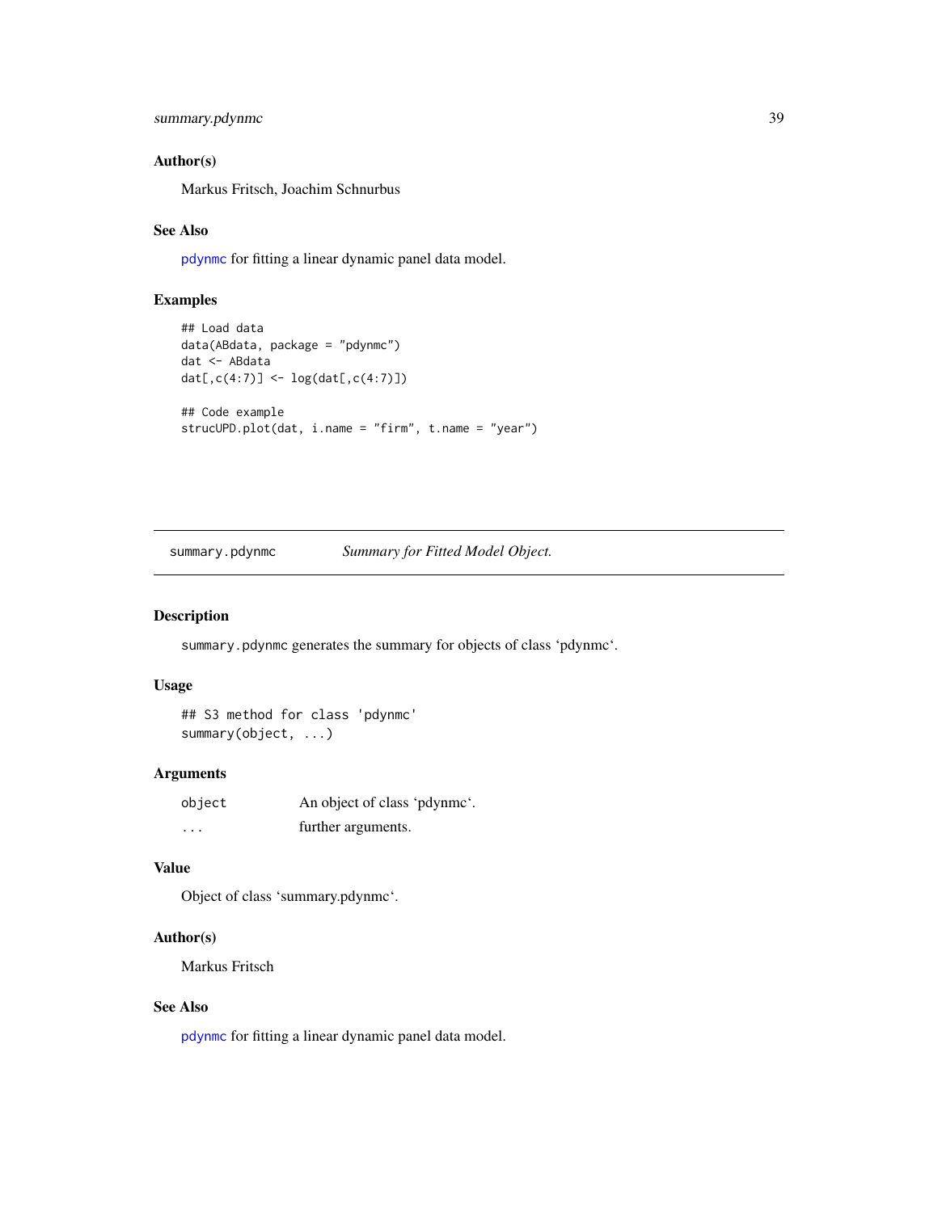### Author(s)

Markus Fritsch, Joachim Schnurbus

### See Also

`pdynmc` for fitting a linear dynamic panel data model.

### Examples

```
## Load data
data(ABdata, package = "pdynmc")
dat <- ABdata
dat[,c(4:7)] <- log(dat[,c(4:7)])

## Code example
strucUPD.plot(dat, i.name = "firm", t.name = "year")
```

---

## summary.pdynmc — *Summary for Fitted Model Object.*

---

### Description

summary.pdynmc generates the summary for objects of class 'pdynmc'.

### Usage

```
## S3 method for class 'pdynmc'
summary(object, ...)
```

### Arguments

| | |
|---|---|
| object | An object of class 'pdynmc'. |
| ... | further arguments. |

### Value

Object of class 'summary.pdynmc'.

### Author(s)

Markus Fritsch

### See Also

`pdynmc` for fitting a linear dynamic panel data model.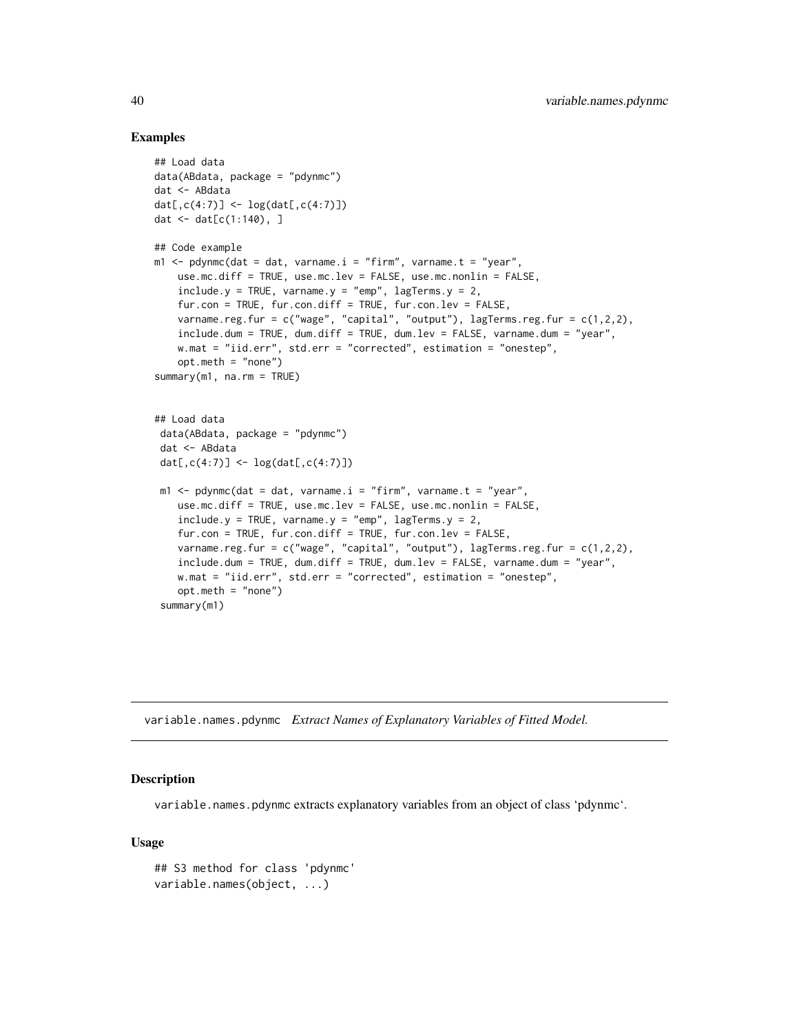## Examples

```
## Load data
data(ABdata, package = "pdynmc")
dat <- ABdata
dat[,c(4:7)] <- log(dat[,c(4:7)])
dat <- dat[c(1:140), ]

## Code example
m1 <- pdynmc(dat = dat, varname.i = "firm", varname.t = "year",
    use.mc.diff = TRUE, use.mc.lev = FALSE, use.mc.nonlin = FALSE,
    include.y = TRUE, varname.y = "emp", lagTerms.y = 2,
    fur.con = TRUE, fur.con.diff = TRUE, fur.con.lev = FALSE,
    varname.reg.fur = c("wage", "capital", "output"), lagTerms.reg.fur = c(1,2,2),
    include.dum = TRUE, dum.diff = TRUE, dum.lev = FALSE, varname.dum = "year",
    w.mat = "iid.err", std.err = "corrected", estimation = "onestep",
    opt.meth = "none")
summary(m1, na.rm = TRUE)


## Load data
 data(ABdata, package = "pdynmc")
 dat <- ABdata
 dat[,c(4:7)] <- log(dat[,c(4:7)])

 m1 <- pdynmc(dat = dat, varname.i = "firm", varname.t = "year",
    use.mc.diff = TRUE, use.mc.lev = FALSE, use.mc.nonlin = FALSE,
    include.y = TRUE, varname.y = "emp", lagTerms.y = 2,
    fur.con = TRUE, fur.con.diff = TRUE, fur.con.lev = FALSE,
    varname.reg.fur = c("wage", "capital", "output"), lagTerms.reg.fur = c(1,2,2),
    include.dum = TRUE, dum.diff = TRUE, dum.lev = FALSE, varname.dum = "year",
    w.mat = "iid.err", std.err = "corrected", estimation = "onestep",
    opt.meth = "none")
 summary(m1)
```

---

# variable.names.pdynmc *Extract Names of Explanatory Variables of Fitted Model.*

## Description

variable.names.pdynmc extracts explanatory variables from an object of class 'pdynmc'.

## Usage

```
## S3 method for class 'pdynmc'
variable.names(object, ...)
```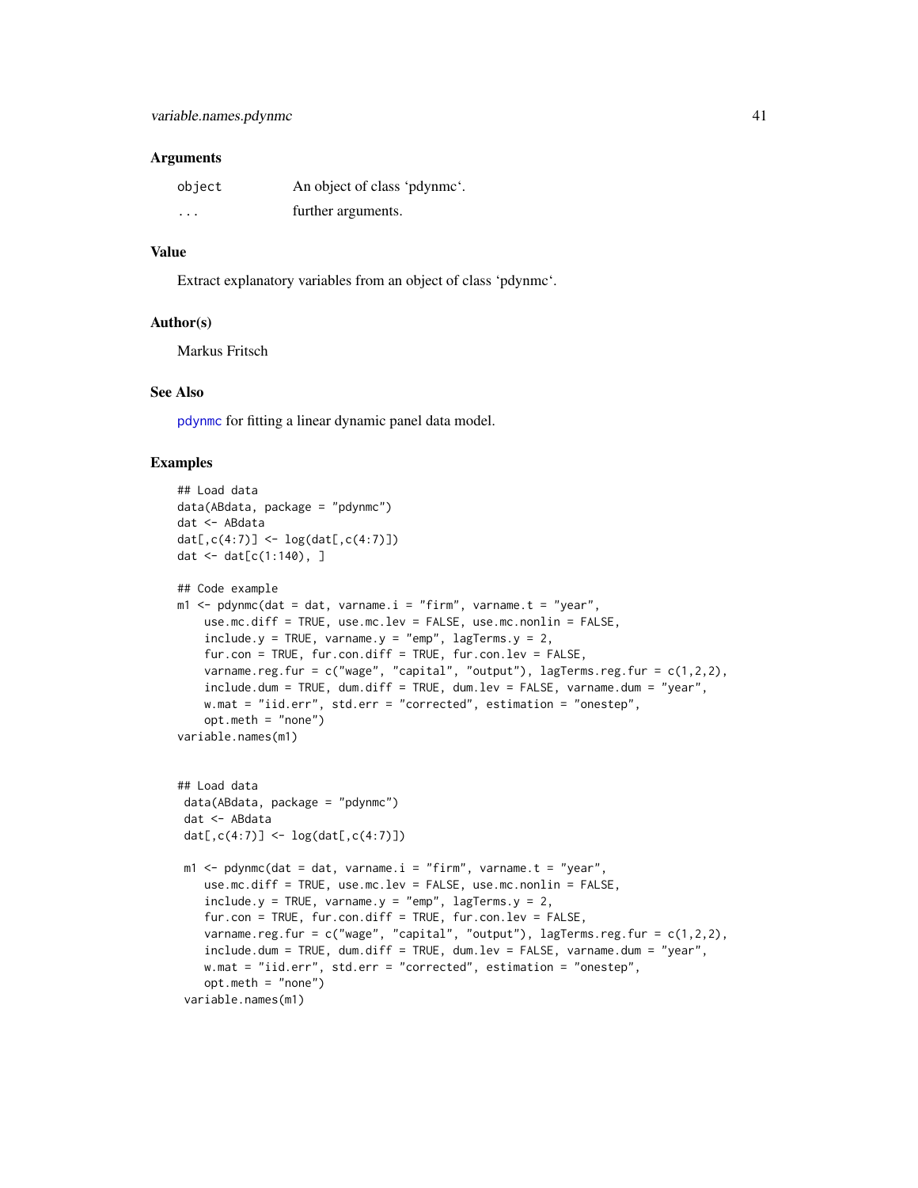### Arguments

| | |
|---|---|
| object | An object of class ‘pdynmc‘. |
| ... | further arguments. |

### Value

Extract explanatory variables from an object of class ‘pdynmc‘.

### Author(s)

Markus Fritsch

### See Also

pdynmc for fitting a linear dynamic panel data model.

### Examples

```
## Load data
data(ABdata, package = "pdynmc")
dat <- ABdata
dat[,c(4:7)] <- log(dat[,c(4:7)])
dat <- dat[c(1:140), ]

## Code example
m1 <- pdynmc(dat = dat, varname.i = "firm", varname.t = "year",
    use.mc.diff = TRUE, use.mc.lev = FALSE, use.mc.nonlin = FALSE,
    include.y = TRUE, varname.y = "emp", lagTerms.y = 2,
    fur.con = TRUE, fur.con.diff = TRUE, fur.con.lev = FALSE,
    varname.reg.fur = c("wage", "capital", "output"), lagTerms.reg.fur = c(1,2,2),
    include.dum = TRUE, dum.diff = TRUE, dum.lev = FALSE, varname.dum = "year",
    w.mat = "iid.err", std.err = "corrected", estimation = "onestep",
    opt.meth = "none")
variable.names(m1)


## Load data
 data(ABdata, package = "pdynmc")
 dat <- ABdata
 dat[,c(4:7)] <- log(dat[,c(4:7)])

 m1 <- pdynmc(dat = dat, varname.i = "firm", varname.t = "year",
    use.mc.diff = TRUE, use.mc.lev = FALSE, use.mc.nonlin = FALSE,
    include.y = TRUE, varname.y = "emp", lagTerms.y = 2,
    fur.con = TRUE, fur.con.diff = TRUE, fur.con.lev = FALSE,
    varname.reg.fur = c("wage", "capital", "output"), lagTerms.reg.fur = c(1,2,2),
    include.dum = TRUE, dum.diff = TRUE, dum.lev = FALSE, varname.dum = "year",
    w.mat = "iid.err", std.err = "corrected", estimation = "onestep",
    opt.meth = "none")
 variable.names(m1)
```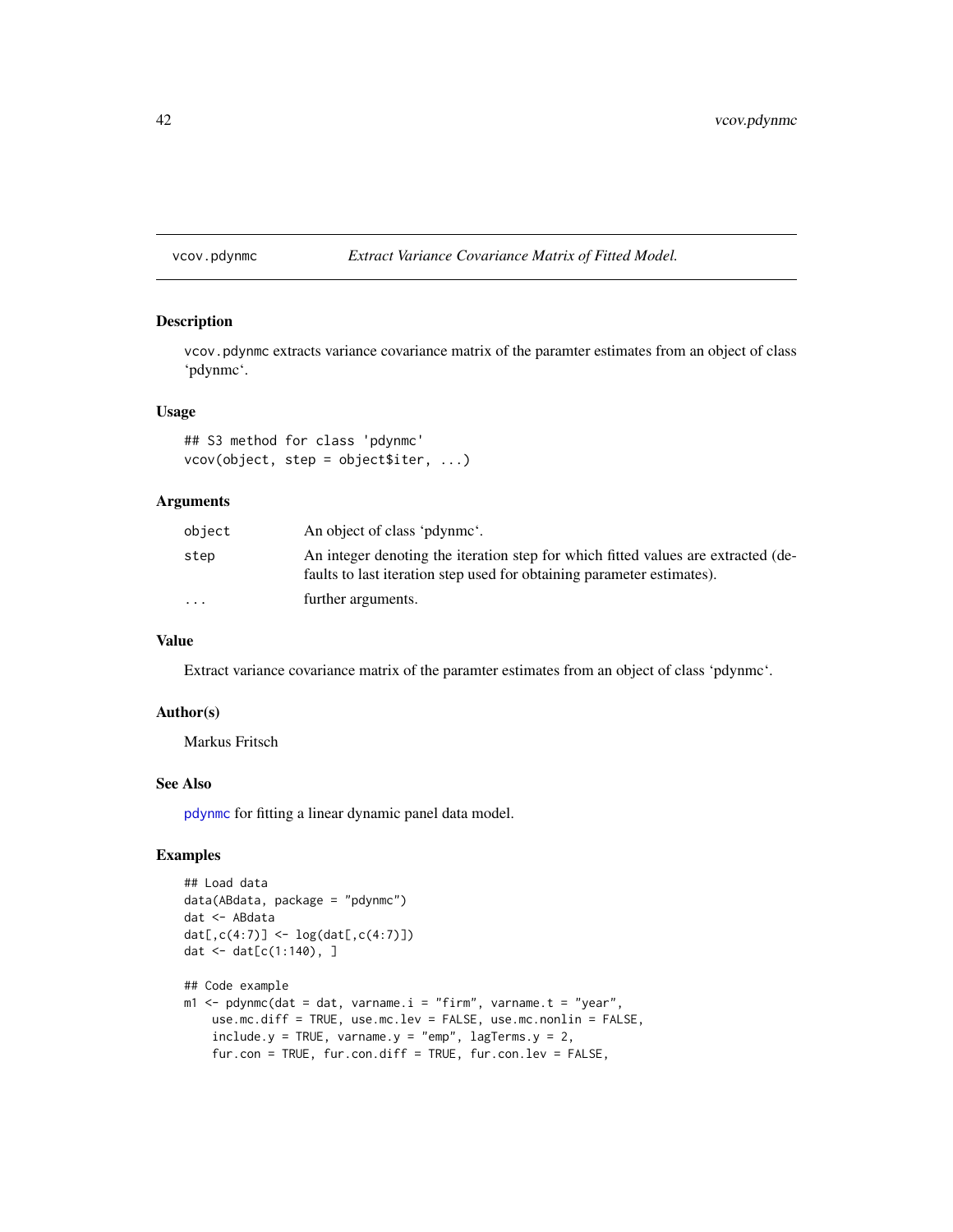# vcov.pdynmc    *Extract Variance Covariance Matrix of Fitted Model.*

## Description

vcov.pdynmc extracts variance covariance matrix of the paramter estimates from an object of class 'pdynmc'.

## Usage

```
## S3 method for class 'pdynmc'
vcov(object, step = object$iter, ...)
```

## Arguments

| | |
|---|---|
| object | An object of class 'pdynmc'. |
| step | An integer denoting the iteration step for which fitted values are extracted (defaults to last iteration step used for obtaining parameter estimates). |
| ... | further arguments. |

## Value

Extract variance covariance matrix of the paramter estimates from an object of class 'pdynmc'.

## Author(s)

Markus Fritsch

## See Also

pdynmc for fitting a linear dynamic panel data model.

## Examples

```
## Load data
data(ABdata, package = "pdynmc")
dat <- ABdata
dat[,c(4:7)] <- log(dat[,c(4:7)])
dat <- dat[c(1:140), ]

## Code example
m1 <- pdynmc(dat = dat, varname.i = "firm", varname.t = "year",
    use.mc.diff = TRUE, use.mc.lev = FALSE, use.mc.nonlin = FALSE,
    include.y = TRUE, varname.y = "emp", lagTerms.y = 2,
    fur.con = TRUE, fur.con.diff = TRUE, fur.con.lev = FALSE,
```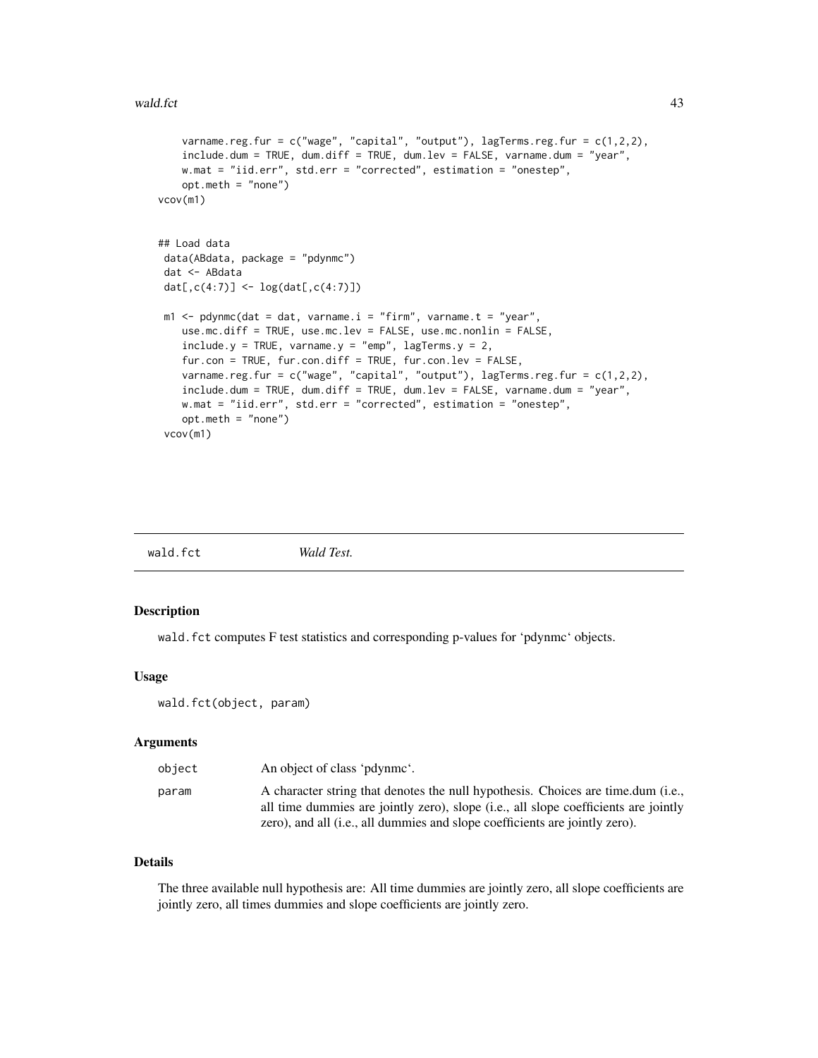```
    varname.reg.fur = c("wage", "capital", "output"), lagTerms.reg.fur = c(1,2,2),
    include.dum = TRUE, dum.diff = TRUE, dum.lev = FALSE, varname.dum = "year",
    w.mat = "iid.err", std.err = "corrected", estimation = "onestep",
    opt.meth = "none")
vcov(m1)


## Load data
 data(ABdata, package = "pdynmc")
 dat <- ABdata
 dat[,c(4:7)] <- log(dat[,c(4:7)])

 m1 <- pdynmc(dat = dat, varname.i = "firm", varname.t = "year",
    use.mc.diff = TRUE, use.mc.lev = FALSE, use.mc.nonlin = FALSE,
    include.y = TRUE, varname.y = "emp", lagTerms.y = 2,
    fur.con = TRUE, fur.con.diff = TRUE, fur.con.lev = FALSE,
    varname.reg.fur = c("wage", "capital", "output"), lagTerms.reg.fur = c(1,2,2),
    include.dum = TRUE, dum.diff = TRUE, dum.lev = FALSE, varname.dum = "year",
    w.mat = "iid.err", std.err = "corrected", estimation = "onestep",
    opt.meth = "none")
 vcov(m1)
```

## wald.fct &emsp; *Wald Test.*

### Description

`wald.fct` computes F test statistics and corresponding p-values for 'pdynmc' objects.

### Usage

```
wald.fct(object, param)
```

### Arguments

| | |
|---|---|
| `object` | An object of class 'pdynmc'. |
| `param` | A character string that denotes the null hypothesis. Choices are time.dum (i.e., all time dummies are jointly zero), slope (i.e., all slope coefficients are jointly zero), and all (i.e., all dummies and slope coefficients are jointly zero). |

### Details

The three available null hypothesis are: All time dummies are jointly zero, all slope coefficients are jointly zero, all times dummies and slope coefficients are jointly zero.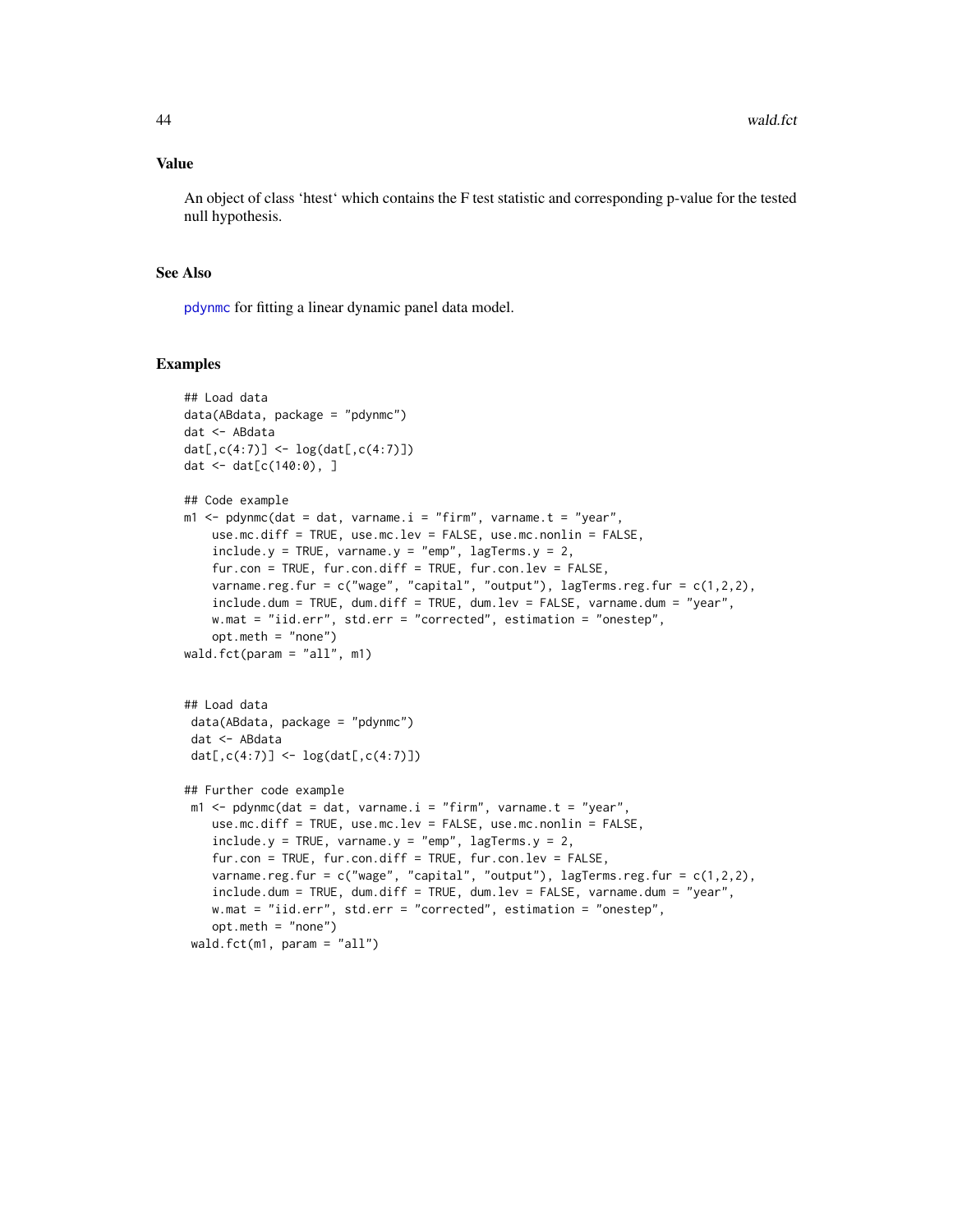### Value

An object of class 'htest' which contains the F test statistic and corresponding p-value for the tested null hypothesis.

### See Also

pdynmc for fitting a linear dynamic panel data model.

### Examples

```
## Load data
data(ABdata, package = "pdynmc")
dat <- ABdata
dat[,c(4:7)] <- log(dat[,c(4:7)])
dat <- dat[c(140:0), ]

## Code example
m1 <- pdynmc(dat = dat, varname.i = "firm", varname.t = "year",
    use.mc.diff = TRUE, use.mc.lev = FALSE, use.mc.nonlin = FALSE,
    include.y = TRUE, varname.y = "emp", lagTerms.y = 2,
    fur.con = TRUE, fur.con.diff = TRUE, fur.con.lev = FALSE,
    varname.reg.fur = c("wage", "capital", "output"), lagTerms.reg.fur = c(1,2,2),
    include.dum = TRUE, dum.diff = TRUE, dum.lev = FALSE, varname.dum = "year",
    w.mat = "iid.err", std.err = "corrected", estimation = "onestep",
    opt.meth = "none")
wald.fct(param = "all", m1)


## Load data
 data(ABdata, package = "pdynmc")
 dat <- ABdata
 dat[,c(4:7)] <- log(dat[,c(4:7)])

## Further code example
 m1 <- pdynmc(dat = dat, varname.i = "firm", varname.t = "year",
    use.mc.diff = TRUE, use.mc.lev = FALSE, use.mc.nonlin = FALSE,
    include.y = TRUE, varname.y = "emp", lagTerms.y = 2,
    fur.con = TRUE, fur.con.diff = TRUE, fur.con.lev = FALSE,
    varname.reg.fur = c("wage", "capital", "output"), lagTerms.reg.fur = c(1,2,2),
    include.dum = TRUE, dum.diff = TRUE, dum.lev = FALSE, varname.dum = "year",
    w.mat = "iid.err", std.err = "corrected", estimation = "onestep",
    opt.meth = "none")
 wald.fct(m1, param = "all")
```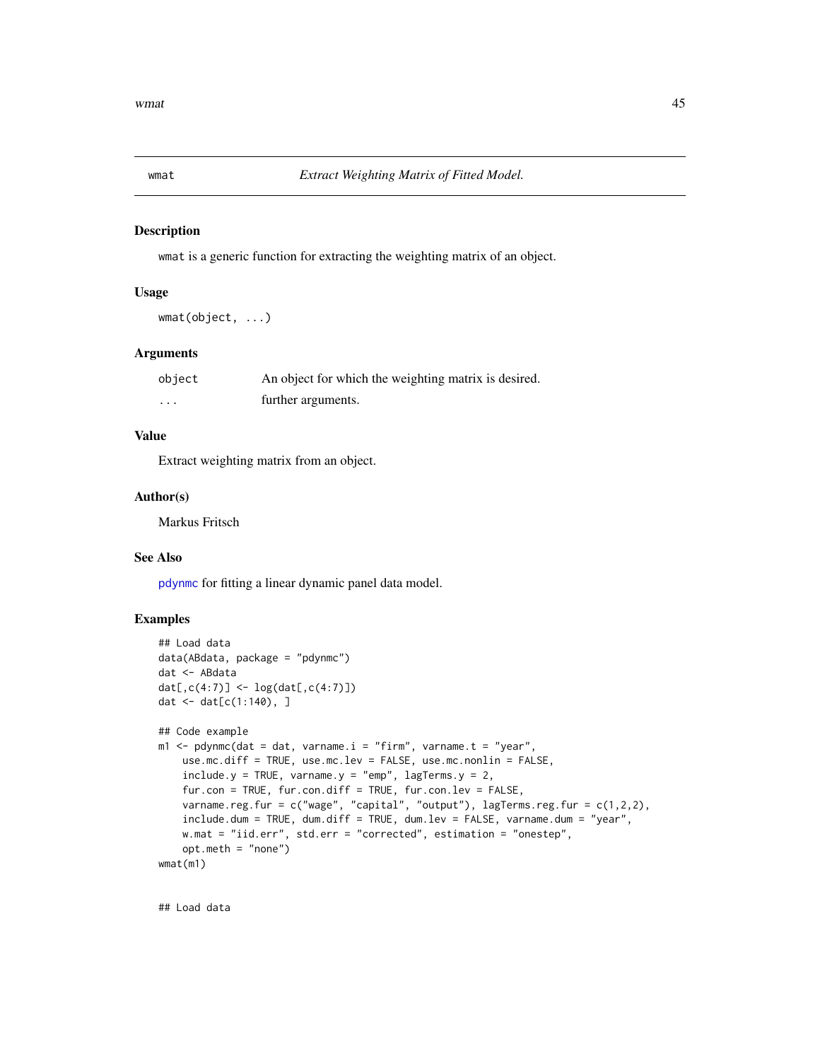# wmat — *Extract Weighting Matrix of Fitted Model.*

## Description

wmat is a generic function for extracting the weighting matrix of an object.

## Usage

```
wmat(object, ...)
```

## Arguments

| | |
|---|---|
| object | An object for which the weighting matrix is desired. |
| ... | further arguments. |

## Value

Extract weighting matrix from an object.

## Author(s)

Markus Fritsch

## See Also

pdynmc for fitting a linear dynamic panel data model.

## Examples

```
## Load data
data(ABdata, package = "pdynmc")
dat <- ABdata
dat[,c(4:7)] <- log(dat[,c(4:7)])
dat <- dat[c(1:140), ]

## Code example
m1 <- pdynmc(dat = dat, varname.i = "firm", varname.t = "year",
    use.mc.diff = TRUE, use.mc.lev = FALSE, use.mc.nonlin = FALSE,
    include.y = TRUE, varname.y = "emp", lagTerms.y = 2,
    fur.con = TRUE, fur.con.diff = TRUE, fur.con.lev = FALSE,
    varname.reg.fur = c("wage", "capital", "output"), lagTerms.reg.fur = c(1,2,2),
    include.dum = TRUE, dum.diff = TRUE, dum.lev = FALSE, varname.dum = "year",
    w.mat = "iid.err", std.err = "corrected", estimation = "onestep",
    opt.meth = "none")
wmat(m1)


## Load data
```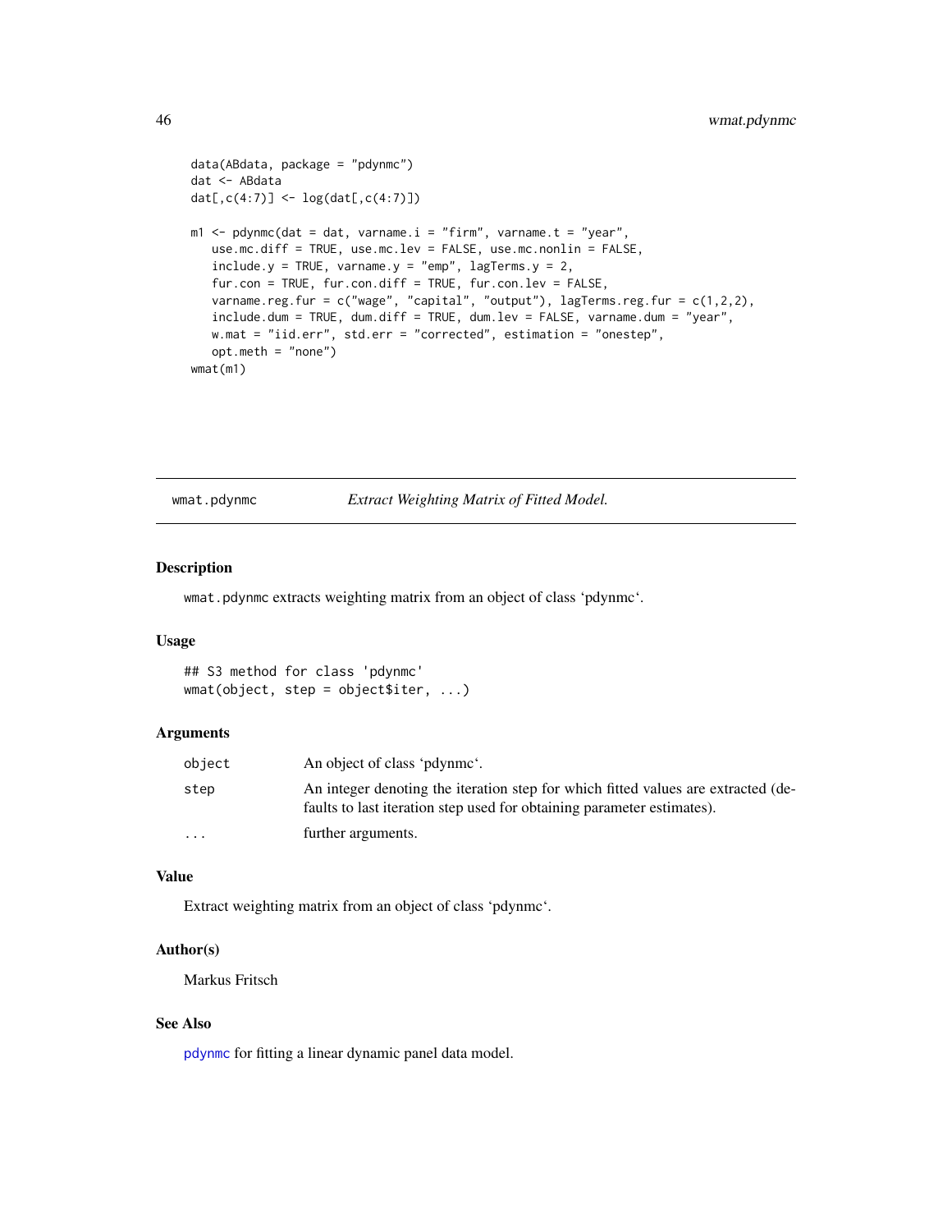```
data(ABdata, package = "pdynmc")
dat <- ABdata
dat[,c(4:7)] <- log(dat[,c(4:7)])

m1 <- pdynmc(dat = dat, varname.i = "firm", varname.t = "year",
   use.mc.diff = TRUE, use.mc.lev = FALSE, use.mc.nonlin = FALSE,
   include.y = TRUE, varname.y = "emp", lagTerms.y = 2,
   fur.con = TRUE, fur.con.diff = TRUE, fur.con.lev = FALSE,
   varname.reg.fur = c("wage", "capital", "output"), lagTerms.reg.fur = c(1,2,2),
   include.dum = TRUE, dum.diff = TRUE, dum.lev = FALSE, varname.dum = "year",
   w.mat = "iid.err", std.err = "corrected", estimation = "onestep",
   opt.meth = "none")
wmat(m1)
```

## wmat.pdynmc *Extract Weighting Matrix of Fitted Model.*

### Description

wmat.pdynmc extracts weighting matrix from an object of class 'pdynmc'.

### Usage

```
## S3 method for class 'pdynmc'
wmat(object, step = object$iter, ...)
```

### Arguments

| | |
|---|---|
| object | An object of class 'pdynmc'. |
| step | An integer denoting the iteration step for which fitted values are extracted (defaults to last iteration step used for obtaining parameter estimates). |
| ... | further arguments. |

### Value

Extract weighting matrix from an object of class 'pdynmc'.

### Author(s)

Markus Fritsch

### See Also

pdynmc for fitting a linear dynamic panel data model.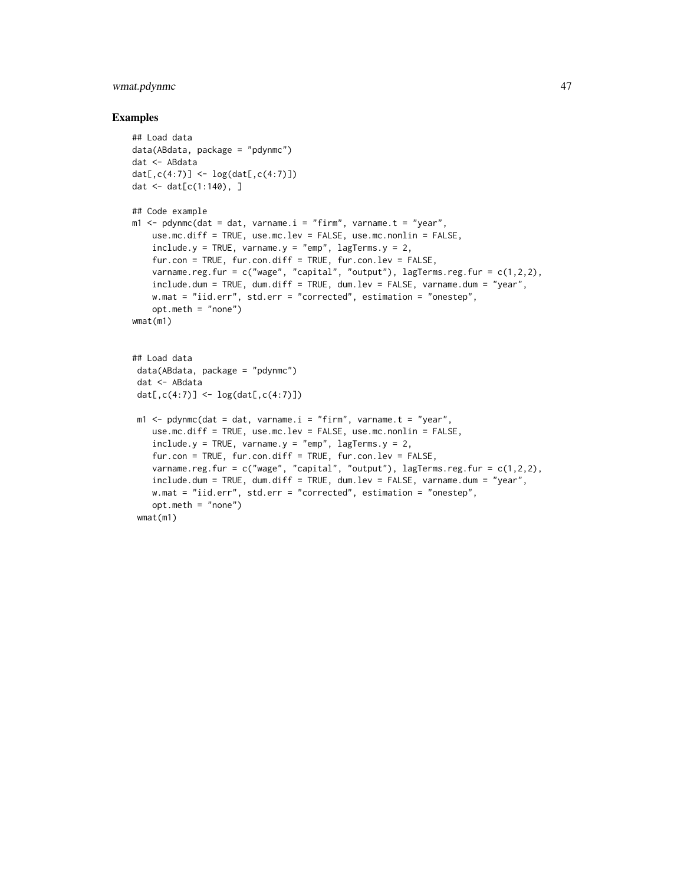### Examples

```
## Load data
data(ABdata, package = "pdynmc")
dat <- ABdata
dat[,c(4:7)] <- log(dat[,c(4:7)])
dat <- dat[c(1:140), ]

## Code example
m1 <- pdynmc(dat = dat, varname.i = "firm", varname.t = "year",
    use.mc.diff = TRUE, use.mc.lev = FALSE, use.mc.nonlin = FALSE,
    include.y = TRUE, varname.y = "emp", lagTerms.y = 2,
    fur.con = TRUE, fur.con.diff = TRUE, fur.con.lev = FALSE,
    varname.reg.fur = c("wage", "capital", "output"), lagTerms.reg.fur = c(1,2,2),
    include.dum = TRUE, dum.diff = TRUE, dum.lev = FALSE, varname.dum = "year",
    w.mat = "iid.err", std.err = "corrected", estimation = "onestep",
    opt.meth = "none")
wmat(m1)


## Load data
 data(ABdata, package = "pdynmc")
 dat <- ABdata
 dat[,c(4:7)] <- log(dat[,c(4:7)])

 m1 <- pdynmc(dat = dat, varname.i = "firm", varname.t = "year",
    use.mc.diff = TRUE, use.mc.lev = FALSE, use.mc.nonlin = FALSE,
    include.y = TRUE, varname.y = "emp", lagTerms.y = 2,
    fur.con = TRUE, fur.con.diff = TRUE, fur.con.lev = FALSE,
    varname.reg.fur = c("wage", "capital", "output"), lagTerms.reg.fur = c(1,2,2),
    include.dum = TRUE, dum.diff = TRUE, dum.lev = FALSE, varname.dum = "year",
    w.mat = "iid.err", std.err = "corrected", estimation = "onestep",
    opt.meth = "none")
 wmat(m1)
```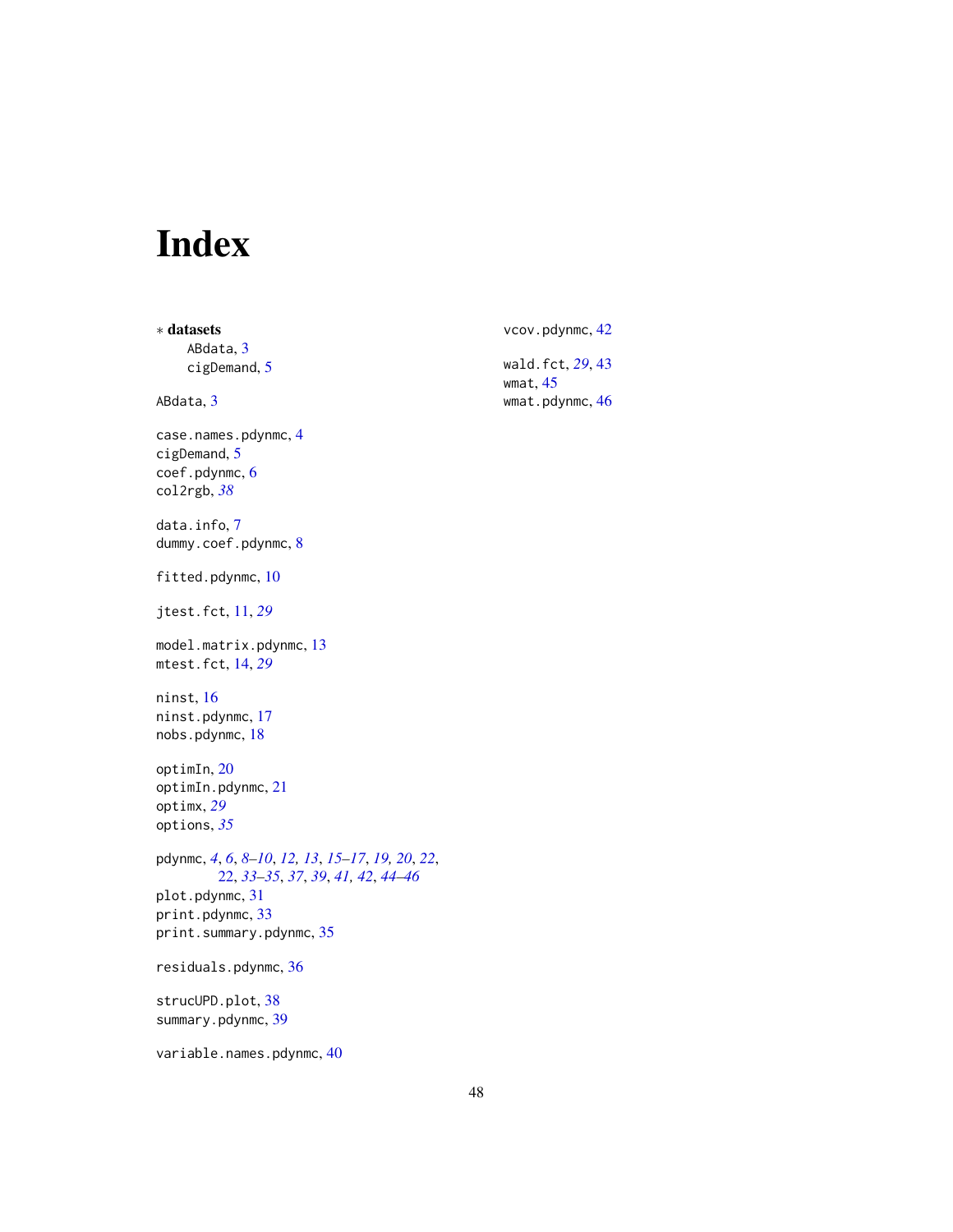# Index

\* **datasets**
  ABdata, 3
  cigDemand, 5

ABdata, 3

case.names.pdynmc, 4
cigDemand, 5
coef.pdynmc, 6
col2rgb, *38*

data.info, 7
dummy.coef.pdynmc, 8

fitted.pdynmc, 10

jtest.fct, 11, *29*

model.matrix.pdynmc, 13
mtest.fct, 14, *29*

ninst, 16
ninst.pdynmc, 17
nobs.pdynmc, 18

optimIn, 20
optimIn.pdynmc, 21
optimx, *29*
options, *35*

pdynmc, *4*, *6*, *8–10*, *12, 13*, *15–17*, *19, 20*, *22*, 22, *33–35*, *37*, *39*, *41, 42*, *44–46*
plot.pdynmc, 31
print.pdynmc, 33
print.summary.pdynmc, 35

residuals.pdynmc, 36

strucUPD.plot, 38
summary.pdynmc, 39

variable.names.pdynmc, 40
vcov.pdynmc, 42

wald.fct, *29*, 43
wmat, 45
wmat.pdynmc, 46